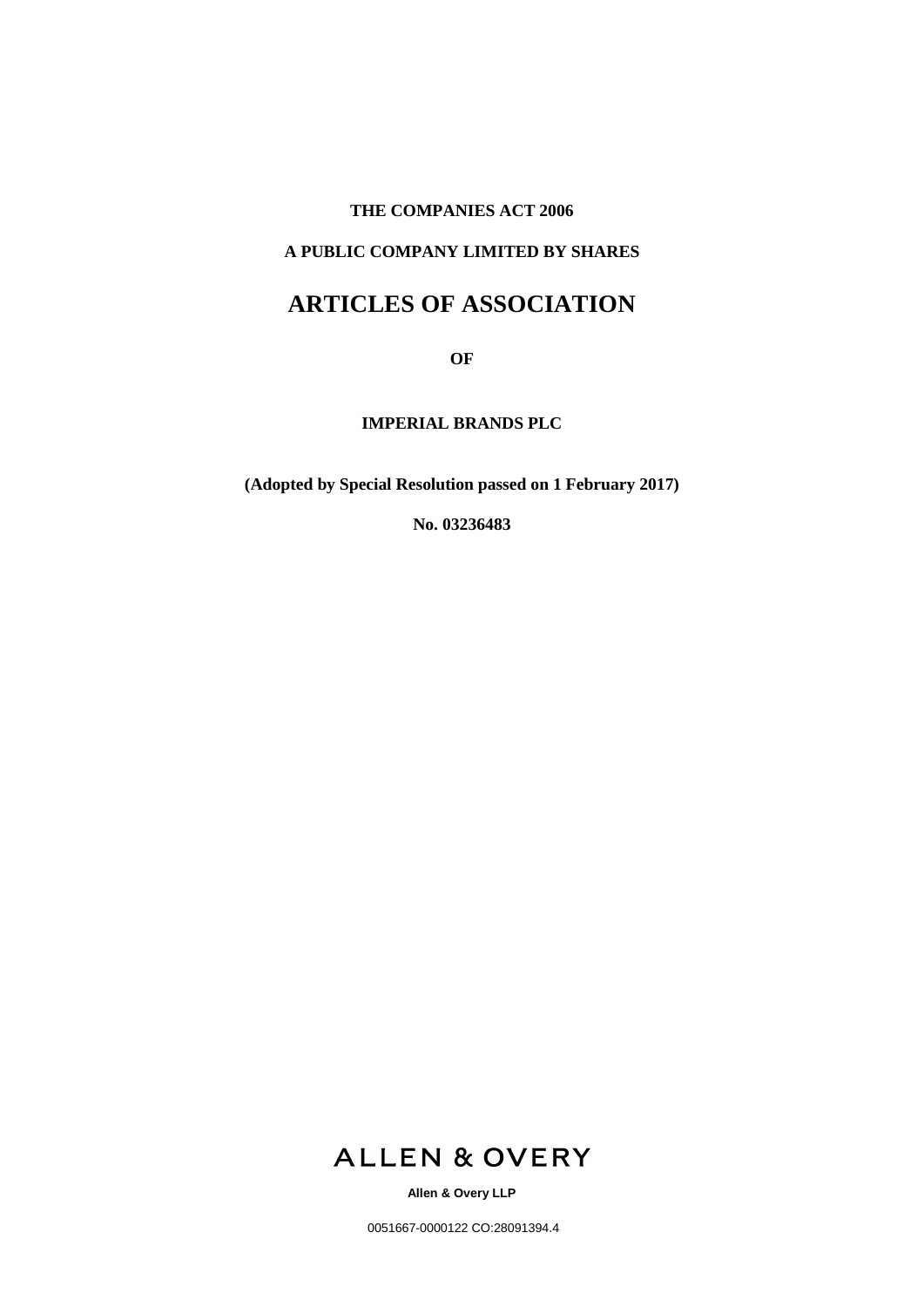**THE COMPANIES ACT 2006**

**A PUBLIC COMPANY LIMITED BY SHARES**

# ARTICLES OF ASSOCIATION

**OF**

**IMPERIAL BRANDS PLC**

**(Adopted by Special Resolution passed on 1 February 2017)**

**No. 03236483**

ALLEN & OVERY

**Allen & Overy LLP**

0051667-0000122 CO:28091394.4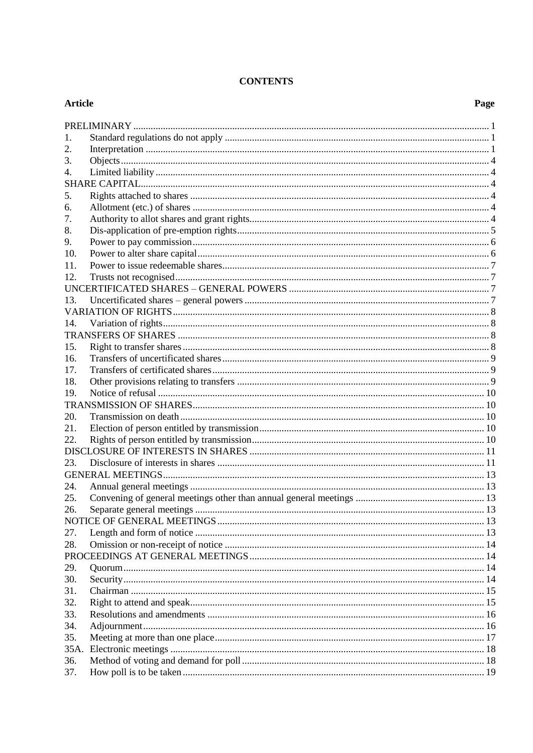**CONTENTS**

| Article | | Page |
|---|---|---|
| PRELIMINARY | | 1 |
| 1. | Standard regulations do not apply | 1 |
| 2. | Interpretation | 1 |
| 3. | Objects | 4 |
| 4. | Limited liability | 4 |
| SHARE CAPITAL | | 4 |
| 5. | Rights attached to shares | 4 |
| 6. | Allotment (etc.) of shares | 4 |
| 7. | Authority to allot shares and grant rights | 4 |
| 8. | Dis-application of pre-emption rights | 5 |
| 9. | Power to pay commission | 6 |
| 10. | Power to alter share capital | 6 |
| 11. | Power to issue redeemable shares | 7 |
| 12. | Trusts not recognised | 7 |
| UNCERTIFICATED SHARES – GENERAL POWERS | | 7 |
| 13. | Uncertificated shares – general powers | 7 |
| VARIATION OF RIGHTS | | 8 |
| 14. | Variation of rights | 8 |
| TRANSFERS OF SHARES | | 8 |
| 15. | Right to transfer shares | 8 |
| 16. | Transfers of uncertificated shares | 9 |
| 17. | Transfers of certificated shares | 9 |
| 18. | Other provisions relating to transfers | 9 |
| 19. | Notice of refusal | 10 |
| TRANSMISSION OF SHARES | | 10 |
| 20. | Transmission on death | 10 |
| 21. | Election of person entitled by transmission | 10 |
| 22. | Rights of person entitled by transmission | 10 |
| DISCLOSURE OF INTERESTS IN SHARES | | 11 |
| 23. | Disclosure of interests in shares | 11 |
| GENERAL MEETINGS | | 13 |
| 24. | Annual general meetings | 13 |
| 25. | Convening of general meetings other than annual general meetings | 13 |
| 26. | Separate general meetings | 13 |
| NOTICE OF GENERAL MEETINGS | | 13 |
| 27. | Length and form of notice | 13 |
| 28. | Omission or non-receipt of notice | 14 |
| PROCEEDINGS AT GENERAL MEETINGS | | 14 |
| 29. | Quorum | 14 |
| 30. | Security | 14 |
| 31. | Chairman | 15 |
| 32. | Right to attend and speak | 15 |
| 33. | Resolutions and amendments | 16 |
| 34. | Adjournment | 16 |
| 35. | Meeting at more than one place | 17 |
| 35A. | Electronic meetings | 18 |
| 36. | Method of voting and demand for poll | 18 |
| 37. | How poll is to be taken | 19 |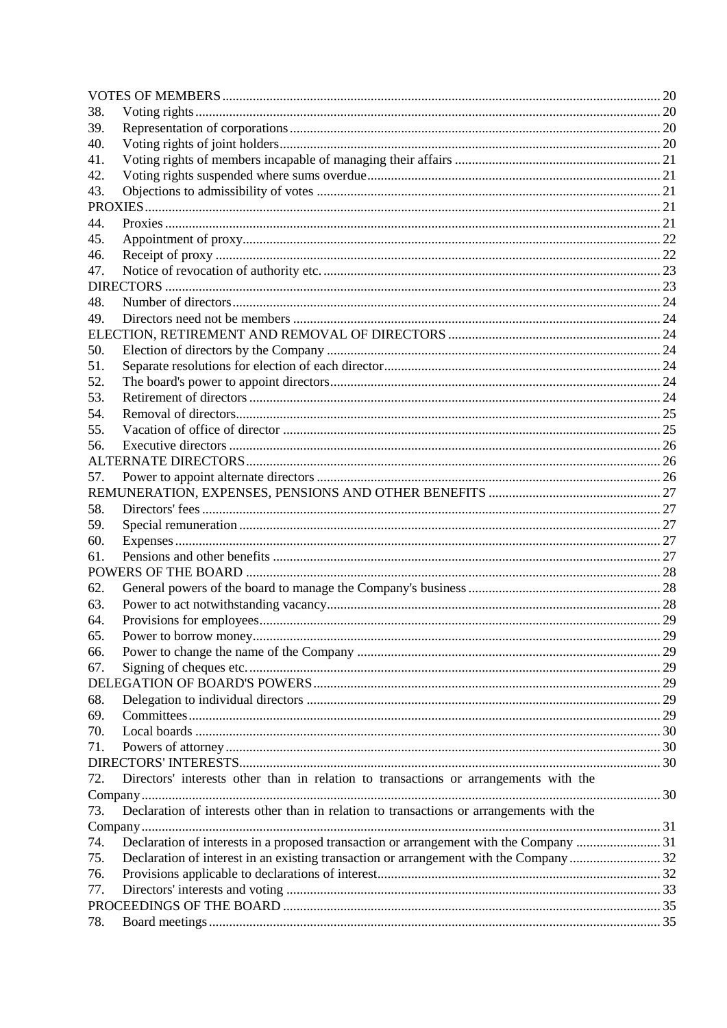| | | |
|---|---|---|
| VOTES OF MEMBERS | | 20 |
| 38. | Voting rights | 20 |
| 39. | Representation of corporations | 20 |
| 40. | Voting rights of joint holders | 20 |
| 41. | Voting rights of members incapable of managing their affairs | 21 |
| 42. | Voting rights suspended where sums overdue | 21 |
| 43. | Objections to admissibility of votes | 21 |
| PROXIES | | 21 |
| 44. | Proxies | 21 |
| 45. | Appointment of proxy | 22 |
| 46. | Receipt of proxy | 22 |
| 47. | Notice of revocation of authority etc. | 23 |
| DIRECTORS | | 23 |
| 48. | Number of directors | 24 |
| 49. | Directors need not be members | 24 |
| ELECTION, RETIREMENT AND REMOVAL OF DIRECTORS | | 24 |
| 50. | Election of directors by the Company | 24 |
| 51. | Separate resolutions for election of each director | 24 |
| 52. | The board's power to appoint directors | 24 |
| 53. | Retirement of directors | 24 |
| 54. | Removal of directors | 25 |
| 55. | Vacation of office of director | 25 |
| 56. | Executive directors | 26 |
| ALTERNATE DIRECTORS | | 26 |
| 57. | Power to appoint alternate directors | 26 |
| REMUNERATION, EXPENSES, PENSIONS AND OTHER BENEFITS | | 27 |
| 58. | Directors' fees | 27 |
| 59. | Special remuneration | 27 |
| 60. | Expenses | 27 |
| 61. | Pensions and other benefits | 27 |
| POWERS OF THE BOARD | | 28 |
| 62. | General powers of the board to manage the Company's business | 28 |
| 63. | Power to act notwithstanding vacancy | 28 |
| 64. | Provisions for employees | 29 |
| 65. | Power to borrow money | 29 |
| 66. | Power to change the name of the Company | 29 |
| 67. | Signing of cheques etc. | 29 |
| DELEGATION OF BOARD'S POWERS | | 29 |
| 68. | Delegation to individual directors | 29 |
| 69. | Committees | 29 |
| 70. | Local boards | 30 |
| 71. | Powers of attorney | 30 |
| DIRECTORS' INTERESTS | | 30 |
| 72. | Directors' interests other than in relation to transactions or arrangements with the Company | 30 |
| 73. | Declaration of interests other than in relation to transactions or arrangements with the Company | 31 |
| 74. | Declaration of interests in a proposed transaction or arrangement with the Company | 31 |
| 75. | Declaration of interest in an existing transaction or arrangement with the Company | 32 |
| 76. | Provisions applicable to declarations of interest | 32 |
| 77. | Directors' interests and voting | 33 |
| PROCEEDINGS OF THE BOARD | | 35 |
| 78. | Board meetings | 35 |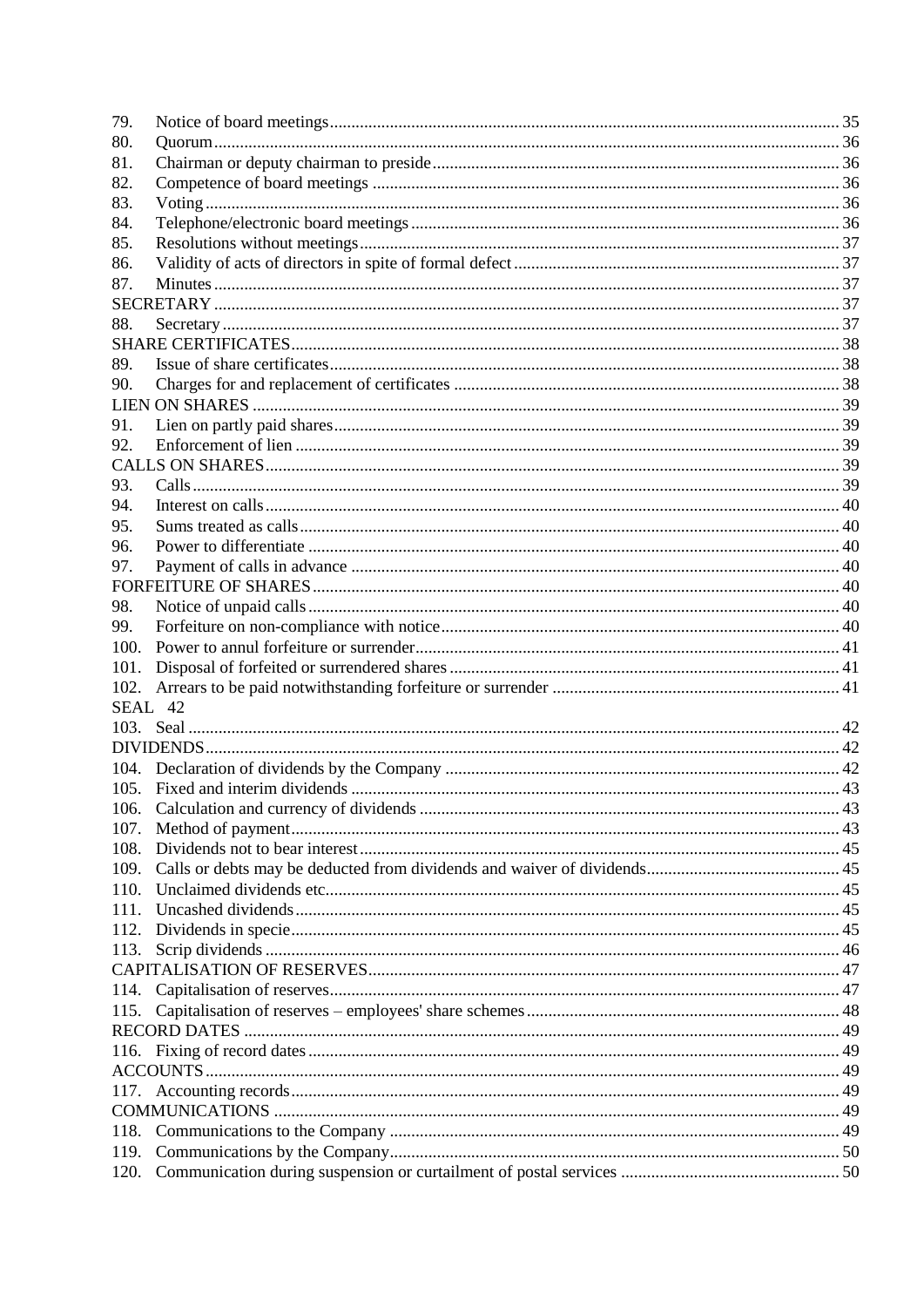79. Notice of board meetings ... 35
80. Quorum ... 36
81. Chairman or deputy chairman to preside ... 36
82. Competence of board meetings ... 36
83. Voting ... 36
84. Telephone/electronic board meetings ... 36
85. Resolutions without meetings ... 37
86. Validity of acts of directors in spite of formal defect ... 37
87. Minutes ... 37

SECRETARY ... 37

88. Secretary ... 37

SHARE CERTIFICATES ... 38

89. Issue of share certificates ... 38
90. Charges for and replacement of certificates ... 38

LIEN ON SHARES ... 39

91. Lien on partly paid shares ... 39
92. Enforcement of lien ... 39

CALLS ON SHARES ... 39

93. Calls ... 39
94. Interest on calls ... 40
95. Sums treated as calls ... 40
96. Power to differentiate ... 40
97. Payment of calls in advance ... 40

FORFEITURE OF SHARES ... 40

98. Notice of unpaid calls ... 40
99. Forfeiture on non-compliance with notice ... 40
100. Power to annul forfeiture or surrender ... 41
101. Disposal of forfeited or surrendered shares ... 41
102. Arrears to be paid notwithstanding forfeiture or surrender ... 41

SEAL 42

103. Seal ... 42

DIVIDENDS ... 42

104. Declaration of dividends by the Company ... 42
105. Fixed and interim dividends ... 43
106. Calculation and currency of dividends ... 43
107. Method of payment ... 43
108. Dividends not to bear interest ... 45
109. Calls or debts may be deducted from dividends and waiver of dividends ... 45
110. Unclaimed dividends etc. ... 45
111. Uncashed dividends ... 45
112. Dividends in specie ... 45
113. Scrip dividends ... 46

CAPITALISATION OF RESERVES ... 47

114. Capitalisation of reserves ... 47
115. Capitalisation of reserves – employees' share schemes ... 48

RECORD DATES ... 49

116. Fixing of record dates ... 49

ACCOUNTS ... 49

117. Accounting records ... 49

COMMUNICATIONS ... 49

118. Communications to the Company ... 49
119. Communications by the Company ... 50
120. Communication during suspension or curtailment of postal services ... 50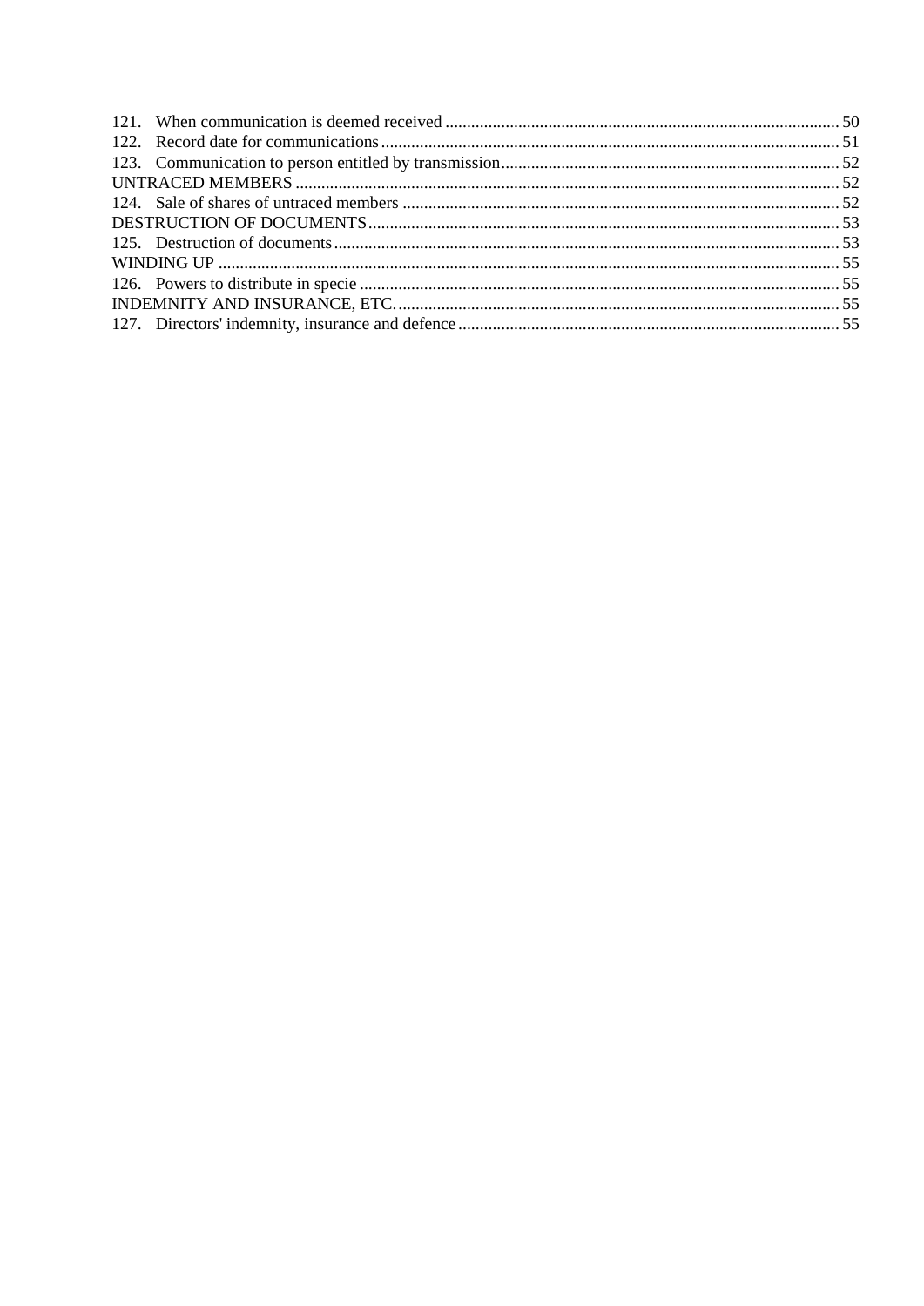121. When communication is deemed received ........................................................................................... 50
122. Record date for communications .......................................................................................................... 51
123. Communication to person entitled by transmission .............................................................................. 52
UNTRACED MEMBERS ............................................................................................................................. 52
124. Sale of shares of untraced members ..................................................................................................... 52
DESTRUCTION OF DOCUMENTS ............................................................................................................ 53
125. Destruction of documents ..................................................................................................................... 53
WINDING UP ............................................................................................................................................... 55
126. Powers to distribute in specie ............................................................................................................... 55
INDEMNITY AND INSURANCE, ETC. ...................................................................................................... 55
127. Directors' indemnity, insurance and defence ........................................................................................ 55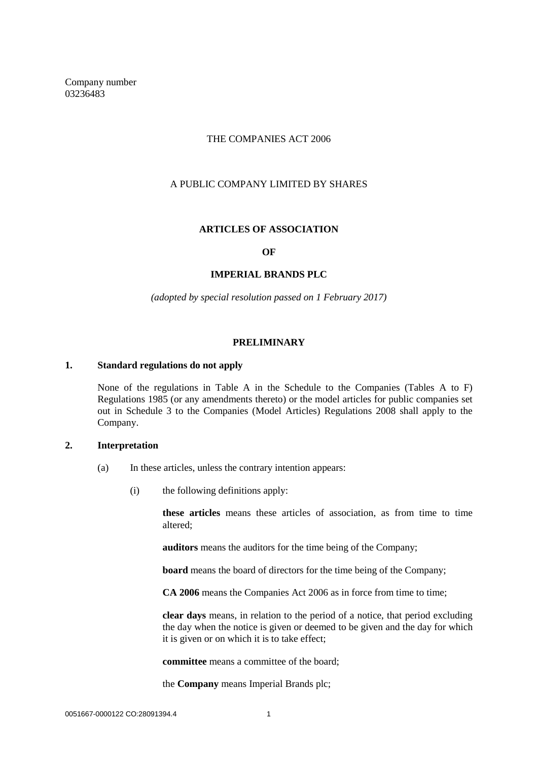Company number
03236483

THE COMPANIES ACT 2006

A PUBLIC COMPANY LIMITED BY SHARES

**ARTICLES OF ASSOCIATION**

**OF**

**IMPERIAL BRANDS PLC**

*(adopted by special resolution passed on 1 February 2017)*

**PRELIMINARY**

**1. Standard regulations do not apply**

None of the regulations in Table A in the Schedule to the Companies (Tables A to F) Regulations 1985 (or any amendments thereto) or the model articles for public companies set out in Schedule 3 to the Companies (Model Articles) Regulations 2008 shall apply to the Company.

**2. Interpretation**

(a) In these articles, unless the contrary intention appears:

(i) the following definitions apply:

**these articles** means these articles of association, as from time to time altered;

**auditors** means the auditors for the time being of the Company;

**board** means the board of directors for the time being of the Company;

**CA 2006** means the Companies Act 2006 as in force from time to time;

**clear days** means, in relation to the period of a notice, that period excluding the day when the notice is given or deemed to be given and the day for which it is given or on which it is to take effect;

**committee** means a committee of the board;

the **Company** means Imperial Brands plc;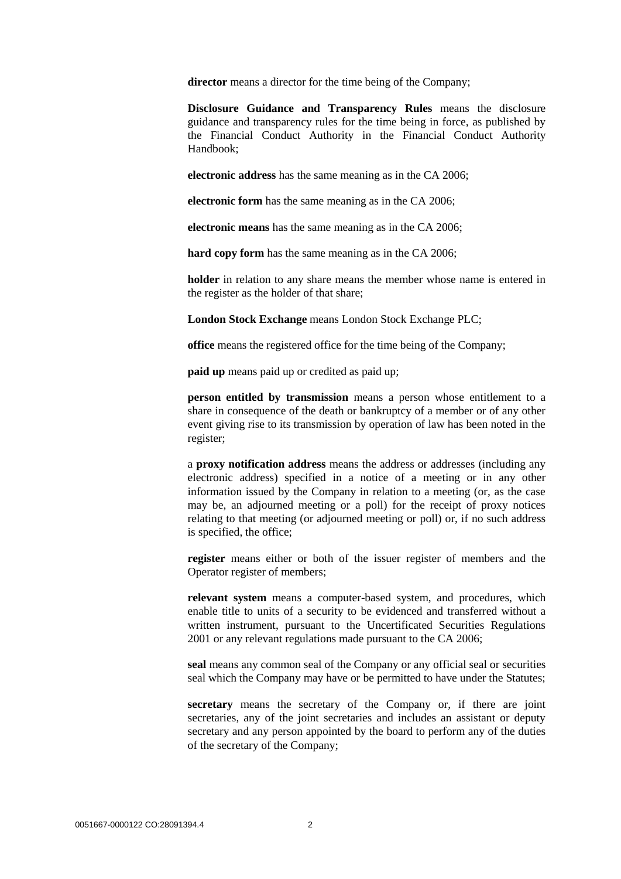**director** means a director for the time being of the Company;

**Disclosure Guidance and Transparency Rules** means the disclosure guidance and transparency rules for the time being in force, as published by the Financial Conduct Authority in the Financial Conduct Authority Handbook;

**electronic address** has the same meaning as in the CA 2006;

**electronic form** has the same meaning as in the CA 2006;

**electronic means** has the same meaning as in the CA 2006;

**hard copy form** has the same meaning as in the CA 2006;

**holder** in relation to any share means the member whose name is entered in the register as the holder of that share;

**London Stock Exchange** means London Stock Exchange PLC;

**office** means the registered office for the time being of the Company;

**paid up** means paid up or credited as paid up;

**person entitled by transmission** means a person whose entitlement to a share in consequence of the death or bankruptcy of a member or of any other event giving rise to its transmission by operation of law has been noted in the register;

a **proxy notification address** means the address or addresses (including any electronic address) specified in a notice of a meeting or in any other information issued by the Company in relation to a meeting (or, as the case may be, an adjourned meeting or a poll) for the receipt of proxy notices relating to that meeting (or adjourned meeting or poll) or, if no such address is specified, the office;

**register** means either or both of the issuer register of members and the Operator register of members;

**relevant system** means a computer-based system, and procedures, which enable title to units of a security to be evidenced and transferred without a written instrument, pursuant to the Uncertificated Securities Regulations 2001 or any relevant regulations made pursuant to the CA 2006;

**seal** means any common seal of the Company or any official seal or securities seal which the Company may have or be permitted to have under the Statutes;

**secretary** means the secretary of the Company or, if there are joint secretaries, any of the joint secretaries and includes an assistant or deputy secretary and any person appointed by the board to perform any of the duties of the secretary of the Company;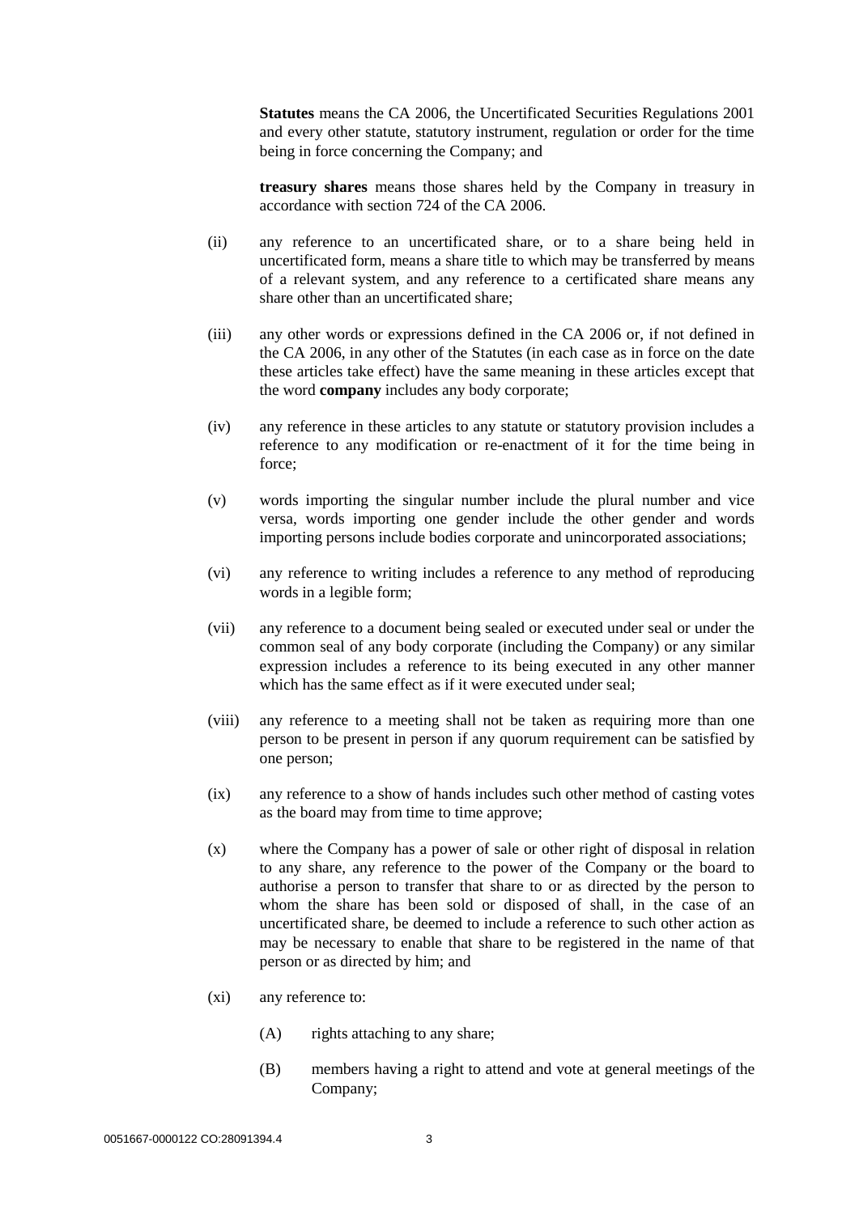**Statutes** means the CA 2006, the Uncertificated Securities Regulations 2001 and every other statute, statutory instrument, regulation or order for the time being in force concerning the Company; and

**treasury shares** means those shares held by the Company in treasury in accordance with section 724 of the CA 2006.

(ii) any reference to an uncertificated share, or to a share being held in uncertificated form, means a share title to which may be transferred by means of a relevant system, and any reference to a certificated share means any share other than an uncertificated share;

(iii) any other words or expressions defined in the CA 2006 or, if not defined in the CA 2006, in any other of the Statutes (in each case as in force on the date these articles take effect) have the same meaning in these articles except that the word **company** includes any body corporate;

(iv) any reference in these articles to any statute or statutory provision includes a reference to any modification or re-enactment of it for the time being in force;

(v) words importing the singular number include the plural number and vice versa, words importing one gender include the other gender and words importing persons include bodies corporate and unincorporated associations;

(vi) any reference to writing includes a reference to any method of reproducing words in a legible form;

(vii) any reference to a document being sealed or executed under seal or under the common seal of any body corporate (including the Company) or any similar expression includes a reference to its being executed in any other manner which has the same effect as if it were executed under seal;

(viii) any reference to a meeting shall not be taken as requiring more than one person to be present in person if any quorum requirement can be satisfied by one person;

(ix) any reference to a show of hands includes such other method of casting votes as the board may from time to time approve;

(x) where the Company has a power of sale or other right of disposal in relation to any share, any reference to the power of the Company or the board to authorise a person to transfer that share to or as directed by the person to whom the share has been sold or disposed of shall, in the case of an uncertificated share, be deemed to include a reference to such other action as may be necessary to enable that share to be registered in the name of that person or as directed by him; and

(xi) any reference to:

(A) rights attaching to any share;

(B) members having a right to attend and vote at general meetings of the Company;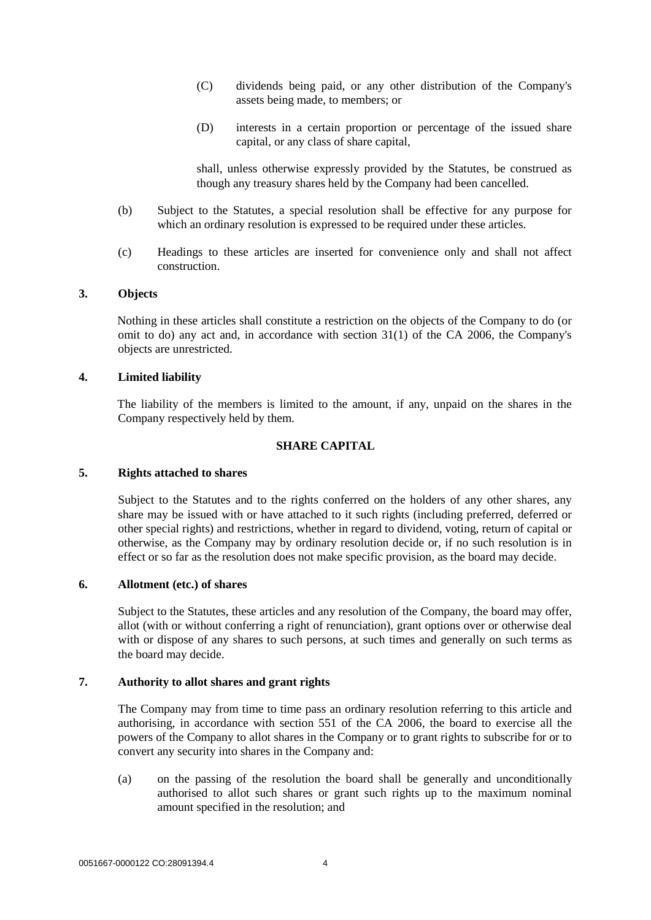(C) dividends being paid, or any other distribution of the Company's assets being made, to members; or

(D) interests in a certain proportion or percentage of the issued share capital, or any class of share capital,

shall, unless otherwise expressly provided by the Statutes, be construed as though any treasury shares held by the Company had been cancelled.

(b) Subject to the Statutes, a special resolution shall be effective for any purpose for which an ordinary resolution is expressed to be required under these articles.

(c) Headings to these articles are inserted for convenience only and shall not affect construction.

**3. Objects**

Nothing in these articles shall constitute a restriction on the objects of the Company to do (or omit to do) any act and, in accordance with section 31(1) of the CA 2006, the Company's objects are unrestricted.

**4. Limited liability**

The liability of the members is limited to the amount, if any, unpaid on the shares in the Company respectively held by them.

## SHARE CAPITAL

**5. Rights attached to shares**

Subject to the Statutes and to the rights conferred on the holders of any other shares, any share may be issued with or have attached to it such rights (including preferred, deferred or other special rights) and restrictions, whether in regard to dividend, voting, return of capital or otherwise, as the Company may by ordinary resolution decide or, if no such resolution is in effect or so far as the resolution does not make specific provision, as the board may decide.

**6. Allotment (etc.) of shares**

Subject to the Statutes, these articles and any resolution of the Company, the board may offer, allot (with or without conferring a right of renunciation), grant options over or otherwise deal with or dispose of any shares to such persons, at such times and generally on such terms as the board may decide.

**7. Authority to allot shares and grant rights**

The Company may from time to time pass an ordinary resolution referring to this article and authorising, in accordance with section 551 of the CA 2006, the board to exercise all the powers of the Company to allot shares in the Company or to grant rights to subscribe for or to convert any security into shares in the Company and:

(a) on the passing of the resolution the board shall be generally and unconditionally authorised to allot such shares or grant such rights up to the maximum nominal amount specified in the resolution; and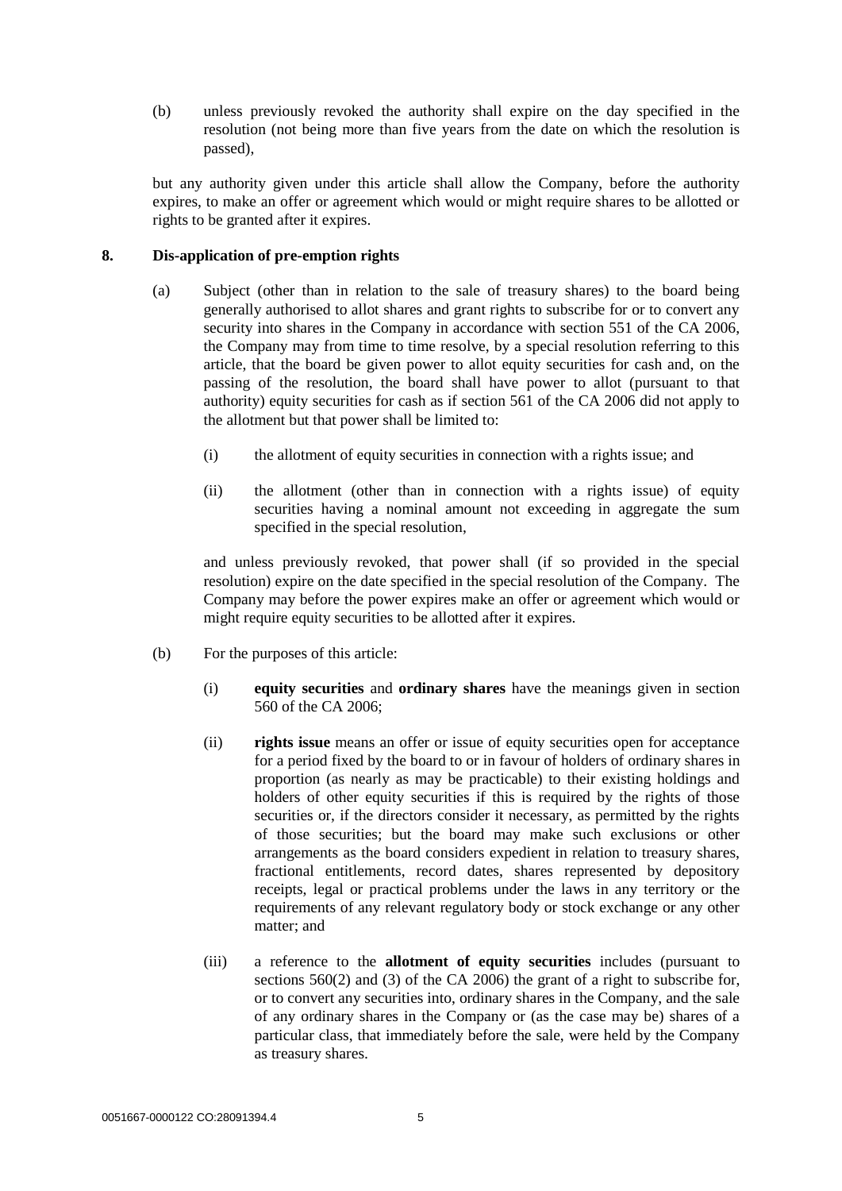(b) unless previously revoked the authority shall expire on the day specified in the resolution (not being more than five years from the date on which the resolution is passed),

but any authority given under this article shall allow the Company, before the authority expires, to make an offer or agreement which would or might require shares to be allotted or rights to be granted after it expires.

## 8. Dis-application of pre-emption rights

(a) Subject (other than in relation to the sale of treasury shares) to the board being generally authorised to allot shares and grant rights to subscribe for or to convert any security into shares in the Company in accordance with section 551 of the CA 2006, the Company may from time to time resolve, by a special resolution referring to this article, that the board be given power to allot equity securities for cash and, on the passing of the resolution, the board shall have power to allot (pursuant to that authority) equity securities for cash as if section 561 of the CA 2006 did not apply to the allotment but that power shall be limited to:

(i) the allotment of equity securities in connection with a rights issue; and

(ii) the allotment (other than in connection with a rights issue) of equity securities having a nominal amount not exceeding in aggregate the sum specified in the special resolution,

and unless previously revoked, that power shall (if so provided in the special resolution) expire on the date specified in the special resolution of the Company. The Company may before the power expires make an offer or agreement which would or might require equity securities to be allotted after it expires.

(b) For the purposes of this article:

(i) **equity securities** and **ordinary shares** have the meanings given in section 560 of the CA 2006;

(ii) **rights issue** means an offer or issue of equity securities open for acceptance for a period fixed by the board to or in favour of holders of ordinary shares in proportion (as nearly as may be practicable) to their existing holdings and holders of other equity securities if this is required by the rights of those securities or, if the directors consider it necessary, as permitted by the rights of those securities; but the board may make such exclusions or other arrangements as the board considers expedient in relation to treasury shares, fractional entitlements, record dates, shares represented by depository receipts, legal or practical problems under the laws in any territory or the requirements of any relevant regulatory body or stock exchange or any other matter; and

(iii) a reference to the **allotment of equity securities** includes (pursuant to sections 560(2) and (3) of the CA 2006) the grant of a right to subscribe for, or to convert any securities into, ordinary shares in the Company, and the sale of any ordinary shares in the Company or (as the case may be) shares of a particular class, that immediately before the sale, were held by the Company as treasury shares.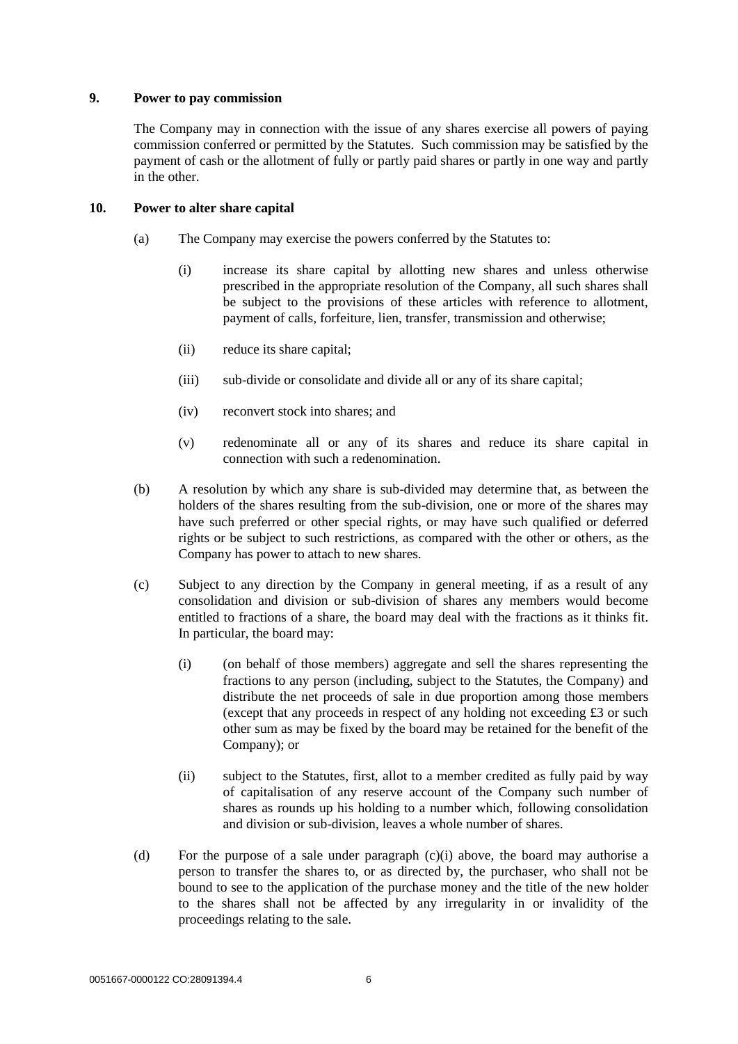## 9. Power to pay commission

The Company may in connection with the issue of any shares exercise all powers of paying commission conferred or permitted by the Statutes. Such commission may be satisfied by the payment of cash or the allotment of fully or partly paid shares or partly in one way and partly in the other.

## 10. Power to alter share capital

(a) The Company may exercise the powers conferred by the Statutes to:

(i) increase its share capital by allotting new shares and unless otherwise prescribed in the appropriate resolution of the Company, all such shares shall be subject to the provisions of these articles with reference to allotment, payment of calls, forfeiture, lien, transfer, transmission and otherwise;

(ii) reduce its share capital;

(iii) sub-divide or consolidate and divide all or any of its share capital;

(iv) reconvert stock into shares; and

(v) redenominate all or any of its shares and reduce its share capital in connection with such a redenomination.

(b) A resolution by which any share is sub-divided may determine that, as between the holders of the shares resulting from the sub-division, one or more of the shares may have such preferred or other special rights, or may have such qualified or deferred rights or be subject to such restrictions, as compared with the other or others, as the Company has power to attach to new shares.

(c) Subject to any direction by the Company in general meeting, if as a result of any consolidation and division or sub-division of shares any members would become entitled to fractions of a share, the board may deal with the fractions as it thinks fit. In particular, the board may:

(i) (on behalf of those members) aggregate and sell the shares representing the fractions to any person (including, subject to the Statutes, the Company) and distribute the net proceeds of sale in due proportion among those members (except that any proceeds in respect of any holding not exceeding £3 or such other sum as may be fixed by the board may be retained for the benefit of the Company); or

(ii) subject to the Statutes, first, allot to a member credited as fully paid by way of capitalisation of any reserve account of the Company such number of shares as rounds up his holding to a number which, following consolidation and division or sub-division, leaves a whole number of shares.

(d) For the purpose of a sale under paragraph (c)(i) above, the board may authorise a person to transfer the shares to, or as directed by, the purchaser, who shall not be bound to see to the application of the purchase money and the title of the new holder to the shares shall not be affected by any irregularity in or invalidity of the proceedings relating to the sale.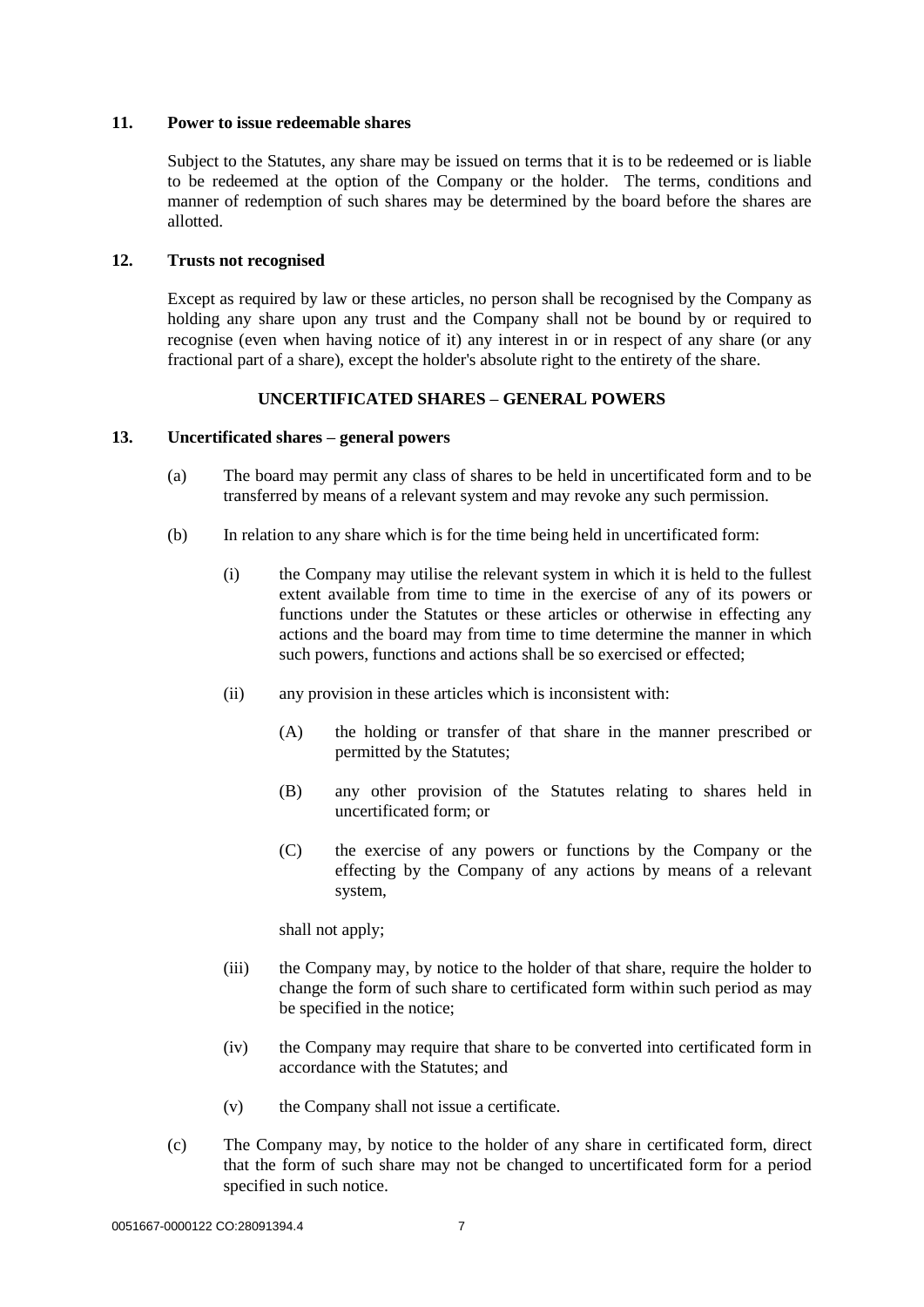**11. Power to issue redeemable shares**

Subject to the Statutes, any share may be issued on terms that it is to be redeemed or is liable to be redeemed at the option of the Company or the holder. The terms, conditions and manner of redemption of such shares may be determined by the board before the shares are allotted.

**12. Trusts not recognised**

Except as required by law or these articles, no person shall be recognised by the Company as holding any share upon any trust and the Company shall not be bound by or required to recognise (even when having notice of it) any interest in or in respect of any share (or any fractional part of a share), except the holder's absolute right to the entirety of the share.

## UNCERTIFICATED SHARES – GENERAL POWERS

**13. Uncertificated shares – general powers**

(a) The board may permit any class of shares to be held in uncertificated form and to be transferred by means of a relevant system and may revoke any such permission.

(b) In relation to any share which is for the time being held in uncertificated form:

(i) the Company may utilise the relevant system in which it is held to the fullest extent available from time to time in the exercise of any of its powers or functions under the Statutes or these articles or otherwise in effecting any actions and the board may from time to time determine the manner in which such powers, functions and actions shall be so exercised or effected;

(ii) any provision in these articles which is inconsistent with:

(A) the holding or transfer of that share in the manner prescribed or permitted by the Statutes;

(B) any other provision of the Statutes relating to shares held in uncertificated form; or

(C) the exercise of any powers or functions by the Company or the effecting by the Company of any actions by means of a relevant system,

shall not apply;

(iii) the Company may, by notice to the holder of that share, require the holder to change the form of such share to certificated form within such period as may be specified in the notice;

(iv) the Company may require that share to be converted into certificated form in accordance with the Statutes; and

(v) the Company shall not issue a certificate.

(c) The Company may, by notice to the holder of any share in certificated form, direct that the form of such share may not be changed to uncertificated form for a period specified in such notice.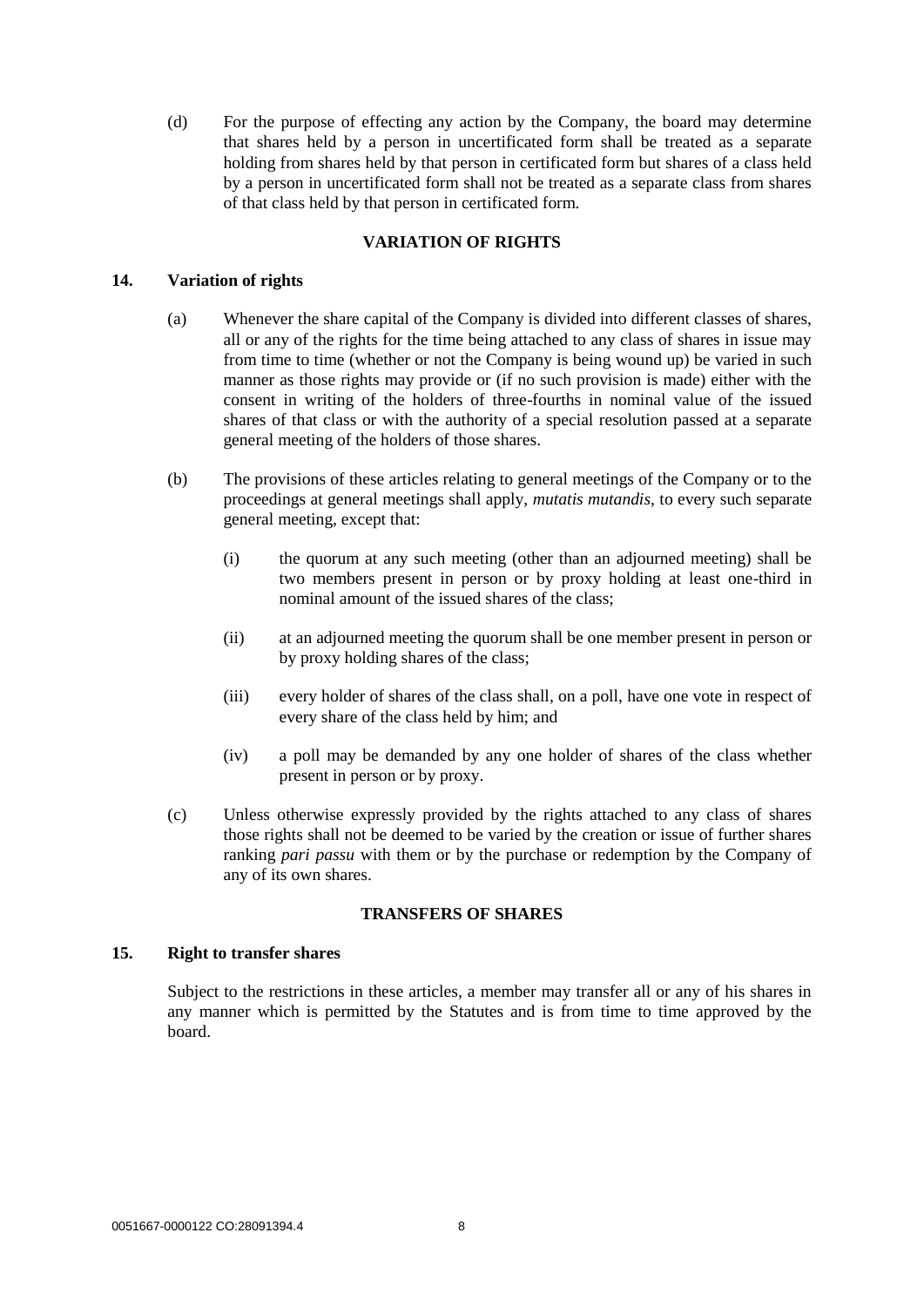(d) For the purpose of effecting any action by the Company, the board may determine that shares held by a person in uncertificated form shall be treated as a separate holding from shares held by that person in certificated form but shares of a class held by a person in uncertificated form shall not be treated as a separate class from shares of that class held by that person in certificated form.

## VARIATION OF RIGHTS

### 14. Variation of rights

(a) Whenever the share capital of the Company is divided into different classes of shares, all or any of the rights for the time being attached to any class of shares in issue may from time to time (whether or not the Company is being wound up) be varied in such manner as those rights may provide or (if no such provision is made) either with the consent in writing of the holders of three-fourths in nominal value of the issued shares of that class or with the authority of a special resolution passed at a separate general meeting of the holders of those shares.

(b) The provisions of these articles relating to general meetings of the Company or to the proceedings at general meetings shall apply, *mutatis mutandis*, to every such separate general meeting, except that:

(i) the quorum at any such meeting (other than an adjourned meeting) shall be two members present in person or by proxy holding at least one-third in nominal amount of the issued shares of the class;

(ii) at an adjourned meeting the quorum shall be one member present in person or by proxy holding shares of the class;

(iii) every holder of shares of the class shall, on a poll, have one vote in respect of every share of the class held by him; and

(iv) a poll may be demanded by any one holder of shares of the class whether present in person or by proxy.

(c) Unless otherwise expressly provided by the rights attached to any class of shares those rights shall not be deemed to be varied by the creation or issue of further shares ranking *pari passu* with them or by the purchase or redemption by the Company of any of its own shares.

## TRANSFERS OF SHARES

### 15. Right to transfer shares

Subject to the restrictions in these articles, a member may transfer all or any of his shares in any manner which is permitted by the Statutes and is from time to time approved by the board.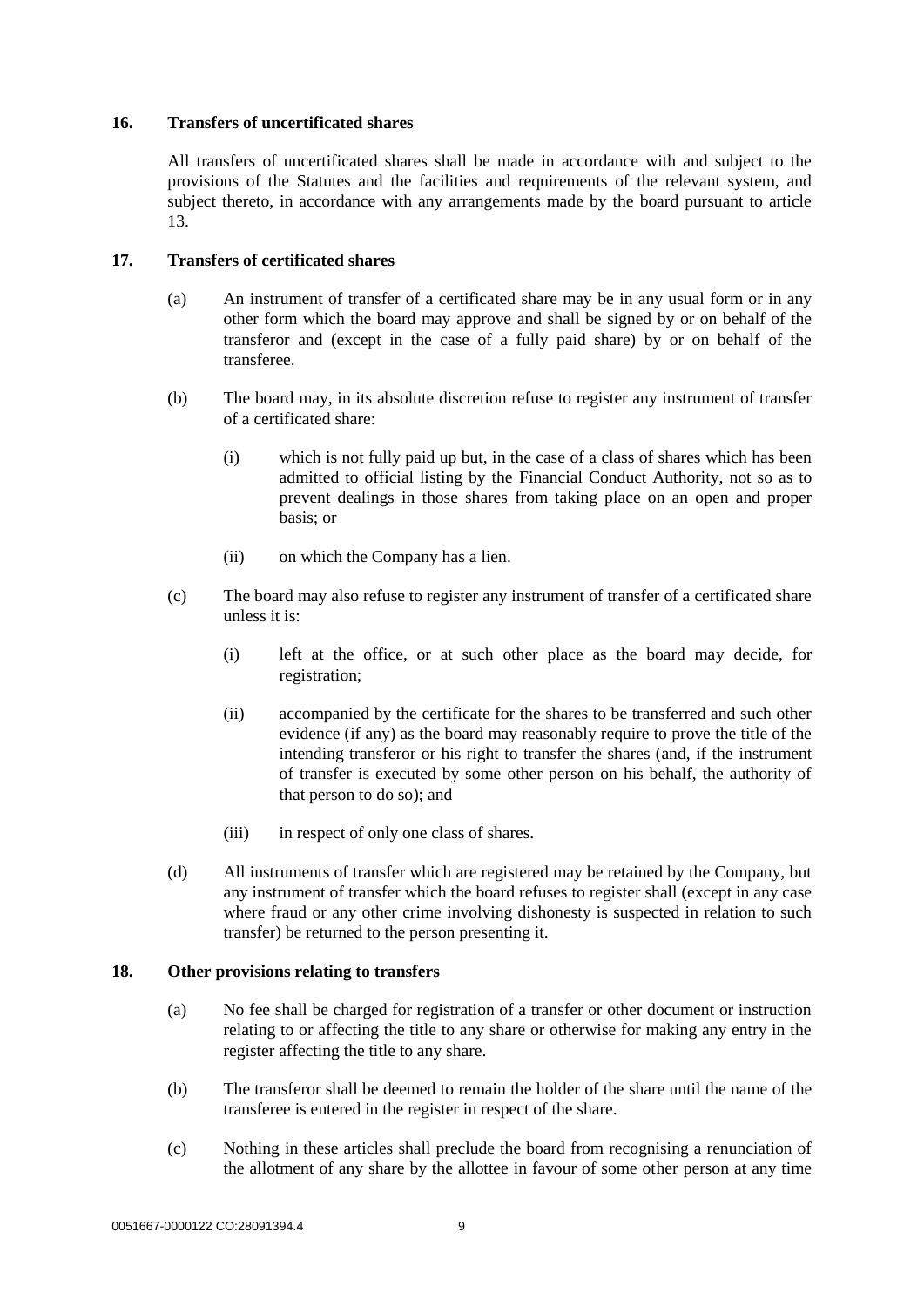**16. Transfers of uncertificated shares**

All transfers of uncertificated shares shall be made in accordance with and subject to the provisions of the Statutes and the facilities and requirements of the relevant system, and subject thereto, in accordance with any arrangements made by the board pursuant to article 13.

**17. Transfers of certificated shares**

(a) An instrument of transfer of a certificated share may be in any usual form or in any other form which the board may approve and shall be signed by or on behalf of the transferor and (except in the case of a fully paid share) by or on behalf of the transferee.

(b) The board may, in its absolute discretion refuse to register any instrument of transfer of a certificated share:

(i) which is not fully paid up but, in the case of a class of shares which has been admitted to official listing by the Financial Conduct Authority, not so as to prevent dealings in those shares from taking place on an open and proper basis; or

(ii) on which the Company has a lien.

(c) The board may also refuse to register any instrument of transfer of a certificated share unless it is:

(i) left at the office, or at such other place as the board may decide, for registration;

(ii) accompanied by the certificate for the shares to be transferred and such other evidence (if any) as the board may reasonably require to prove the title of the intending transferor or his right to transfer the shares (and, if the instrument of transfer is executed by some other person on his behalf, the authority of that person to do so); and

(iii) in respect of only one class of shares.

(d) All instruments of transfer which are registered may be retained by the Company, but any instrument of transfer which the board refuses to register shall (except in any case where fraud or any other crime involving dishonesty is suspected in relation to such transfer) be returned to the person presenting it.

**18. Other provisions relating to transfers**

(a) No fee shall be charged for registration of a transfer or other document or instruction relating to or affecting the title to any share or otherwise for making any entry in the register affecting the title to any share.

(b) The transferor shall be deemed to remain the holder of the share until the name of the transferee is entered in the register in respect of the share.

(c) Nothing in these articles shall preclude the board from recognising a renunciation of the allotment of any share by the allottee in favour of some other person at any time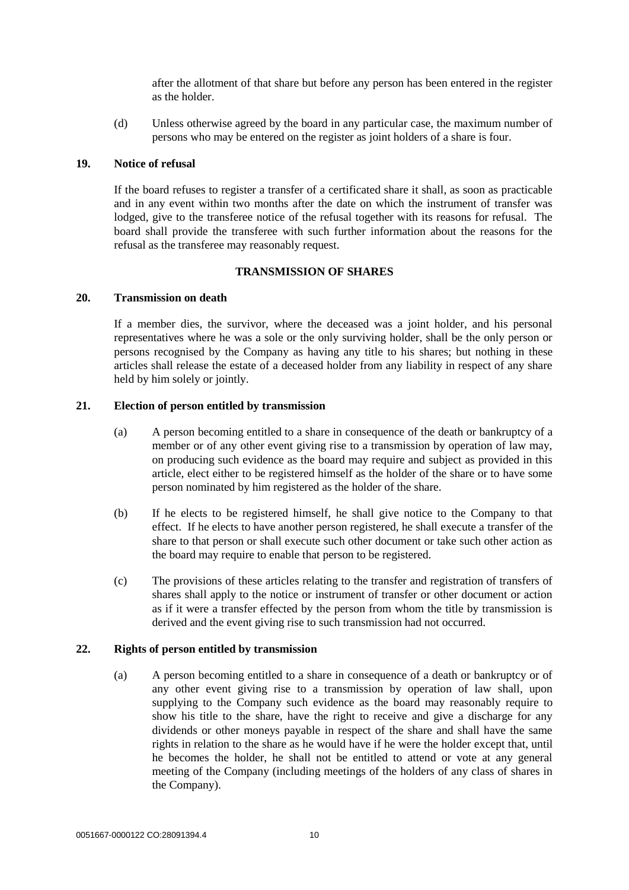after the allotment of that share but before any person has been entered in the register as the holder.

(d) Unless otherwise agreed by the board in any particular case, the maximum number of persons who may be entered on the register as joint holders of a share is four.

**19. Notice of refusal**

If the board refuses to register a transfer of a certificated share it shall, as soon as practicable and in any event within two months after the date on which the instrument of transfer was lodged, give to the transferee notice of the refusal together with its reasons for refusal. The board shall provide the transferee with such further information about the reasons for the refusal as the transferee may reasonably request.

**TRANSMISSION OF SHARES**

**20. Transmission on death**

If a member dies, the survivor, where the deceased was a joint holder, and his personal representatives where he was a sole or the only surviving holder, shall be the only person or persons recognised by the Company as having any title to his shares; but nothing in these articles shall release the estate of a deceased holder from any liability in respect of any share held by him solely or jointly.

**21. Election of person entitled by transmission**

(a) A person becoming entitled to a share in consequence of the death or bankruptcy of a member or of any other event giving rise to a transmission by operation of law may, on producing such evidence as the board may require and subject as provided in this article, elect either to be registered himself as the holder of the share or to have some person nominated by him registered as the holder of the share.

(b) If he elects to be registered himself, he shall give notice to the Company to that effect. If he elects to have another person registered, he shall execute a transfer of the share to that person or shall execute such other document or take such other action as the board may require to enable that person to be registered.

(c) The provisions of these articles relating to the transfer and registration of transfers of shares shall apply to the notice or instrument of transfer or other document or action as if it were a transfer effected by the person from whom the title by transmission is derived and the event giving rise to such transmission had not occurred.

**22. Rights of person entitled by transmission**

(a) A person becoming entitled to a share in consequence of a death or bankruptcy or of any other event giving rise to a transmission by operation of law shall, upon supplying to the Company such evidence as the board may reasonably require to show his title to the share, have the right to receive and give a discharge for any dividends or other moneys payable in respect of the share and shall have the same rights in relation to the share as he would have if he were the holder except that, until he becomes the holder, he shall not be entitled to attend or vote at any general meeting of the Company (including meetings of the holders of any class of shares in the Company).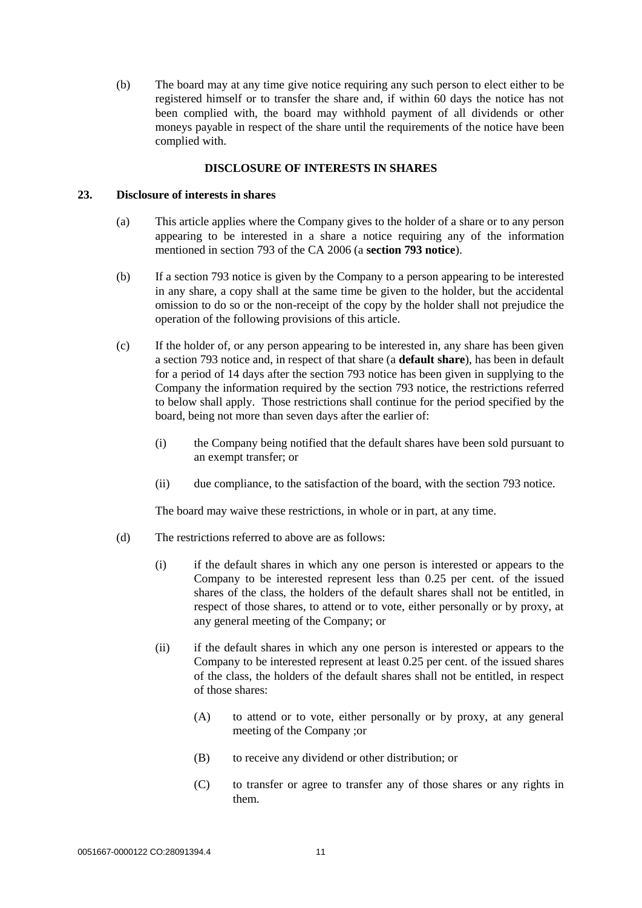(b) The board may at any time give notice requiring any such person to elect either to be registered himself or to transfer the share and, if within 60 days the notice has not been complied with, the board may withhold payment of all dividends or other moneys payable in respect of the share until the requirements of the notice have been complied with.

## DISCLOSURE OF INTERESTS IN SHARES

### 23. Disclosure of interests in shares

(a) This article applies where the Company gives to the holder of a share or to any person appearing to be interested in a share a notice requiring any of the information mentioned in section 793 of the CA 2006 (a **section 793 notice**).

(b) If a section 793 notice is given by the Company to a person appearing to be interested in any share, a copy shall at the same time be given to the holder, but the accidental omission to do so or the non-receipt of the copy by the holder shall not prejudice the operation of the following provisions of this article.

(c) If the holder of, or any person appearing to be interested in, any share has been given a section 793 notice and, in respect of that share (a **default share**), has been in default for a period of 14 days after the section 793 notice has been given in supplying to the Company the information required by the section 793 notice, the restrictions referred to below shall apply. Those restrictions shall continue for the period specified by the board, being not more than seven days after the earlier of:

(i) the Company being notified that the default shares have been sold pursuant to an exempt transfer; or

(ii) due compliance, to the satisfaction of the board, with the section 793 notice.

The board may waive these restrictions, in whole or in part, at any time.

(d) The restrictions referred to above are as follows:

(i) if the default shares in which any one person is interested or appears to the Company to be interested represent less than 0.25 per cent. of the issued shares of the class, the holders of the default shares shall not be entitled, in respect of those shares, to attend or to vote, either personally or by proxy, at any general meeting of the Company; or

(ii) if the default shares in which any one person is interested or appears to the Company to be interested represent at least 0.25 per cent. of the issued shares of the class, the holders of the default shares shall not be entitled, in respect of those shares:

(A) to attend or to vote, either personally or by proxy, at any general meeting of the Company ;or

(B) to receive any dividend or other distribution; or

(C) to transfer or agree to transfer any of those shares or any rights in them.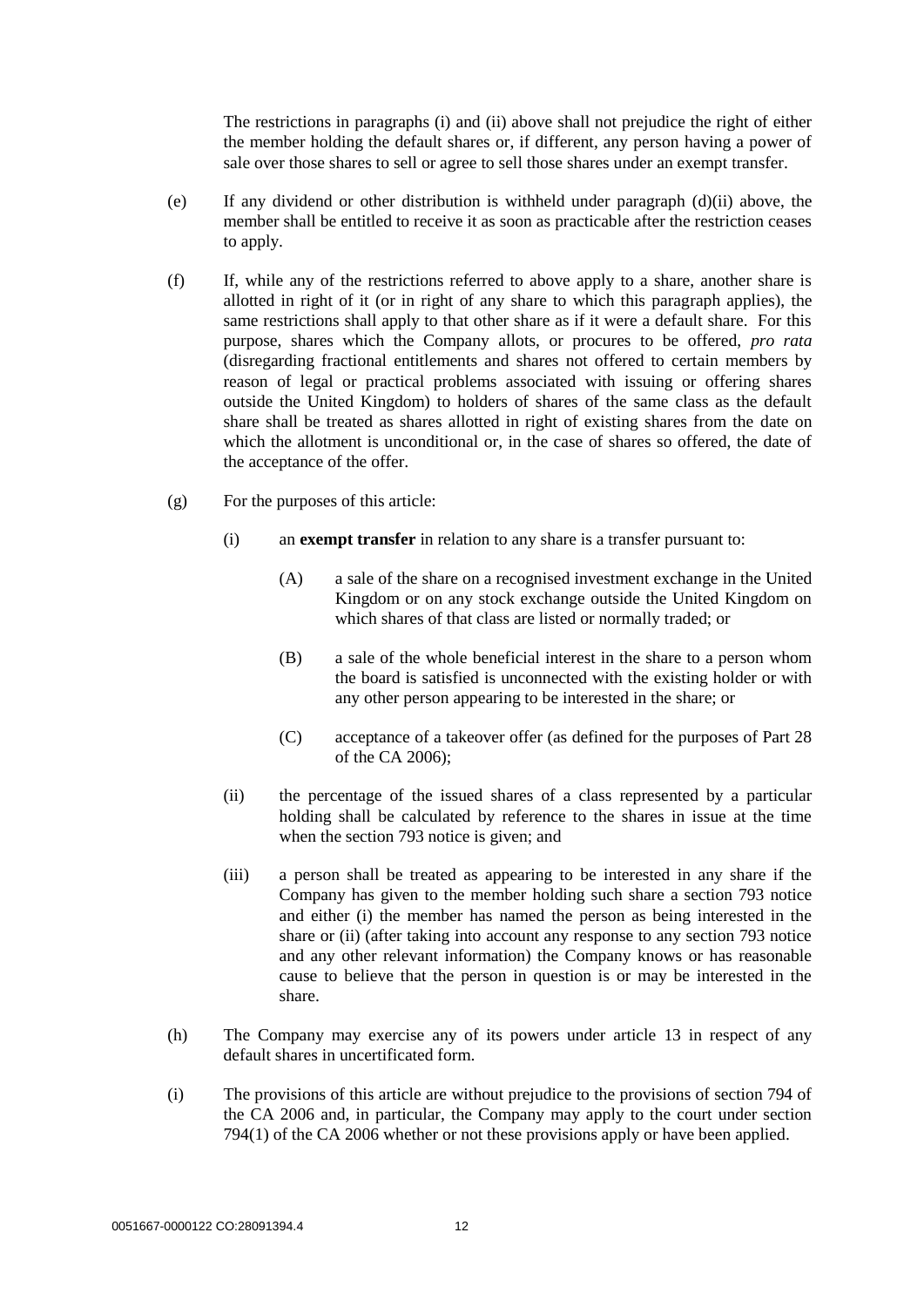The restrictions in paragraphs (i) and (ii) above shall not prejudice the right of either the member holding the default shares or, if different, any person having a power of sale over those shares to sell or agree to sell those shares under an exempt transfer.

(e) If any dividend or other distribution is withheld under paragraph (d)(ii) above, the member shall be entitled to receive it as soon as practicable after the restriction ceases to apply.

(f) If, while any of the restrictions referred to above apply to a share, another share is allotted in right of it (or in right of any share to which this paragraph applies), the same restrictions shall apply to that other share as if it were a default share. For this purpose, shares which the Company allots, or procures to be offered, *pro rata* (disregarding fractional entitlements and shares not offered to certain members by reason of legal or practical problems associated with issuing or offering shares outside the United Kingdom) to holders of shares of the same class as the default share shall be treated as shares allotted in right of existing shares from the date on which the allotment is unconditional or, in the case of shares so offered, the date of the acceptance of the offer.

(g) For the purposes of this article:

(i) an **exempt transfer** in relation to any share is a transfer pursuant to:

(A) a sale of the share on a recognised investment exchange in the United Kingdom or on any stock exchange outside the United Kingdom on which shares of that class are listed or normally traded; or

(B) a sale of the whole beneficial interest in the share to a person whom the board is satisfied is unconnected with the existing holder or with any other person appearing to be interested in the share; or

(C) acceptance of a takeover offer (as defined for the purposes of Part 28 of the CA 2006);

(ii) the percentage of the issued shares of a class represented by a particular holding shall be calculated by reference to the shares in issue at the time when the section 793 notice is given; and

(iii) a person shall be treated as appearing to be interested in any share if the Company has given to the member holding such share a section 793 notice and either (i) the member has named the person as being interested in the share or (ii) (after taking into account any response to any section 793 notice and any other relevant information) the Company knows or has reasonable cause to believe that the person in question is or may be interested in the share.

(h) The Company may exercise any of its powers under article 13 in respect of any default shares in uncertificated form.

(i) The provisions of this article are without prejudice to the provisions of section 794 of the CA 2006 and, in particular, the Company may apply to the court under section 794(1) of the CA 2006 whether or not these provisions apply or have been applied.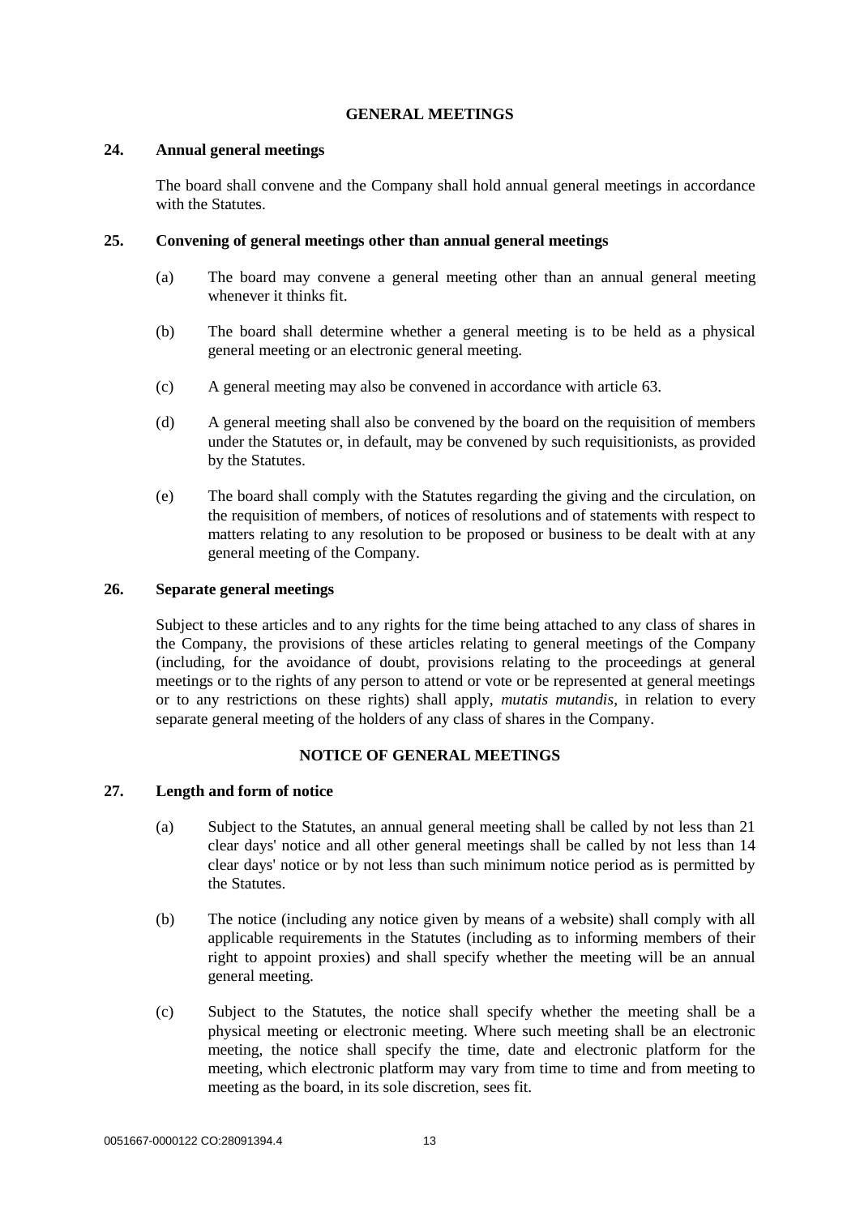## GENERAL MEETINGS

### 24. Annual general meetings

The board shall convene and the Company shall hold annual general meetings in accordance with the Statutes.

### 25. Convening of general meetings other than annual general meetings

(a) The board may convene a general meeting other than an annual general meeting whenever it thinks fit.

(b) The board shall determine whether a general meeting is to be held as a physical general meeting or an electronic general meeting.

(c) A general meeting may also be convened in accordance with article 63.

(d) A general meeting shall also be convened by the board on the requisition of members under the Statutes or, in default, may be convened by such requisitionists, as provided by the Statutes.

(e) The board shall comply with the Statutes regarding the giving and the circulation, on the requisition of members, of notices of resolutions and of statements with respect to matters relating to any resolution to be proposed or business to be dealt with at any general meeting of the Company.

### 26. Separate general meetings

Subject to these articles and to any rights for the time being attached to any class of shares in the Company, the provisions of these articles relating to general meetings of the Company (including, for the avoidance of doubt, provisions relating to the proceedings at general meetings or to the rights of any person to attend or vote or be represented at general meetings or to any restrictions on these rights) shall apply, *mutatis mutandis*, in relation to every separate general meeting of the holders of any class of shares in the Company.

## NOTICE OF GENERAL MEETINGS

### 27. Length and form of notice

(a) Subject to the Statutes, an annual general meeting shall be called by not less than 21 clear days' notice and all other general meetings shall be called by not less than 14 clear days' notice or by not less than such minimum notice period as is permitted by the Statutes.

(b) The notice (including any notice given by means of a website) shall comply with all applicable requirements in the Statutes (including as to informing members of their right to appoint proxies) and shall specify whether the meeting will be an annual general meeting.

(c) Subject to the Statutes, the notice shall specify whether the meeting shall be a physical meeting or electronic meeting. Where such meeting shall be an electronic meeting, the notice shall specify the time, date and electronic platform for the meeting, which electronic platform may vary from time to time and from meeting to meeting as the board, in its sole discretion, sees fit.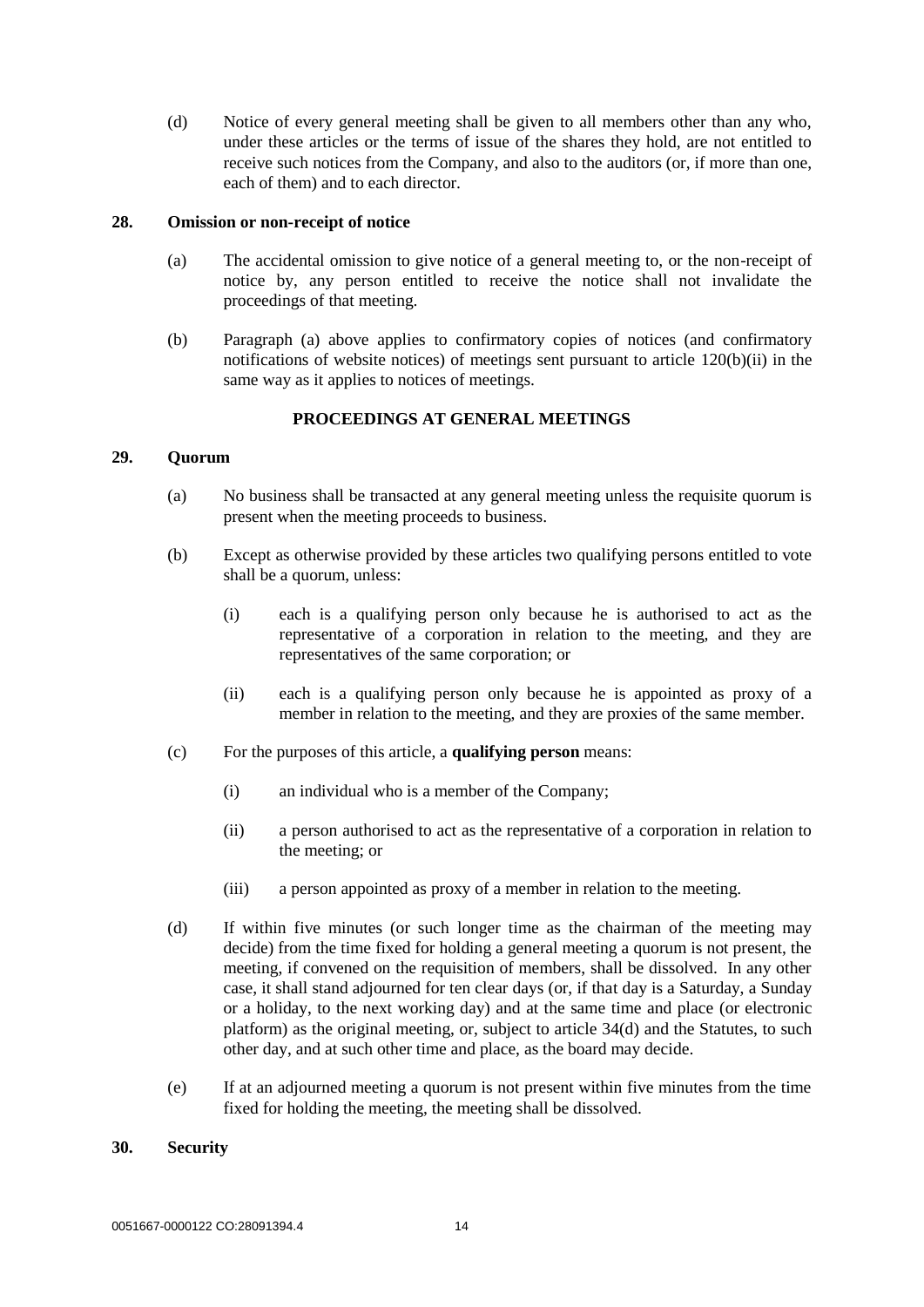(d) Notice of every general meeting shall be given to all members other than any who, under these articles or the terms of issue of the shares they hold, are not entitled to receive such notices from the Company, and also to the auditors (or, if more than one, each of them) and to each director.

**28. Omission or non-receipt of notice**

(a) The accidental omission to give notice of a general meeting to, or the non-receipt of notice by, any person entitled to receive the notice shall not invalidate the proceedings of that meeting.

(b) Paragraph (a) above applies to confirmatory copies of notices (and confirmatory notifications of website notices) of meetings sent pursuant to article 120(b)(ii) in the same way as it applies to notices of meetings.

**PROCEEDINGS AT GENERAL MEETINGS**

**29. Quorum**

(a) No business shall be transacted at any general meeting unless the requisite quorum is present when the meeting proceeds to business.

(b) Except as otherwise provided by these articles two qualifying persons entitled to vote shall be a quorum, unless:

(i) each is a qualifying person only because he is authorised to act as the representative of a corporation in relation to the meeting, and they are representatives of the same corporation; or

(ii) each is a qualifying person only because he is appointed as proxy of a member in relation to the meeting, and they are proxies of the same member.

(c) For the purposes of this article, a **qualifying person** means:

(i) an individual who is a member of the Company;

(ii) a person authorised to act as the representative of a corporation in relation to the meeting; or

(iii) a person appointed as proxy of a member in relation to the meeting.

(d) If within five minutes (or such longer time as the chairman of the meeting may decide) from the time fixed for holding a general meeting a quorum is not present, the meeting, if convened on the requisition of members, shall be dissolved. In any other case, it shall stand adjourned for ten clear days (or, if that day is a Saturday, a Sunday or a holiday, to the next working day) and at the same time and place (or electronic platform) as the original meeting, or, subject to article 34(d) and the Statutes, to such other day, and at such other time and place, as the board may decide.

(e) If at an adjourned meeting a quorum is not present within five minutes from the time fixed for holding the meeting, the meeting shall be dissolved.

**30. Security**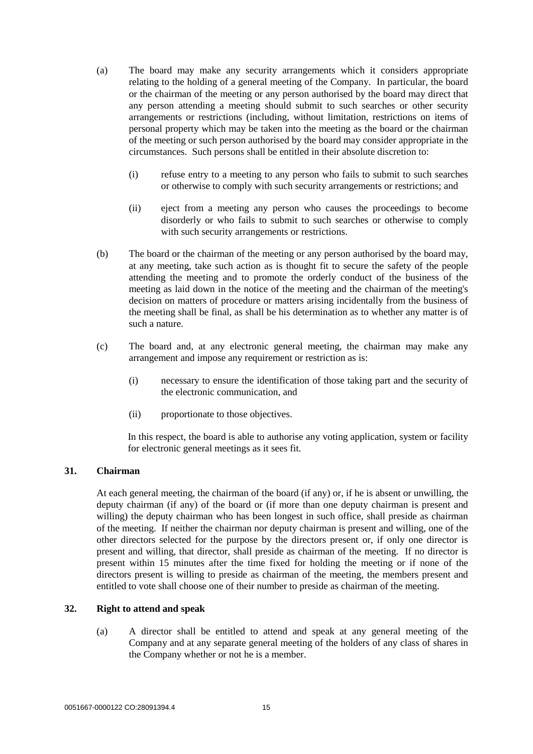(a) The board may make any security arrangements which it considers appropriate relating to the holding of a general meeting of the Company. In particular, the board or the chairman of the meeting or any person authorised by the board may direct that any person attending a meeting should submit to such searches or other security arrangements or restrictions (including, without limitation, restrictions on items of personal property which may be taken into the meeting as the board or the chairman of the meeting or such person authorised by the board may consider appropriate in the circumstances. Such persons shall be entitled in their absolute discretion to:

   (i) refuse entry to a meeting to any person who fails to submit to such searches or otherwise to comply with such security arrangements or restrictions; and

   (ii) eject from a meeting any person who causes the proceedings to become disorderly or who fails to submit to such searches or otherwise to comply with such security arrangements or restrictions.

(b) The board or the chairman of the meeting or any person authorised by the board may, at any meeting, take such action as is thought fit to secure the safety of the people attending the meeting and to promote the orderly conduct of the business of the meeting as laid down in the notice of the meeting and the chairman of the meeting's decision on matters of procedure or matters arising incidentally from the business of the meeting shall be final, as shall be his determination as to whether any matter is of such a nature.

(c) The board and, at any electronic general meeting, the chairman may make any arrangement and impose any requirement or restriction as is:

   (i) necessary to ensure the identification of those taking part and the security of the electronic communication, and

   (ii) proportionate to those objectives.

   In this respect, the board is able to authorise any voting application, system or facility for electronic general meetings as it sees fit.

## 31. Chairman

At each general meeting, the chairman of the board (if any) or, if he is absent or unwilling, the deputy chairman (if any) of the board or (if more than one deputy chairman is present and willing) the deputy chairman who has been longest in such office, shall preside as chairman of the meeting. If neither the chairman nor deputy chairman is present and willing, one of the other directors selected for the purpose by the directors present or, if only one director is present and willing, that director, shall preside as chairman of the meeting. If no director is present within 15 minutes after the time fixed for holding the meeting or if none of the directors present is willing to preside as chairman of the meeting, the members present and entitled to vote shall choose one of their number to preside as chairman of the meeting.

## 32. Right to attend and speak

(a) A director shall be entitled to attend and speak at any general meeting of the Company and at any separate general meeting of the holders of any class of shares in the Company whether or not he is a member.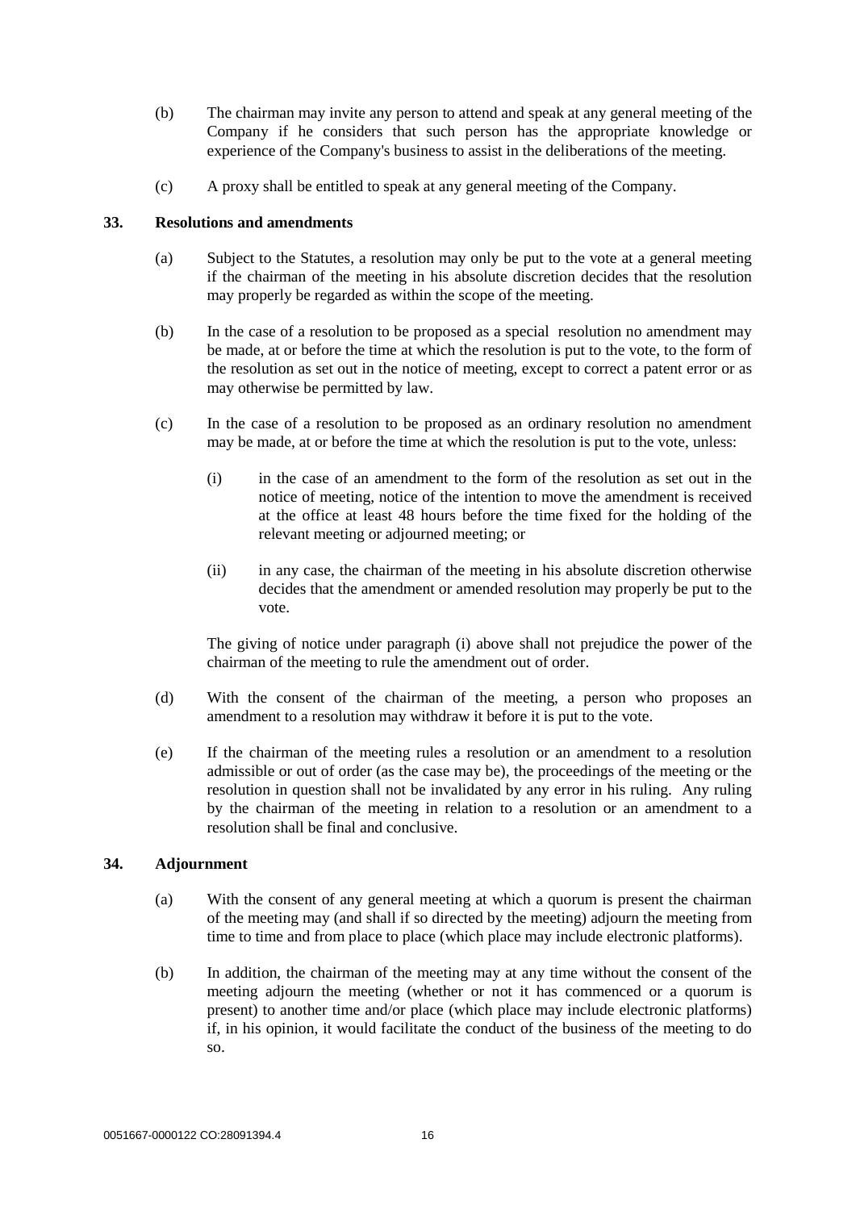(b) The chairman may invite any person to attend and speak at any general meeting of the Company if he considers that such person has the appropriate knowledge or experience of the Company's business to assist in the deliberations of the meeting.

(c) A proxy shall be entitled to speak at any general meeting of the Company.

## 33. Resolutions and amendments

(a) Subject to the Statutes, a resolution may only be put to the vote at a general meeting if the chairman of the meeting in his absolute discretion decides that the resolution may properly be regarded as within the scope of the meeting.

(b) In the case of a resolution to be proposed as a special resolution no amendment may be made, at or before the time at which the resolution is put to the vote, to the form of the resolution as set out in the notice of meeting, except to correct a patent error or as may otherwise be permitted by law.

(c) In the case of a resolution to be proposed as an ordinary resolution no amendment may be made, at or before the time at which the resolution is put to the vote, unless:

(i) in the case of an amendment to the form of the resolution as set out in the notice of meeting, notice of the intention to move the amendment is received at the office at least 48 hours before the time fixed for the holding of the relevant meeting or adjourned meeting; or

(ii) in any case, the chairman of the meeting in his absolute discretion otherwise decides that the amendment or amended resolution may properly be put to the vote.

The giving of notice under paragraph (i) above shall not prejudice the power of the chairman of the meeting to rule the amendment out of order.

(d) With the consent of the chairman of the meeting, a person who proposes an amendment to a resolution may withdraw it before it is put to the vote.

(e) If the chairman of the meeting rules a resolution or an amendment to a resolution admissible or out of order (as the case may be), the proceedings of the meeting or the resolution in question shall not be invalidated by any error in his ruling. Any ruling by the chairman of the meeting in relation to a resolution or an amendment to a resolution shall be final and conclusive.

## 34. Adjournment

(a) With the consent of any general meeting at which a quorum is present the chairman of the meeting may (and shall if so directed by the meeting) adjourn the meeting from time to time and from place to place (which place may include electronic platforms).

(b) In addition, the chairman of the meeting may at any time without the consent of the meeting adjourn the meeting (whether or not it has commenced or a quorum is present) to another time and/or place (which place may include electronic platforms) if, in his opinion, it would facilitate the conduct of the business of the meeting to do so.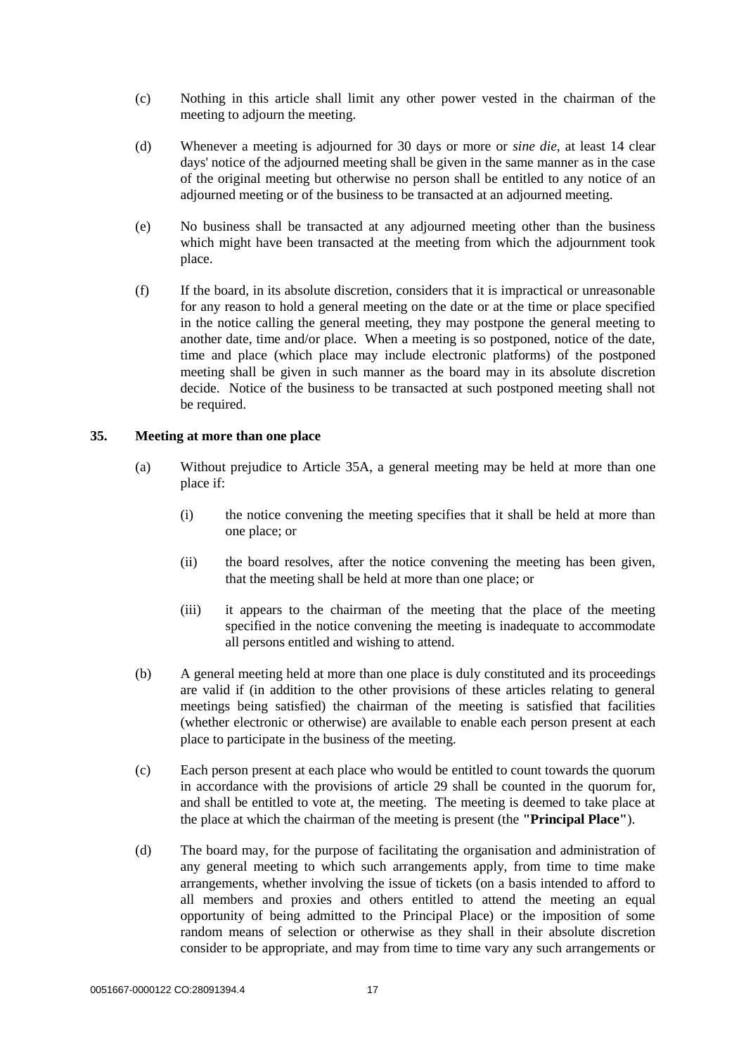(c) Nothing in this article shall limit any other power vested in the chairman of the meeting to adjourn the meeting.

(d) Whenever a meeting is adjourned for 30 days or more or *sine die*, at least 14 clear days' notice of the adjourned meeting shall be given in the same manner as in the case of the original meeting but otherwise no person shall be entitled to any notice of an adjourned meeting or of the business to be transacted at an adjourned meeting.

(e) No business shall be transacted at any adjourned meeting other than the business which might have been transacted at the meeting from which the adjournment took place.

(f) If the board, in its absolute discretion, considers that it is impractical or unreasonable for any reason to hold a general meeting on the date or at the time or place specified in the notice calling the general meeting, they may postpone the general meeting to another date, time and/or place. When a meeting is so postponed, notice of the date, time and place (which place may include electronic platforms) of the postponed meeting shall be given in such manner as the board may in its absolute discretion decide. Notice of the business to be transacted at such postponed meeting shall not be required.

**35. Meeting at more than one place**

(a) Without prejudice to Article 35A, a general meeting may be held at more than one place if:

(i) the notice convening the meeting specifies that it shall be held at more than one place; or

(ii) the board resolves, after the notice convening the meeting has been given, that the meeting shall be held at more than one place; or

(iii) it appears to the chairman of the meeting that the place of the meeting specified in the notice convening the meeting is inadequate to accommodate all persons entitled and wishing to attend.

(b) A general meeting held at more than one place is duly constituted and its proceedings are valid if (in addition to the other provisions of these articles relating to general meetings being satisfied) the chairman of the meeting is satisfied that facilities (whether electronic or otherwise) are available to enable each person present at each place to participate in the business of the meeting.

(c) Each person present at each place who would be entitled to count towards the quorum in accordance with the provisions of article 29 shall be counted in the quorum for, and shall be entitled to vote at, the meeting. The meeting is deemed to take place at the place at which the chairman of the meeting is present (the **"Principal Place"**).

(d) The board may, for the purpose of facilitating the organisation and administration of any general meeting to which such arrangements apply, from time to time make arrangements, whether involving the issue of tickets (on a basis intended to afford to all members and proxies and others entitled to attend the meeting an equal opportunity of being admitted to the Principal Place) or the imposition of some random means of selection or otherwise as they shall in their absolute discretion consider to be appropriate, and may from time to time vary any such arrangements or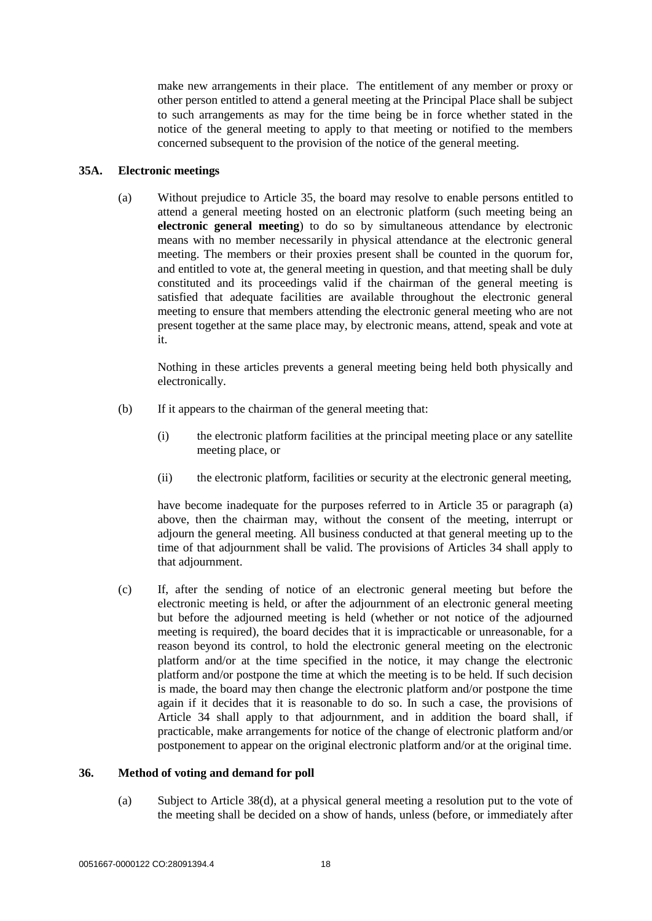make new arrangements in their place. The entitlement of any member or proxy or other person entitled to attend a general meeting at the Principal Place shall be subject to such arrangements as may for the time being be in force whether stated in the notice of the general meeting to apply to that meeting or notified to the members concerned subsequent to the provision of the notice of the general meeting.

### 35A. Electronic meetings

(a) Without prejudice to Article 35, the board may resolve to enable persons entitled to attend a general meeting hosted on an electronic platform (such meeting being an **electronic general meeting**) to do so by simultaneous attendance by electronic means with no member necessarily in physical attendance at the electronic general meeting. The members or their proxies present shall be counted in the quorum for, and entitled to vote at, the general meeting in question, and that meeting shall be duly constituted and its proceedings valid if the chairman of the general meeting is satisfied that adequate facilities are available throughout the electronic general meeting to ensure that members attending the electronic general meeting who are not present together at the same place may, by electronic means, attend, speak and vote at it.

Nothing in these articles prevents a general meeting being held both physically and electronically.

(b) If it appears to the chairman of the general meeting that:

(i) the electronic platform facilities at the principal meeting place or any satellite meeting place, or

(ii) the electronic platform, facilities or security at the electronic general meeting,

have become inadequate for the purposes referred to in Article 35 or paragraph (a) above, then the chairman may, without the consent of the meeting, interrupt or adjourn the general meeting. All business conducted at that general meeting up to the time of that adjournment shall be valid. The provisions of Articles 34 shall apply to that adjournment.

(c) If, after the sending of notice of an electronic general meeting but before the electronic meeting is held, or after the adjournment of an electronic general meeting but before the adjourned meeting is held (whether or not notice of the adjourned meeting is required), the board decides that it is impracticable or unreasonable, for a reason beyond its control, to hold the electronic general meeting on the electronic platform and/or at the time specified in the notice, it may change the electronic platform and/or postpone the time at which the meeting is to be held. If such decision is made, the board may then change the electronic platform and/or postpone the time again if it decides that it is reasonable to do so. In such a case, the provisions of Article 34 shall apply to that adjournment, and in addition the board shall, if practicable, make arrangements for notice of the change of electronic platform and/or postponement to appear on the original electronic platform and/or at the original time.

### 36. Method of voting and demand for poll

(a) Subject to Article 38(d), at a physical general meeting a resolution put to the vote of the meeting shall be decided on a show of hands, unless (before, or immediately after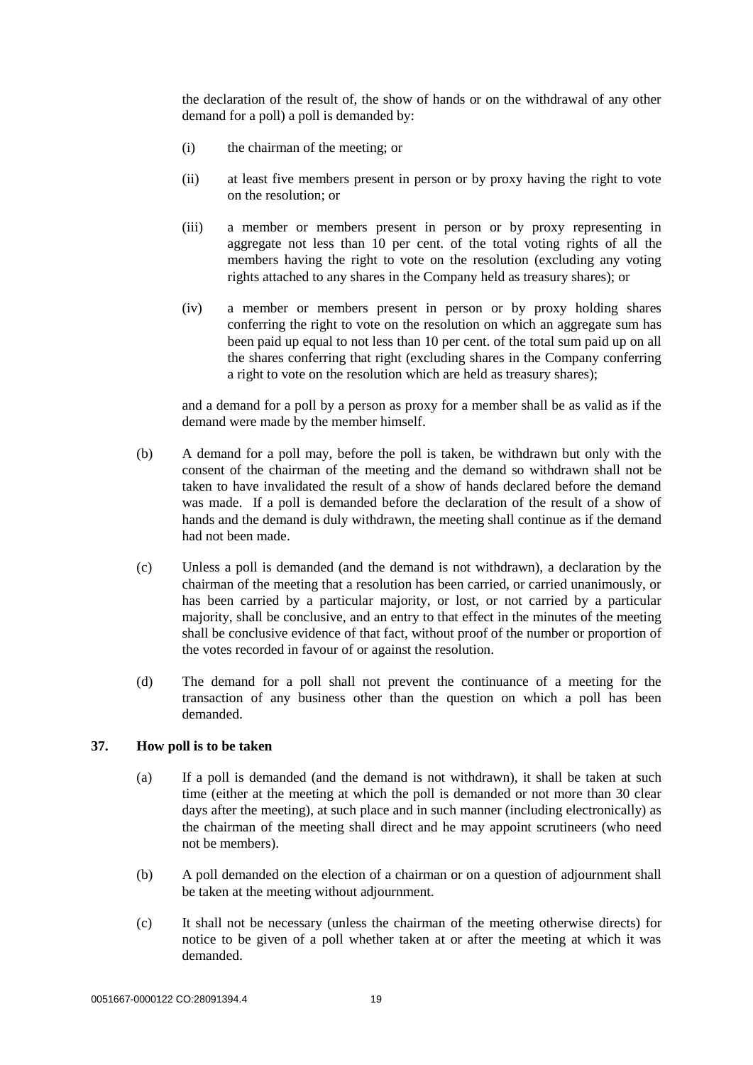the declaration of the result of, the show of hands or on the withdrawal of any other demand for a poll) a poll is demanded by:

(i) the chairman of the meeting; or

(ii) at least five members present in person or by proxy having the right to vote on the resolution; or

(iii) a member or members present in person or by proxy representing in aggregate not less than 10 per cent. of the total voting rights of all the members having the right to vote on the resolution (excluding any voting rights attached to any shares in the Company held as treasury shares); or

(iv) a member or members present in person or by proxy holding shares conferring the right to vote on the resolution on which an aggregate sum has been paid up equal to not less than 10 per cent. of the total sum paid up on all the shares conferring that right (excluding shares in the Company conferring a right to vote on the resolution which are held as treasury shares);

and a demand for a poll by a person as proxy for a member shall be as valid as if the demand were made by the member himself.

(b) A demand for a poll may, before the poll is taken, be withdrawn but only with the consent of the chairman of the meeting and the demand so withdrawn shall not be taken to have invalidated the result of a show of hands declared before the demand was made. If a poll is demanded before the declaration of the result of a show of hands and the demand is duly withdrawn, the meeting shall continue as if the demand had not been made.

(c) Unless a poll is demanded (and the demand is not withdrawn), a declaration by the chairman of the meeting that a resolution has been carried, or carried unanimously, or has been carried by a particular majority, or lost, or not carried by a particular majority, shall be conclusive, and an entry to that effect in the minutes of the meeting shall be conclusive evidence of that fact, without proof of the number or proportion of the votes recorded in favour of or against the resolution.

(d) The demand for a poll shall not prevent the continuance of a meeting for the transaction of any business other than the question on which a poll has been demanded.

**37. How poll is to be taken**

(a) If a poll is demanded (and the demand is not withdrawn), it shall be taken at such time (either at the meeting at which the poll is demanded or not more than 30 clear days after the meeting), at such place and in such manner (including electronically) as the chairman of the meeting shall direct and he may appoint scrutineers (who need not be members).

(b) A poll demanded on the election of a chairman or on a question of adjournment shall be taken at the meeting without adjournment.

(c) It shall not be necessary (unless the chairman of the meeting otherwise directs) for notice to be given of a poll whether taken at or after the meeting at which it was demanded.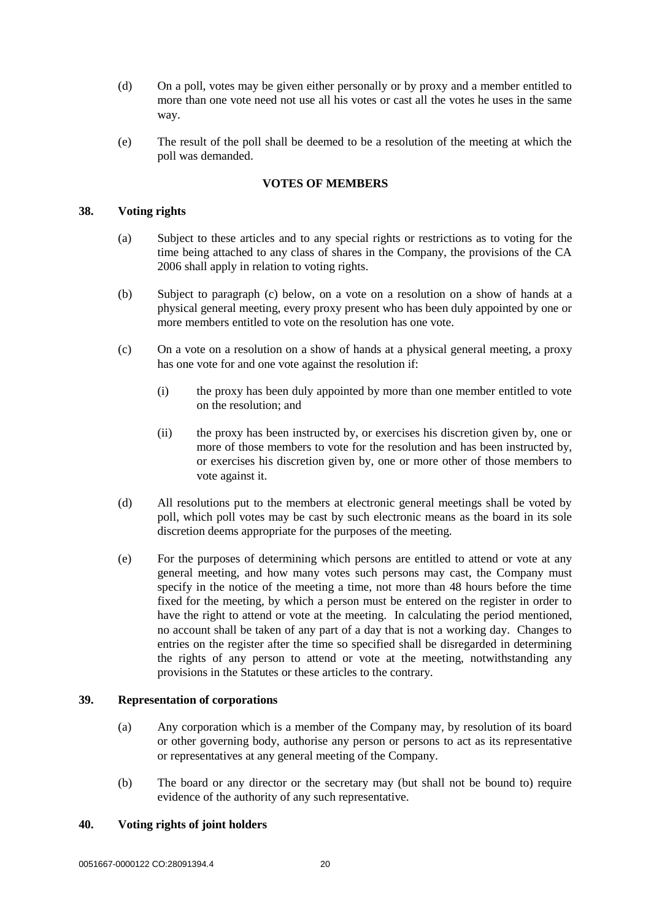(d) On a poll, votes may be given either personally or by proxy and a member entitled to more than one vote need not use all his votes or cast all the votes he uses in the same way.

(e) The result of the poll shall be deemed to be a resolution of the meeting at which the poll was demanded.

## VOTES OF MEMBERS

### 38. Voting rights

(a) Subject to these articles and to any special rights or restrictions as to voting for the time being attached to any class of shares in the Company, the provisions of the CA 2006 shall apply in relation to voting rights.

(b) Subject to paragraph (c) below, on a vote on a resolution on a show of hands at a physical general meeting, every proxy present who has been duly appointed by one or more members entitled to vote on the resolution has one vote.

(c) On a vote on a resolution on a show of hands at a physical general meeting, a proxy has one vote for and one vote against the resolution if:

   (i) the proxy has been duly appointed by more than one member entitled to vote on the resolution; and

   (ii) the proxy has been instructed by, or exercises his discretion given by, one or more of those members to vote for the resolution and has been instructed by, or exercises his discretion given by, one or more other of those members to vote against it.

(d) All resolutions put to the members at electronic general meetings shall be voted by poll, which poll votes may be cast by such electronic means as the board in its sole discretion deems appropriate for the purposes of the meeting.

(e) For the purposes of determining which persons are entitled to attend or vote at any general meeting, and how many votes such persons may cast, the Company must specify in the notice of the meeting a time, not more than 48 hours before the time fixed for the meeting, by which a person must be entered on the register in order to have the right to attend or vote at the meeting. In calculating the period mentioned, no account shall be taken of any part of a day that is not a working day. Changes to entries on the register after the time so specified shall be disregarded in determining the rights of any person to attend or vote at the meeting, notwithstanding any provisions in the Statutes or these articles to the contrary.

### 39. Representation of corporations

(a) Any corporation which is a member of the Company may, by resolution of its board or other governing body, authorise any person or persons to act as its representative or representatives at any general meeting of the Company.

(b) The board or any director or the secretary may (but shall not be bound to) require evidence of the authority of any such representative.

### 40. Voting rights of joint holders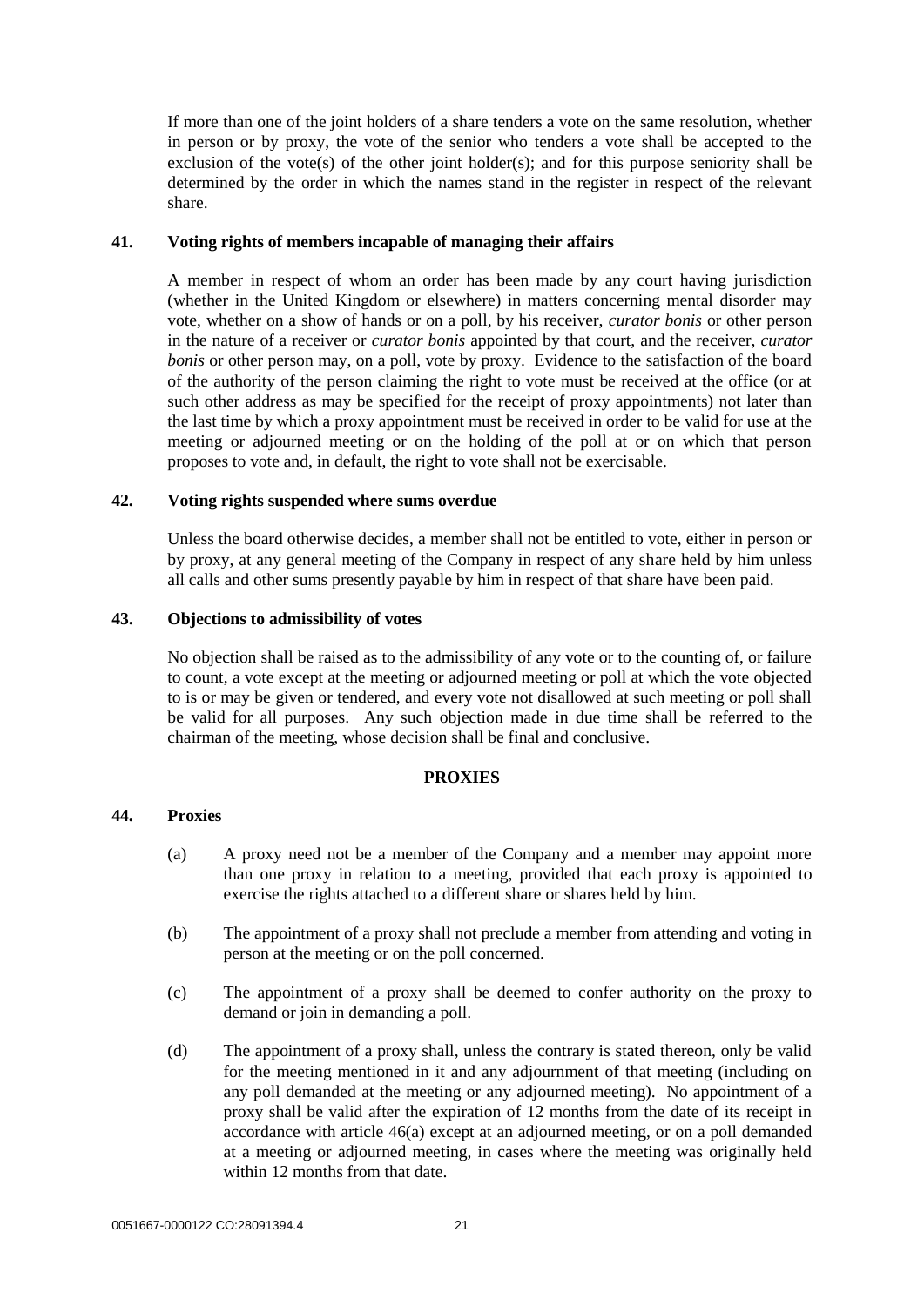If more than one of the joint holders of a share tenders a vote on the same resolution, whether in person or by proxy, the vote of the senior who tenders a vote shall be accepted to the exclusion of the vote(s) of the other joint holder(s); and for this purpose seniority shall be determined by the order in which the names stand in the register in respect of the relevant share.

**41. Voting rights of members incapable of managing their affairs**

A member in respect of whom an order has been made by any court having jurisdiction (whether in the United Kingdom or elsewhere) in matters concerning mental disorder may vote, whether on a show of hands or on a poll, by his receiver, *curator bonis* or other person in the nature of a receiver or *curator bonis* appointed by that court, and the receiver, *curator bonis* or other person may, on a poll, vote by proxy. Evidence to the satisfaction of the board of the authority of the person claiming the right to vote must be received at the office (or at such other address as may be specified for the receipt of proxy appointments) not later than the last time by which a proxy appointment must be received in order to be valid for use at the meeting or adjourned meeting or on the holding of the poll at or on which that person proposes to vote and, in default, the right to vote shall not be exercisable.

**42. Voting rights suspended where sums overdue**

Unless the board otherwise decides, a member shall not be entitled to vote, either in person or by proxy, at any general meeting of the Company in respect of any share held by him unless all calls and other sums presently payable by him in respect of that share have been paid.

**43. Objections to admissibility of votes**

No objection shall be raised as to the admissibility of any vote or to the counting of, or failure to count, a vote except at the meeting or adjourned meeting or poll at which the vote objected to is or may be given or tendered, and every vote not disallowed at such meeting or poll shall be valid for all purposes. Any such objection made in due time shall be referred to the chairman of the meeting, whose decision shall be final and conclusive.

**PROXIES**

**44. Proxies**

(a) A proxy need not be a member of the Company and a member may appoint more than one proxy in relation to a meeting, provided that each proxy is appointed to exercise the rights attached to a different share or shares held by him.

(b) The appointment of a proxy shall not preclude a member from attending and voting in person at the meeting or on the poll concerned.

(c) The appointment of a proxy shall be deemed to confer authority on the proxy to demand or join in demanding a poll.

(d) The appointment of a proxy shall, unless the contrary is stated thereon, only be valid for the meeting mentioned in it and any adjournment of that meeting (including on any poll demanded at the meeting or any adjourned meeting). No appointment of a proxy shall be valid after the expiration of 12 months from the date of its receipt in accordance with article 46(a) except at an adjourned meeting, or on a poll demanded at a meeting or adjourned meeting, in cases where the meeting was originally held within 12 months from that date.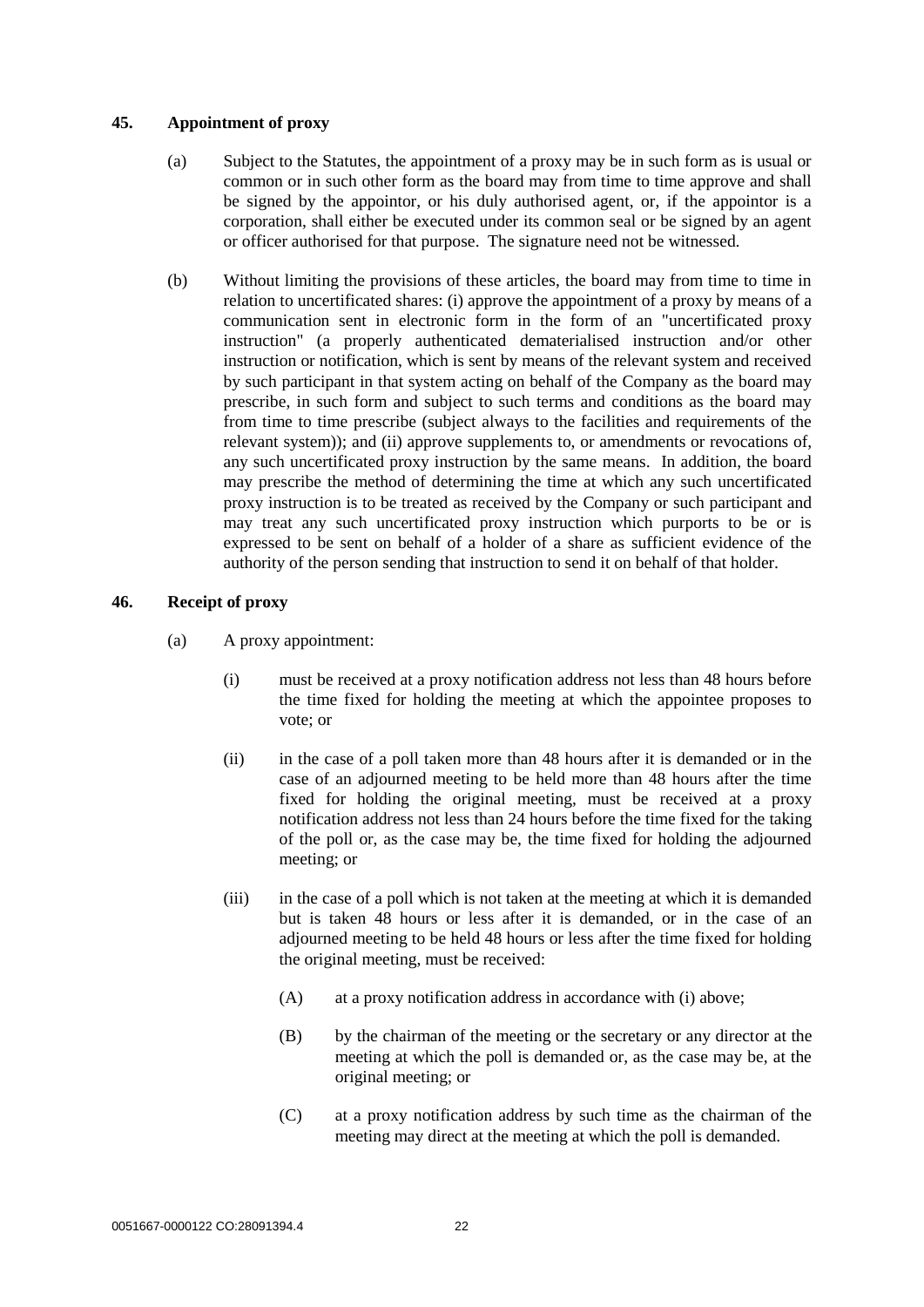## 45. Appointment of proxy

(a) Subject to the Statutes, the appointment of a proxy may be in such form as is usual or common or in such other form as the board may from time to time approve and shall be signed by the appointor, or his duly authorised agent, or, if the appointor is a corporation, shall either be executed under its common seal or be signed by an agent or officer authorised for that purpose. The signature need not be witnessed.

(b) Without limiting the provisions of these articles, the board may from time to time in relation to uncertificated shares: (i) approve the appointment of a proxy by means of a communication sent in electronic form in the form of an "uncertificated proxy instruction" (a properly authenticated dematerialised instruction and/or other instruction or notification, which is sent by means of the relevant system and received by such participant in that system acting on behalf of the Company as the board may prescribe, in such form and subject to such terms and conditions as the board may from time to time prescribe (subject always to the facilities and requirements of the relevant system)); and (ii) approve supplements to, or amendments or revocations of, any such uncertificated proxy instruction by the same means. In addition, the board may prescribe the method of determining the time at which any such uncertificated proxy instruction is to be treated as received by the Company or such participant and may treat any such uncertificated proxy instruction which purports to be or is expressed to be sent on behalf of a holder of a share as sufficient evidence of the authority of the person sending that instruction to send it on behalf of that holder.

## 46. Receipt of proxy

(a) A proxy appointment:

(i) must be received at a proxy notification address not less than 48 hours before the time fixed for holding the meeting at which the appointee proposes to vote; or

(ii) in the case of a poll taken more than 48 hours after it is demanded or in the case of an adjourned meeting to be held more than 48 hours after the time fixed for holding the original meeting, must be received at a proxy notification address not less than 24 hours before the time fixed for the taking of the poll or, as the case may be, the time fixed for holding the adjourned meeting; or

(iii) in the case of a poll which is not taken at the meeting at which it is demanded but is taken 48 hours or less after it is demanded, or in the case of an adjourned meeting to be held 48 hours or less after the time fixed for holding the original meeting, must be received:

(A) at a proxy notification address in accordance with (i) above;

(B) by the chairman of the meeting or the secretary or any director at the meeting at which the poll is demanded or, as the case may be, at the original meeting; or

(C) at a proxy notification address by such time as the chairman of the meeting may direct at the meeting at which the poll is demanded.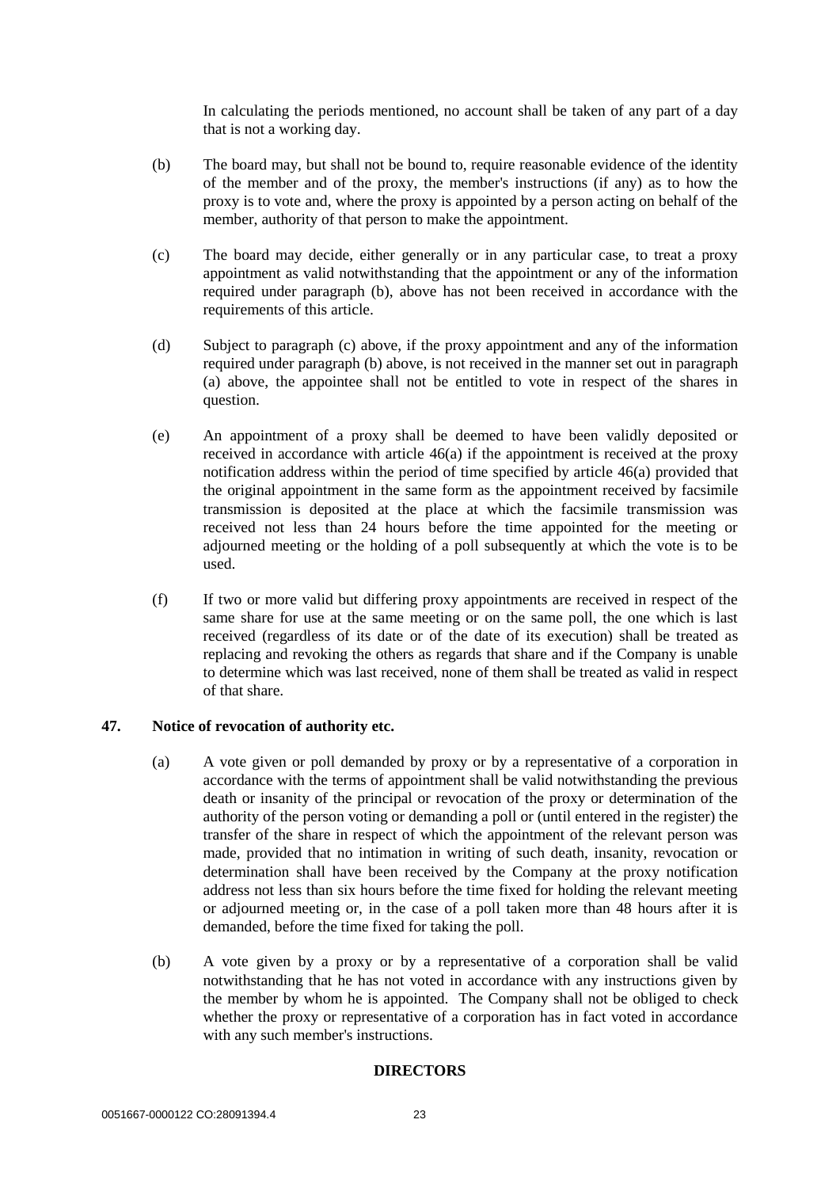In calculating the periods mentioned, no account shall be taken of any part of a day that is not a working day.

(b) The board may, but shall not be bound to, require reasonable evidence of the identity of the member and of the proxy, the member's instructions (if any) as to how the proxy is to vote and, where the proxy is appointed by a person acting on behalf of the member, authority of that person to make the appointment.

(c) The board may decide, either generally or in any particular case, to treat a proxy appointment as valid notwithstanding that the appointment or any of the information required under paragraph (b), above has not been received in accordance with the requirements of this article.

(d) Subject to paragraph (c) above, if the proxy appointment and any of the information required under paragraph (b) above, is not received in the manner set out in paragraph (a) above, the appointee shall not be entitled to vote in respect of the shares in question.

(e) An appointment of a proxy shall be deemed to have been validly deposited or received in accordance with article 46(a) if the appointment is received at the proxy notification address within the period of time specified by article 46(a) provided that the original appointment in the same form as the appointment received by facsimile transmission is deposited at the place at which the facsimile transmission was received not less than 24 hours before the time appointed for the meeting or adjourned meeting or the holding of a poll subsequently at which the vote is to be used.

(f) If two or more valid but differing proxy appointments are received in respect of the same share for use at the same meeting or on the same poll, the one which is last received (regardless of its date or of the date of its execution) shall be treated as replacing and revoking the others as regards that share and if the Company is unable to determine which was last received, none of them shall be treated as valid in respect of that share.

## 47. Notice of revocation of authority etc.

(a) A vote given or poll demanded by proxy or by a representative of a corporation in accordance with the terms of appointment shall be valid notwithstanding the previous death or insanity of the principal or revocation of the proxy or determination of the authority of the person voting or demanding a poll or (until entered in the register) the transfer of the share in respect of which the appointment of the relevant person was made, provided that no intimation in writing of such death, insanity, revocation or determination shall have been received by the Company at the proxy notification address not less than six hours before the time fixed for holding the relevant meeting or adjourned meeting or, in the case of a poll taken more than 48 hours after it is demanded, before the time fixed for taking the poll.

(b) A vote given by a proxy or by a representative of a corporation shall be valid notwithstanding that he has not voted in accordance with any instructions given by the member by whom he is appointed. The Company shall not be obliged to check whether the proxy or representative of a corporation has in fact voted in accordance with any such member's instructions.

## DIRECTORS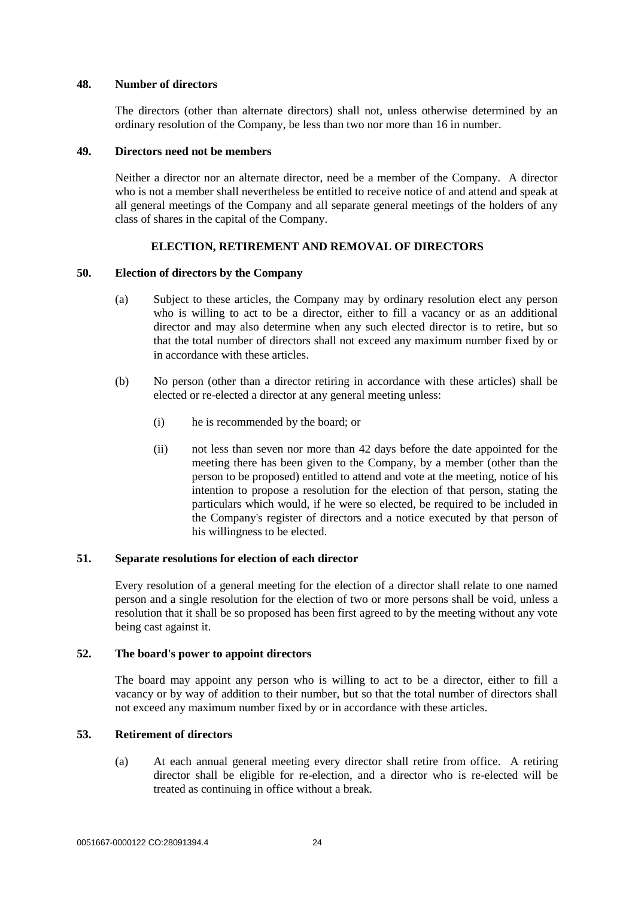### 48. Number of directors

The directors (other than alternate directors) shall not, unless otherwise determined by an ordinary resolution of the Company, be less than two nor more than 16 in number.

### 49. Directors need not be members

Neither a director nor an alternate director, need be a member of the Company. A director who is not a member shall nevertheless be entitled to receive notice of and attend and speak at all general meetings of the Company and all separate general meetings of the holders of any class of shares in the capital of the Company.

## ELECTION, RETIREMENT AND REMOVAL OF DIRECTORS

### 50. Election of directors by the Company

(a) Subject to these articles, the Company may by ordinary resolution elect any person who is willing to act to be a director, either to fill a vacancy or as an additional director and may also determine when any such elected director is to retire, but so that the total number of directors shall not exceed any maximum number fixed by or in accordance with these articles.

(b) No person (other than a director retiring in accordance with these articles) shall be elected or re-elected a director at any general meeting unless:

(i) he is recommended by the board; or

(ii) not less than seven nor more than 42 days before the date appointed for the meeting there has been given to the Company, by a member (other than the person to be proposed) entitled to attend and vote at the meeting, notice of his intention to propose a resolution for the election of that person, stating the particulars which would, if he were so elected, be required to be included in the Company's register of directors and a notice executed by that person of his willingness to be elected.

### 51. Separate resolutions for election of each director

Every resolution of a general meeting for the election of a director shall relate to one named person and a single resolution for the election of two or more persons shall be void, unless a resolution that it shall be so proposed has been first agreed to by the meeting without any vote being cast against it.

### 52. The board's power to appoint directors

The board may appoint any person who is willing to act to be a director, either to fill a vacancy or by way of addition to their number, but so that the total number of directors shall not exceed any maximum number fixed by or in accordance with these articles.

### 53. Retirement of directors

(a) At each annual general meeting every director shall retire from office. A retiring director shall be eligible for re-election, and a director who is re-elected will be treated as continuing in office without a break.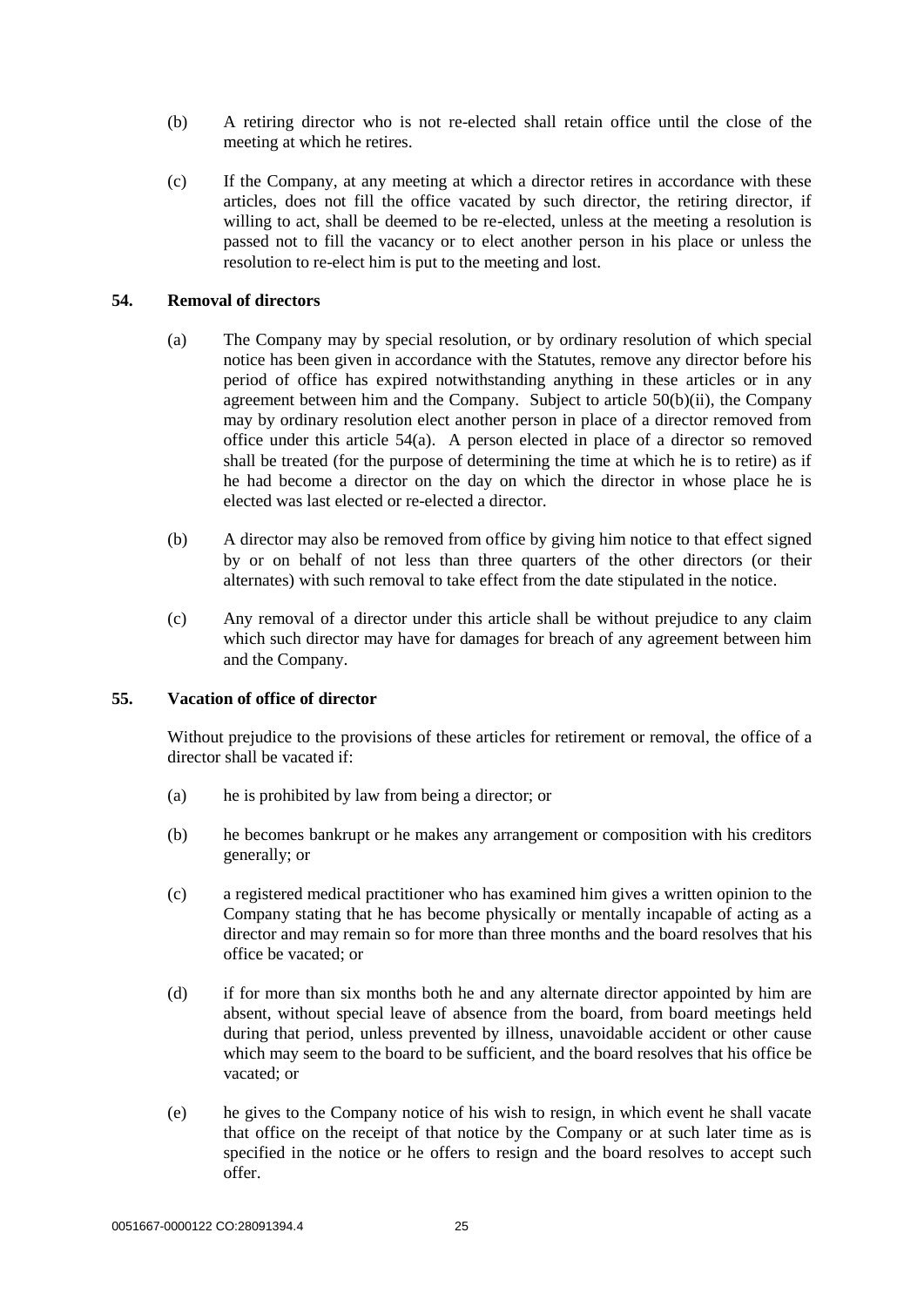(b) A retiring director who is not re-elected shall retain office until the close of the meeting at which he retires.

(c) If the Company, at any meeting at which a director retires in accordance with these articles, does not fill the office vacated by such director, the retiring director, if willing to act, shall be deemed to be re-elected, unless at the meeting a resolution is passed not to fill the vacancy or to elect another person in his place or unless the resolution to re-elect him is put to the meeting and lost.

## 54. Removal of directors

(a) The Company may by special resolution, or by ordinary resolution of which special notice has been given in accordance with the Statutes, remove any director before his period of office has expired notwithstanding anything in these articles or in any agreement between him and the Company. Subject to article 50(b)(ii), the Company may by ordinary resolution elect another person in place of a director removed from office under this article 54(a). A person elected in place of a director so removed shall be treated (for the purpose of determining the time at which he is to retire) as if he had become a director on the day on which the director in whose place he is elected was last elected or re-elected a director.

(b) A director may also be removed from office by giving him notice to that effect signed by or on behalf of not less than three quarters of the other directors (or their alternates) with such removal to take effect from the date stipulated in the notice.

(c) Any removal of a director under this article shall be without prejudice to any claim which such director may have for damages for breach of any agreement between him and the Company.

## 55. Vacation of office of director

Without prejudice to the provisions of these articles for retirement or removal, the office of a director shall be vacated if:

(a) he is prohibited by law from being a director; or

(b) he becomes bankrupt or he makes any arrangement or composition with his creditors generally; or

(c) a registered medical practitioner who has examined him gives a written opinion to the Company stating that he has become physically or mentally incapable of acting as a director and may remain so for more than three months and the board resolves that his office be vacated; or

(d) if for more than six months both he and any alternate director appointed by him are absent, without special leave of absence from the board, from board meetings held during that period, unless prevented by illness, unavoidable accident or other cause which may seem to the board to be sufficient, and the board resolves that his office be vacated; or

(e) he gives to the Company notice of his wish to resign, in which event he shall vacate that office on the receipt of that notice by the Company or at such later time as is specified in the notice or he offers to resign and the board resolves to accept such offer.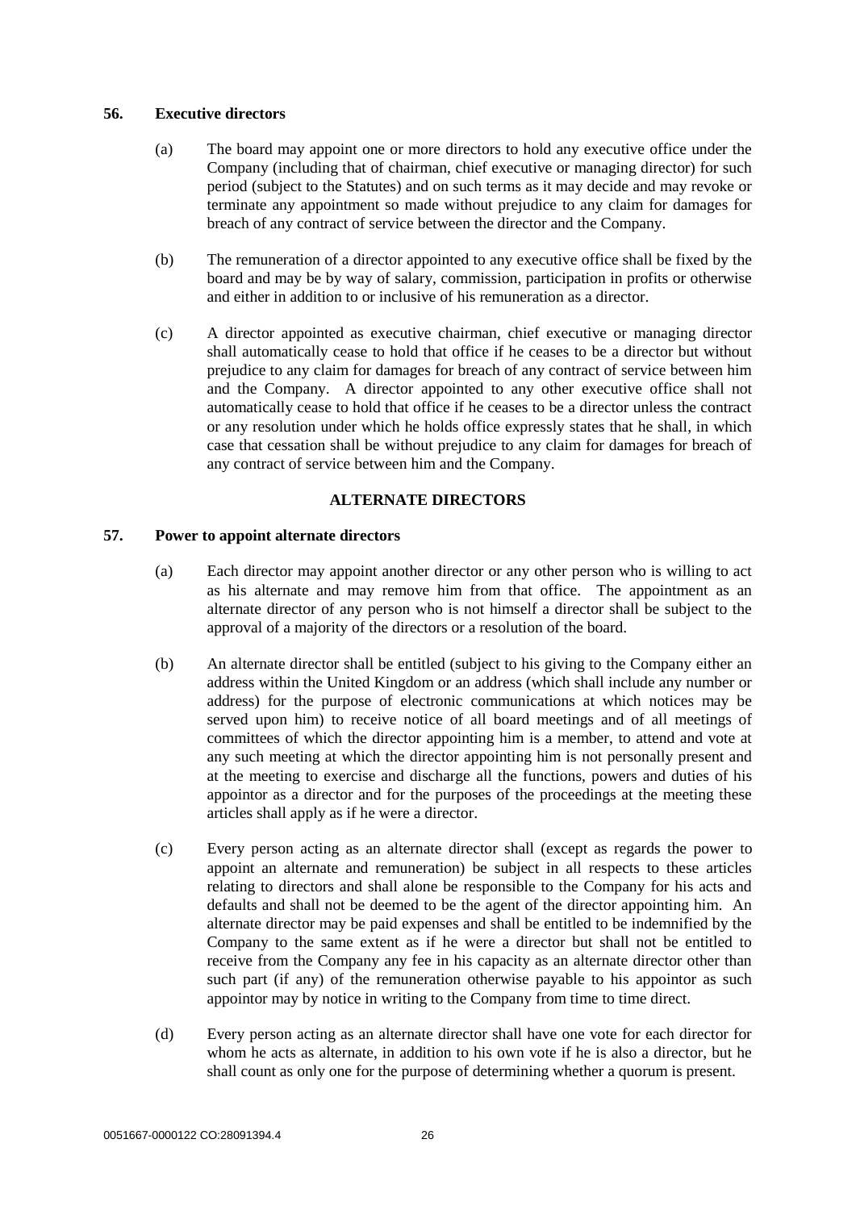### 56. Executive directors

(a) The board may appoint one or more directors to hold any executive office under the Company (including that of chairman, chief executive or managing director) for such period (subject to the Statutes) and on such terms as it may decide and may revoke or terminate any appointment so made without prejudice to any claim for damages for breach of any contract of service between the director and the Company.

(b) The remuneration of a director appointed to any executive office shall be fixed by the board and may be by way of salary, commission, participation in profits or otherwise and either in addition to or inclusive of his remuneration as a director.

(c) A director appointed as executive chairman, chief executive or managing director shall automatically cease to hold that office if he ceases to be a director but without prejudice to any claim for damages for breach of any contract of service between him and the Company. A director appointed to any other executive office shall not automatically cease to hold that office if he ceases to be a director unless the contract or any resolution under which he holds office expressly states that he shall, in which case that cessation shall be without prejudice to any claim for damages for breach of any contract of service between him and the Company.

## ALTERNATE DIRECTORS

### 57. Power to appoint alternate directors

(a) Each director may appoint another director or any other person who is willing to act as his alternate and may remove him from that office. The appointment as an alternate director of any person who is not himself a director shall be subject to the approval of a majority of the directors or a resolution of the board.

(b) An alternate director shall be entitled (subject to his giving to the Company either an address within the United Kingdom or an address (which shall include any number or address) for the purpose of electronic communications at which notices may be served upon him) to receive notice of all board meetings and of all meetings of committees of which the director appointing him is a member, to attend and vote at any such meeting at which the director appointing him is not personally present and at the meeting to exercise and discharge all the functions, powers and duties of his appointor as a director and for the purposes of the proceedings at the meeting these articles shall apply as if he were a director.

(c) Every person acting as an alternate director shall (except as regards the power to appoint an alternate and remuneration) be subject in all respects to these articles relating to directors and shall alone be responsible to the Company for his acts and defaults and shall not be deemed to be the agent of the director appointing him. An alternate director may be paid expenses and shall be entitled to be indemnified by the Company to the same extent as if he were a director but shall not be entitled to receive from the Company any fee in his capacity as an alternate director other than such part (if any) of the remuneration otherwise payable to his appointor as such appointor may by notice in writing to the Company from time to time direct.

(d) Every person acting as an alternate director shall have one vote for each director for whom he acts as alternate, in addition to his own vote if he is also a director, but he shall count as only one for the purpose of determining whether a quorum is present.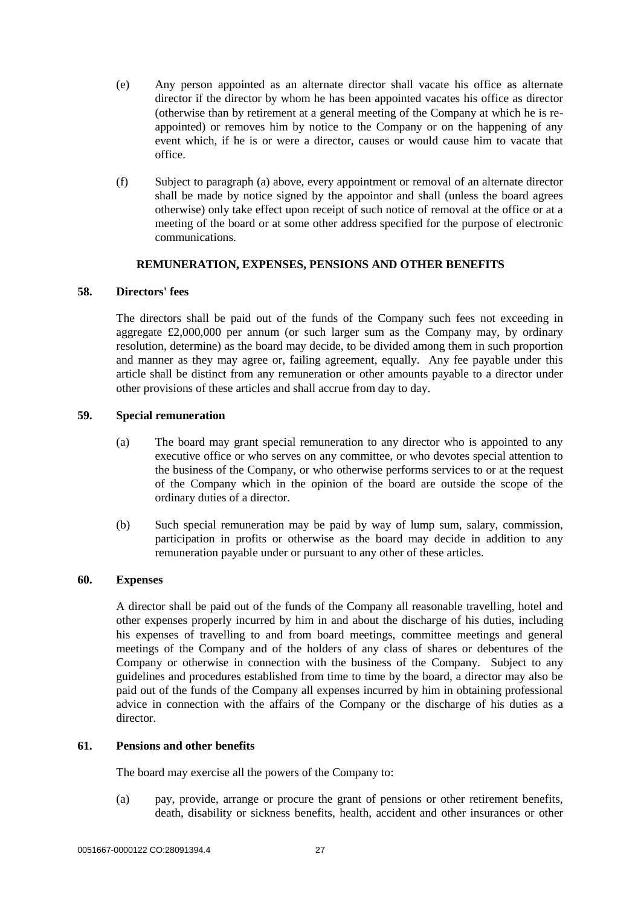(e) Any person appointed as an alternate director shall vacate his office as alternate director if the director by whom he has been appointed vacates his office as director (otherwise than by retirement at a general meeting of the Company at which he is re-appointed) or removes him by notice to the Company or on the happening of any event which, if he is or were a director, causes or would cause him to vacate that office.

(f) Subject to paragraph (a) above, every appointment or removal of an alternate director shall be made by notice signed by the appointor and shall (unless the board agrees otherwise) only take effect upon receipt of such notice of removal at the office or at a meeting of the board or at some other address specified for the purpose of electronic communications.

**REMUNERATION, EXPENSES, PENSIONS AND OTHER BENEFITS**

**58. Directors' fees**

The directors shall be paid out of the funds of the Company such fees not exceeding in aggregate £2,000,000 per annum (or such larger sum as the Company may, by ordinary resolution, determine) as the board may decide, to be divided among them in such proportion and manner as they may agree or, failing agreement, equally. Any fee payable under this article shall be distinct from any remuneration or other amounts payable to a director under other provisions of these articles and shall accrue from day to day.

**59. Special remuneration**

(a) The board may grant special remuneration to any director who is appointed to any executive office or who serves on any committee, or who devotes special attention to the business of the Company, or who otherwise performs services to or at the request of the Company which in the opinion of the board are outside the scope of the ordinary duties of a director.

(b) Such special remuneration may be paid by way of lump sum, salary, commission, participation in profits or otherwise as the board may decide in addition to any remuneration payable under or pursuant to any other of these articles.

**60. Expenses**

A director shall be paid out of the funds of the Company all reasonable travelling, hotel and other expenses properly incurred by him in and about the discharge of his duties, including his expenses of travelling to and from board meetings, committee meetings and general meetings of the Company and of the holders of any class of shares or debentures of the Company or otherwise in connection with the business of the Company. Subject to any guidelines and procedures established from time to time by the board, a director may also be paid out of the funds of the Company all expenses incurred by him in obtaining professional advice in connection with the affairs of the Company or the discharge of his duties as a director.

**61. Pensions and other benefits**

The board may exercise all the powers of the Company to:

(a) pay, provide, arrange or procure the grant of pensions or other retirement benefits, death, disability or sickness benefits, health, accident and other insurances or other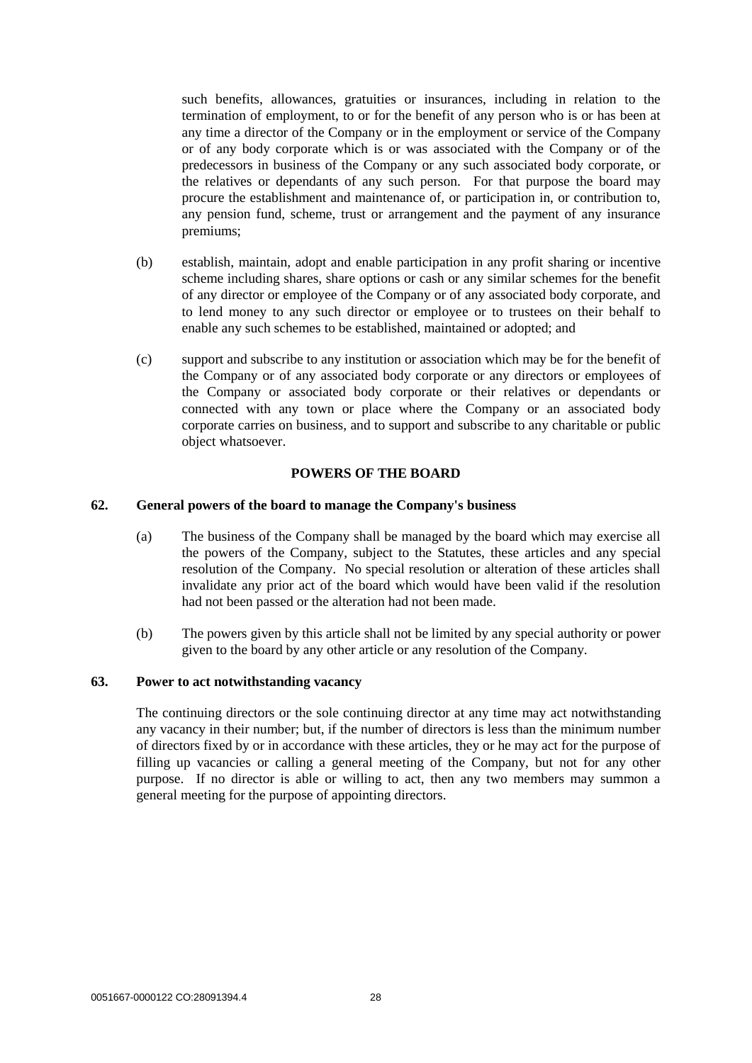such benefits, allowances, gratuities or insurances, including in relation to the termination of employment, to or for the benefit of any person who is or has been at any time a director of the Company or in the employment or service of the Company or of any body corporate which is or was associated with the Company or of the predecessors in business of the Company or any such associated body corporate, or the relatives or dependants of any such person. For that purpose the board may procure the establishment and maintenance of, or participation in, or contribution to, any pension fund, scheme, trust or arrangement and the payment of any insurance premiums;

(b) establish, maintain, adopt and enable participation in any profit sharing or incentive scheme including shares, share options or cash or any similar schemes for the benefit of any director or employee of the Company or of any associated body corporate, and to lend money to any such director or employee or to trustees on their behalf to enable any such schemes to be established, maintained or adopted; and

(c) support and subscribe to any institution or association which may be for the benefit of the Company or of any associated body corporate or any directors or employees of the Company or associated body corporate or their relatives or dependants or connected with any town or place where the Company or an associated body corporate carries on business, and to support and subscribe to any charitable or public object whatsoever.

## POWERS OF THE BOARD

### 62. General powers of the board to manage the Company's business

(a) The business of the Company shall be managed by the board which may exercise all the powers of the Company, subject to the Statutes, these articles and any special resolution of the Company. No special resolution or alteration of these articles shall invalidate any prior act of the board which would have been valid if the resolution had not been passed or the alteration had not been made.

(b) The powers given by this article shall not be limited by any special authority or power given to the board by any other article or any resolution of the Company.

### 63. Power to act notwithstanding vacancy

The continuing directors or the sole continuing director at any time may act notwithstanding any vacancy in their number; but, if the number of directors is less than the minimum number of directors fixed by or in accordance with these articles, they or he may act for the purpose of filling up vacancies or calling a general meeting of the Company, but not for any other purpose. If no director is able or willing to act, then any two members may summon a general meeting for the purpose of appointing directors.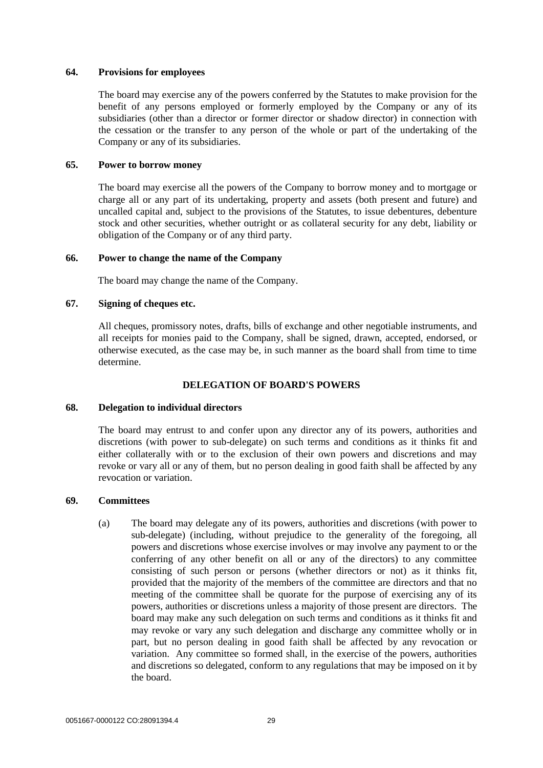### 64. Provisions for employees

The board may exercise any of the powers conferred by the Statutes to make provision for the benefit of any persons employed or formerly employed by the Company or any of its subsidiaries (other than a director or former director or shadow director) in connection with the cessation or the transfer to any person of the whole or part of the undertaking of the Company or any of its subsidiaries.

### 65. Power to borrow money

The board may exercise all the powers of the Company to borrow money and to mortgage or charge all or any part of its undertaking, property and assets (both present and future) and uncalled capital and, subject to the provisions of the Statutes, to issue debentures, debenture stock and other securities, whether outright or as collateral security for any debt, liability or obligation of the Company or of any third party.

### 66. Power to change the name of the Company

The board may change the name of the Company.

### 67. Signing of cheques etc.

All cheques, promissory notes, drafts, bills of exchange and other negotiable instruments, and all receipts for monies paid to the Company, shall be signed, drawn, accepted, endorsed, or otherwise executed, as the case may be, in such manner as the board shall from time to time determine.

## DELEGATION OF BOARD'S POWERS

### 68. Delegation to individual directors

The board may entrust to and confer upon any director any of its powers, authorities and discretions (with power to sub-delegate) on such terms and conditions as it thinks fit and either collaterally with or to the exclusion of their own powers and discretions and may revoke or vary all or any of them, but no person dealing in good faith shall be affected by any revocation or variation.

### 69. Committees

(a) The board may delegate any of its powers, authorities and discretions (with power to sub-delegate) (including, without prejudice to the generality of the foregoing, all powers and discretions whose exercise involves or may involve any payment to or the conferring of any other benefit on all or any of the directors) to any committee consisting of such person or persons (whether directors or not) as it thinks fit, provided that the majority of the members of the committee are directors and that no meeting of the committee shall be quorate for the purpose of exercising any of its powers, authorities or discretions unless a majority of those present are directors. The board may make any such delegation on such terms and conditions as it thinks fit and may revoke or vary any such delegation and discharge any committee wholly or in part, but no person dealing in good faith shall be affected by any revocation or variation. Any committee so formed shall, in the exercise of the powers, authorities and discretions so delegated, conform to any regulations that may be imposed on it by the board.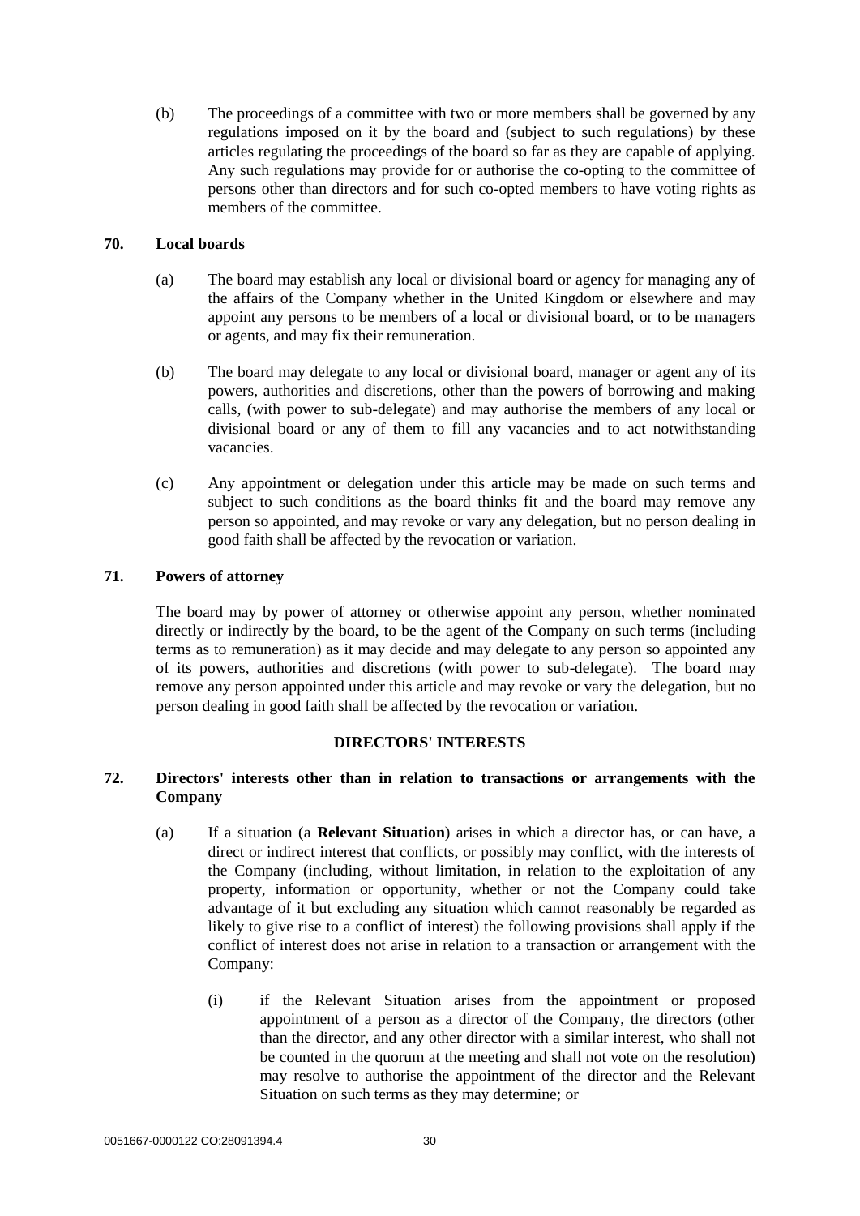(b) The proceedings of a committee with two or more members shall be governed by any regulations imposed on it by the board and (subject to such regulations) by these articles regulating the proceedings of the board so far as they are capable of applying. Any such regulations may provide for or authorise the co-opting to the committee of persons other than directors and for such co-opted members to have voting rights as members of the committee.

**70. Local boards**

(a) The board may establish any local or divisional board or agency for managing any of the affairs of the Company whether in the United Kingdom or elsewhere and may appoint any persons to be members of a local or divisional board, or to be managers or agents, and may fix their remuneration.

(b) The board may delegate to any local or divisional board, manager or agent any of its powers, authorities and discretions, other than the powers of borrowing and making calls, (with power to sub-delegate) and may authorise the members of any local or divisional board or any of them to fill any vacancies and to act notwithstanding vacancies.

(c) Any appointment or delegation under this article may be made on such terms and subject to such conditions as the board thinks fit and the board may remove any person so appointed, and may revoke or vary any delegation, but no person dealing in good faith shall be affected by the revocation or variation.

**71. Powers of attorney**

The board may by power of attorney or otherwise appoint any person, whether nominated directly or indirectly by the board, to be the agent of the Company on such terms (including terms as to remuneration) as it may decide and may delegate to any person so appointed any of its powers, authorities and discretions (with power to sub-delegate). The board may remove any person appointed under this article and may revoke or vary the delegation, but no person dealing in good faith shall be affected by the revocation or variation.

**DIRECTORS' INTERESTS**

**72. Directors' interests other than in relation to transactions or arrangements with the Company**

(a) If a situation (a **Relevant Situation**) arises in which a director has, or can have, a direct or indirect interest that conflicts, or possibly may conflict, with the interests of the Company (including, without limitation, in relation to the exploitation of any property, information or opportunity, whether or not the Company could take advantage of it but excluding any situation which cannot reasonably be regarded as likely to give rise to a conflict of interest) the following provisions shall apply if the conflict of interest does not arise in relation to a transaction or arrangement with the Company:

(i) if the Relevant Situation arises from the appointment or proposed appointment of a person as a director of the Company, the directors (other than the director, and any other director with a similar interest, who shall not be counted in the quorum at the meeting and shall not vote on the resolution) may resolve to authorise the appointment of the director and the Relevant Situation on such terms as they may determine; or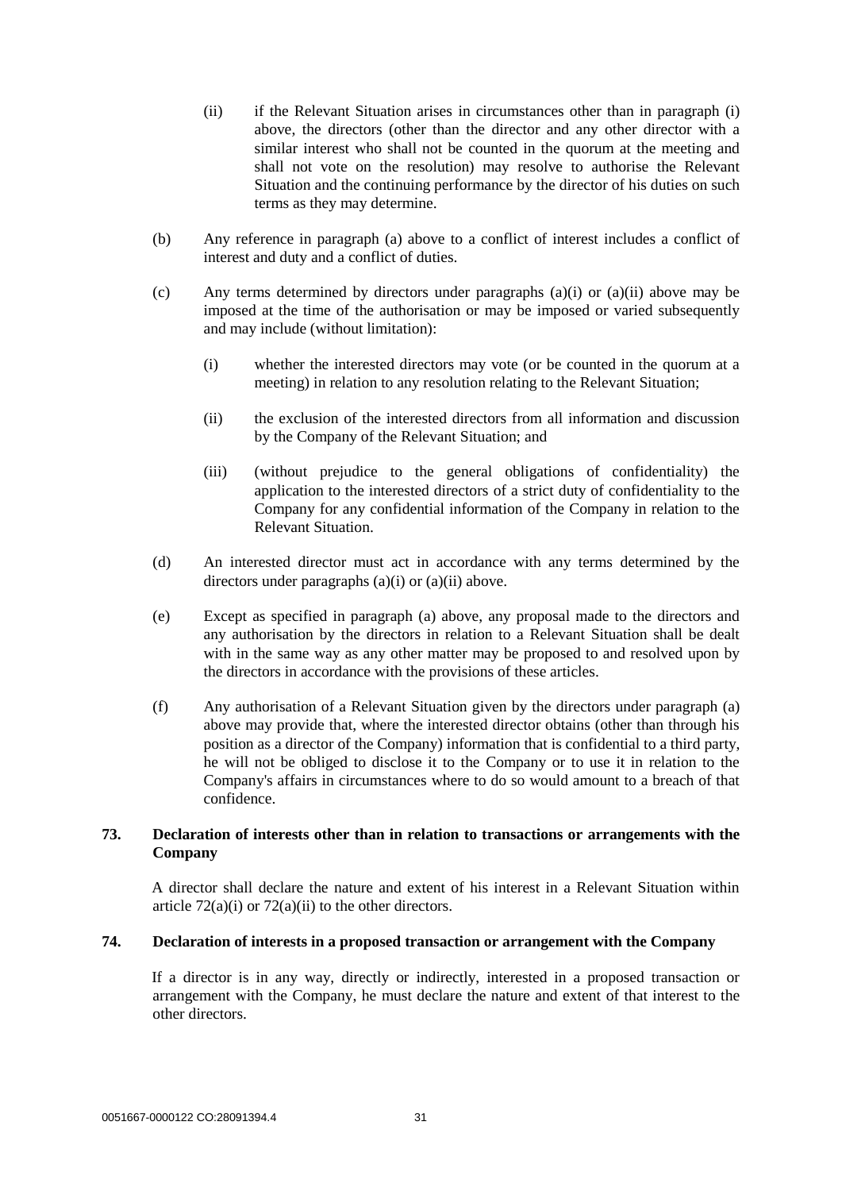(ii) if the Relevant Situation arises in circumstances other than in paragraph (i) above, the directors (other than the director and any other director with a similar interest who shall not be counted in the quorum at the meeting and shall not vote on the resolution) may resolve to authorise the Relevant Situation and the continuing performance by the director of his duties on such terms as they may determine.

(b) Any reference in paragraph (a) above to a conflict of interest includes a conflict of interest and duty and a conflict of duties.

(c) Any terms determined by directors under paragraphs (a)(i) or (a)(ii) above may be imposed at the time of the authorisation or may be imposed or varied subsequently and may include (without limitation):

(i) whether the interested directors may vote (or be counted in the quorum at a meeting) in relation to any resolution relating to the Relevant Situation;

(ii) the exclusion of the interested directors from all information and discussion by the Company of the Relevant Situation; and

(iii) (without prejudice to the general obligations of confidentiality) the application to the interested directors of a strict duty of confidentiality to the Company for any confidential information of the Company in relation to the Relevant Situation.

(d) An interested director must act in accordance with any terms determined by the directors under paragraphs (a)(i) or (a)(ii) above.

(e) Except as specified in paragraph (a) above, any proposal made to the directors and any authorisation by the directors in relation to a Relevant Situation shall be dealt with in the same way as any other matter may be proposed to and resolved upon by the directors in accordance with the provisions of these articles.

(f) Any authorisation of a Relevant Situation given by the directors under paragraph (a) above may provide that, where the interested director obtains (other than through his position as a director of the Company) information that is confidential to a third party, he will not be obliged to disclose it to the Company or to use it in relation to the Company's affairs in circumstances where to do so would amount to a breach of that confidence.

**73. Declaration of interests other than in relation to transactions or arrangements with the Company**

A director shall declare the nature and extent of his interest in a Relevant Situation within article 72(a)(i) or 72(a)(ii) to the other directors.

**74. Declaration of interests in a proposed transaction or arrangement with the Company**

If a director is in any way, directly or indirectly, interested in a proposed transaction or arrangement with the Company, he must declare the nature and extent of that interest to the other directors.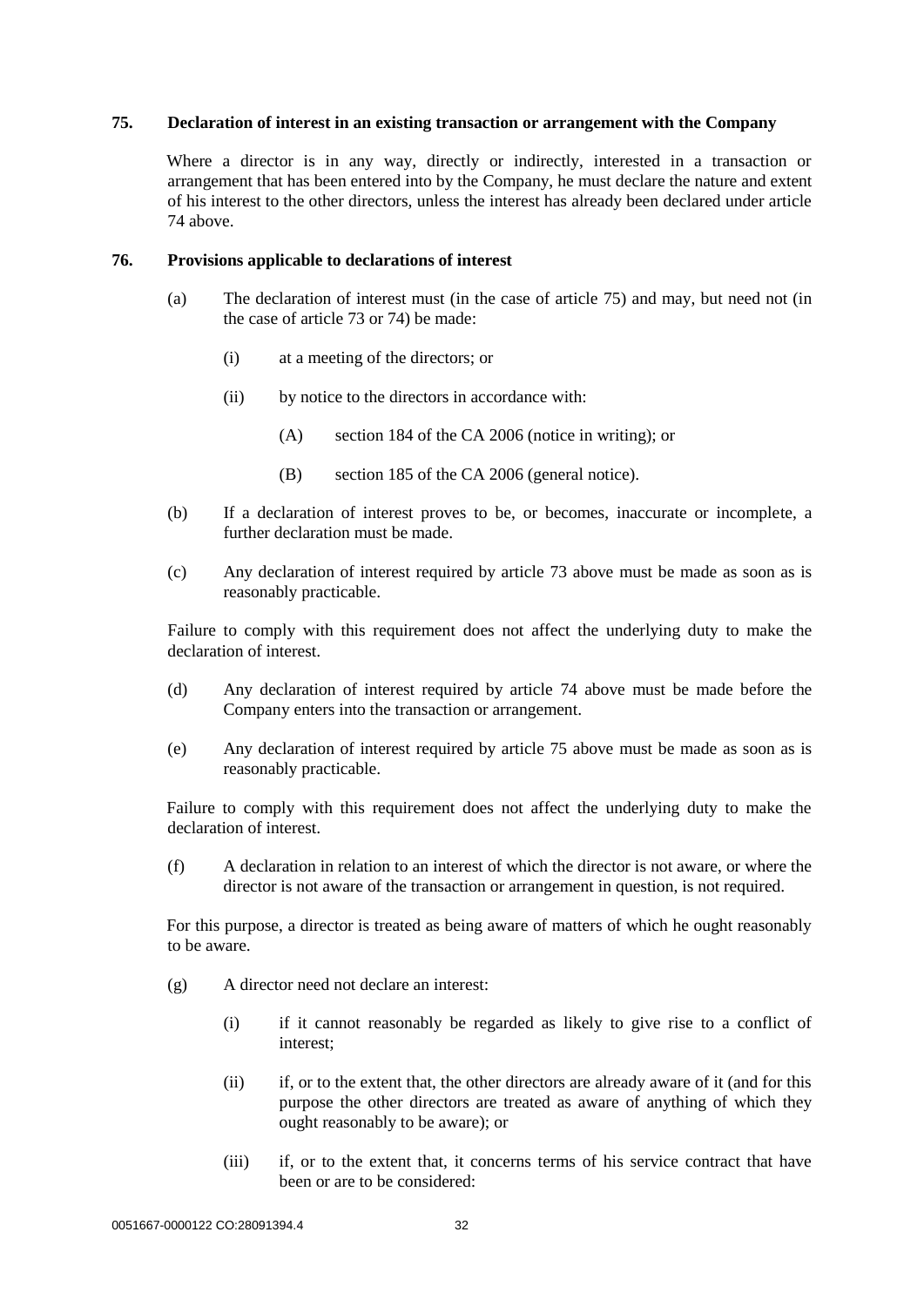### 75. Declaration of interest in an existing transaction or arrangement with the Company

Where a director is in any way, directly or indirectly, interested in a transaction or arrangement that has been entered into by the Company, he must declare the nature and extent of his interest to the other directors, unless the interest has already been declared under article 74 above.

### 76. Provisions applicable to declarations of interest

(a) The declaration of interest must (in the case of article 75) and may, but need not (in the case of article 73 or 74) be made:

  (i) at a meeting of the directors; or

  (ii) by notice to the directors in accordance with:

    (A) section 184 of the CA 2006 (notice in writing); or

    (B) section 185 of the CA 2006 (general notice).

(b) If a declaration of interest proves to be, or becomes, inaccurate or incomplete, a further declaration must be made.

(c) Any declaration of interest required by article 73 above must be made as soon as is reasonably practicable.

Failure to comply with this requirement does not affect the underlying duty to make the declaration of interest.

(d) Any declaration of interest required by article 74 above must be made before the Company enters into the transaction or arrangement.

(e) Any declaration of interest required by article 75 above must be made as soon as is reasonably practicable.

Failure to comply with this requirement does not affect the underlying duty to make the declaration of interest.

(f) A declaration in relation to an interest of which the director is not aware, or where the director is not aware of the transaction or arrangement in question, is not required.

For this purpose, a director is treated as being aware of matters of which he ought reasonably to be aware.

(g) A director need not declare an interest:

  (i) if it cannot reasonably be regarded as likely to give rise to a conflict of interest;

  (ii) if, or to the extent that, the other directors are already aware of it (and for this purpose the other directors are treated as aware of anything of which they ought reasonably to be aware); or

  (iii) if, or to the extent that, it concerns terms of his service contract that have been or are to be considered: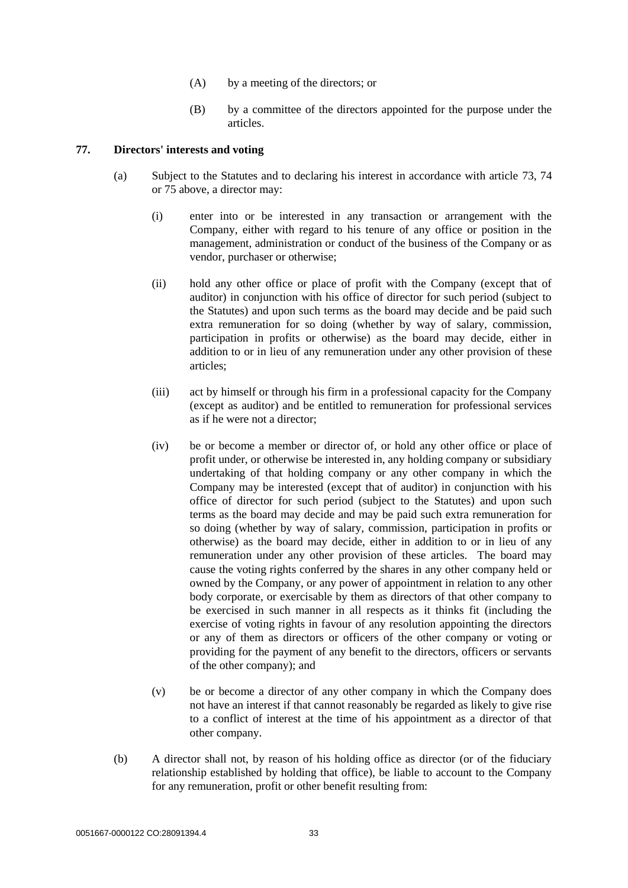(A) by a meeting of the directors; or

(B) by a committee of the directors appointed for the purpose under the articles.

**77. Directors' interests and voting**

(a) Subject to the Statutes and to declaring his interest in accordance with article 73, 74 or 75 above, a director may:

(i) enter into or be interested in any transaction or arrangement with the Company, either with regard to his tenure of any office or position in the management, administration or conduct of the business of the Company or as vendor, purchaser or otherwise;

(ii) hold any other office or place of profit with the Company (except that of auditor) in conjunction with his office of director for such period (subject to the Statutes) and upon such terms as the board may decide and be paid such extra remuneration for so doing (whether by way of salary, commission, participation in profits or otherwise) as the board may decide, either in addition to or in lieu of any remuneration under any other provision of these articles;

(iii) act by himself or through his firm in a professional capacity for the Company (except as auditor) and be entitled to remuneration for professional services as if he were not a director;

(iv) be or become a member or director of, or hold any other office or place of profit under, or otherwise be interested in, any holding company or subsidiary undertaking of that holding company or any other company in which the Company may be interested (except that of auditor) in conjunction with his office of director for such period (subject to the Statutes) and upon such terms as the board may decide and may be paid such extra remuneration for so doing (whether by way of salary, commission, participation in profits or otherwise) as the board may decide, either in addition to or in lieu of any remuneration under any other provision of these articles. The board may cause the voting rights conferred by the shares in any other company held or owned by the Company, or any power of appointment in relation to any other body corporate, or exercisable by them as directors of that other company to be exercised in such manner in all respects as it thinks fit (including the exercise of voting rights in favour of any resolution appointing the directors or any of them as directors or officers of the other company or voting or providing for the payment of any benefit to the directors, officers or servants of the other company); and

(v) be or become a director of any other company in which the Company does not have an interest if that cannot reasonably be regarded as likely to give rise to a conflict of interest at the time of his appointment as a director of that other company.

(b) A director shall not, by reason of his holding office as director (or of the fiduciary relationship established by holding that office), be liable to account to the Company for any remuneration, profit or other benefit resulting from: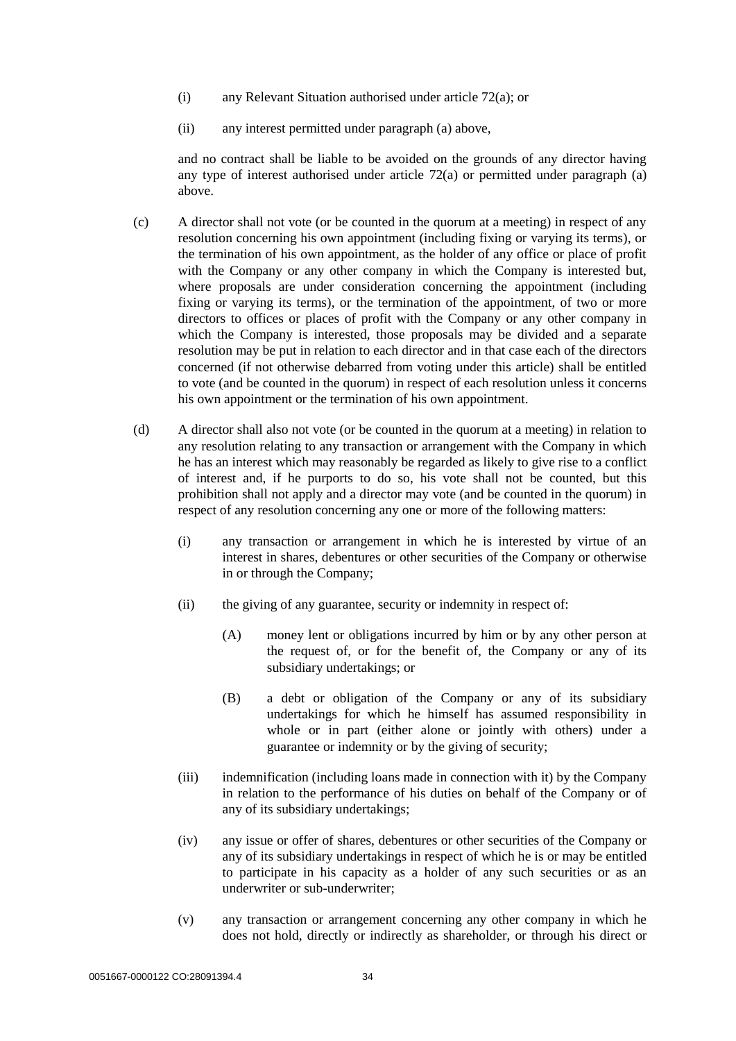(i) any Relevant Situation authorised under article 72(a); or

(ii) any interest permitted under paragraph (a) above,

and no contract shall be liable to be avoided on the grounds of any director having any type of interest authorised under article 72(a) or permitted under paragraph (a) above.

(c) A director shall not vote (or be counted in the quorum at a meeting) in respect of any resolution concerning his own appointment (including fixing or varying its terms), or the termination of his own appointment, as the holder of any office or place of profit with the Company or any other company in which the Company is interested but, where proposals are under consideration concerning the appointment (including fixing or varying its terms), or the termination of the appointment, of two or more directors to offices or places of profit with the Company or any other company in which the Company is interested, those proposals may be divided and a separate resolution may be put in relation to each director and in that case each of the directors concerned (if not otherwise debarred from voting under this article) shall be entitled to vote (and be counted in the quorum) in respect of each resolution unless it concerns his own appointment or the termination of his own appointment.

(d) A director shall also not vote (or be counted in the quorum at a meeting) in relation to any resolution relating to any transaction or arrangement with the Company in which he has an interest which may reasonably be regarded as likely to give rise to a conflict of interest and, if he purports to do so, his vote shall not be counted, but this prohibition shall not apply and a director may vote (and be counted in the quorum) in respect of any resolution concerning any one or more of the following matters:

(i) any transaction or arrangement in which he is interested by virtue of an interest in shares, debentures or other securities of the Company or otherwise in or through the Company;

(ii) the giving of any guarantee, security or indemnity in respect of:

(A) money lent or obligations incurred by him or by any other person at the request of, or for the benefit of, the Company or any of its subsidiary undertakings; or

(B) a debt or obligation of the Company or any of its subsidiary undertakings for which he himself has assumed responsibility in whole or in part (either alone or jointly with others) under a guarantee or indemnity or by the giving of security;

(iii) indemnification (including loans made in connection with it) by the Company in relation to the performance of his duties on behalf of the Company or of any of its subsidiary undertakings;

(iv) any issue or offer of shares, debentures or other securities of the Company or any of its subsidiary undertakings in respect of which he is or may be entitled to participate in his capacity as a holder of any such securities or as an underwriter or sub-underwriter;

(v) any transaction or arrangement concerning any other company in which he does not hold, directly or indirectly as shareholder, or through his direct or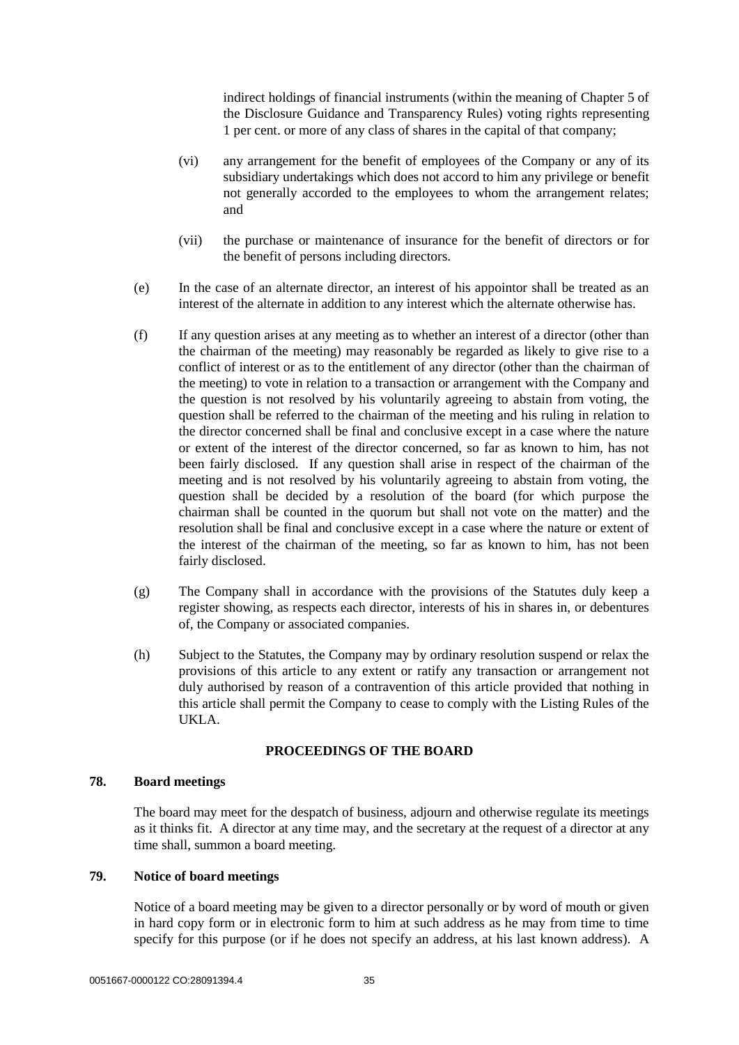indirect holdings of financial instruments (within the meaning of Chapter 5 of the Disclosure Guidance and Transparency Rules) voting rights representing 1 per cent. or more of any class of shares in the capital of that company;

(vi) any arrangement for the benefit of employees of the Company or any of its subsidiary undertakings which does not accord to him any privilege or benefit not generally accorded to the employees to whom the arrangement relates; and

(vii) the purchase or maintenance of insurance for the benefit of directors or for the benefit of persons including directors.

(e) In the case of an alternate director, an interest of his appointor shall be treated as an interest of the alternate in addition to any interest which the alternate otherwise has.

(f) If any question arises at any meeting as to whether an interest of a director (other than the chairman of the meeting) may reasonably be regarded as likely to give rise to a conflict of interest or as to the entitlement of any director (other than the chairman of the meeting) to vote in relation to a transaction or arrangement with the Company and the question is not resolved by his voluntarily agreeing to abstain from voting, the question shall be referred to the chairman of the meeting and his ruling in relation to the director concerned shall be final and conclusive except in a case where the nature or extent of the interest of the director concerned, so far as known to him, has not been fairly disclosed. If any question shall arise in respect of the chairman of the meeting and is not resolved by his voluntarily agreeing to abstain from voting, the question shall be decided by a resolution of the board (for which purpose the chairman shall be counted in the quorum but shall not vote on the matter) and the resolution shall be final and conclusive except in a case where the nature or extent of the interest of the chairman of the meeting, so far as known to him, has not been fairly disclosed.

(g) The Company shall in accordance with the provisions of the Statutes duly keep a register showing, as respects each director, interests of his in shares in, or debentures of, the Company or associated companies.

(h) Subject to the Statutes, the Company may by ordinary resolution suspend or relax the provisions of this article to any extent or ratify any transaction or arrangement not duly authorised by reason of a contravention of this article provided that nothing in this article shall permit the Company to cease to comply with the Listing Rules of the UKLA.

## PROCEEDINGS OF THE BOARD

### 78. Board meetings

The board may meet for the despatch of business, adjourn and otherwise regulate its meetings as it thinks fit. A director at any time may, and the secretary at the request of a director at any time shall, summon a board meeting.

### 79. Notice of board meetings

Notice of a board meeting may be given to a director personally or by word of mouth or given in hard copy form or in electronic form to him at such address as he may from time to time specify for this purpose (or if he does not specify an address, at his last known address). A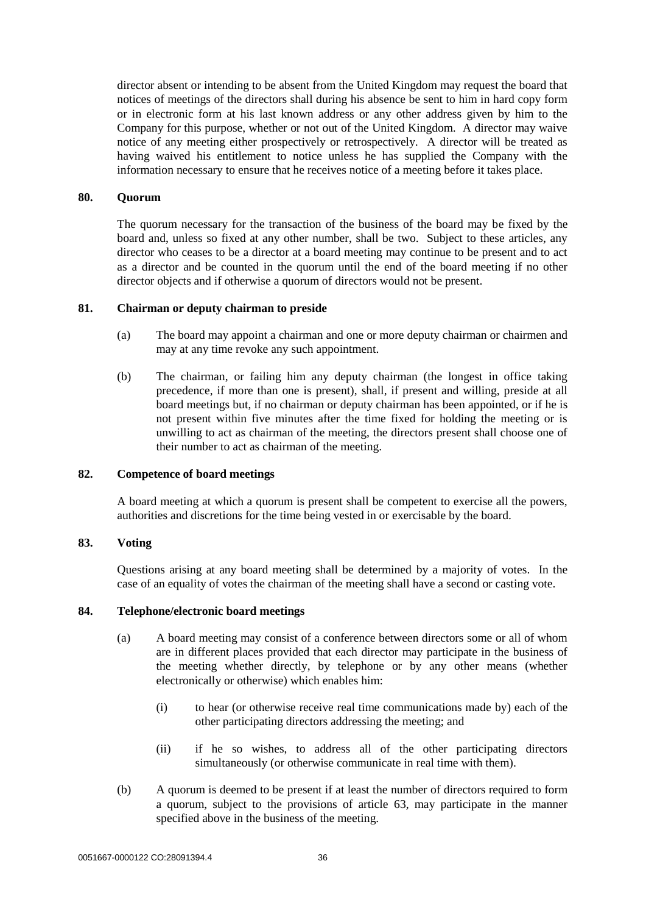director absent or intending to be absent from the United Kingdom may request the board that notices of meetings of the directors shall during his absence be sent to him in hard copy form or in electronic form at his last known address or any other address given by him to the Company for this purpose, whether or not out of the United Kingdom. A director may waive notice of any meeting either prospectively or retrospectively. A director will be treated as having waived his entitlement to notice unless he has supplied the Company with the information necessary to ensure that he receives notice of a meeting before it takes place.

**80. Quorum**

The quorum necessary for the transaction of the business of the board may be fixed by the board and, unless so fixed at any other number, shall be two. Subject to these articles, any director who ceases to be a director at a board meeting may continue to be present and to act as a director and be counted in the quorum until the end of the board meeting if no other director objects and if otherwise a quorum of directors would not be present.

**81. Chairman or deputy chairman to preside**

(a) The board may appoint a chairman and one or more deputy chairman or chairmen and may at any time revoke any such appointment.

(b) The chairman, or failing him any deputy chairman (the longest in office taking precedence, if more than one is present), shall, if present and willing, preside at all board meetings but, if no chairman or deputy chairman has been appointed, or if he is not present within five minutes after the time fixed for holding the meeting or is unwilling to act as chairman of the meeting, the directors present shall choose one of their number to act as chairman of the meeting.

**82. Competence of board meetings**

A board meeting at which a quorum is present shall be competent to exercise all the powers, authorities and discretions for the time being vested in or exercisable by the board.

**83. Voting**

Questions arising at any board meeting shall be determined by a majority of votes. In the case of an equality of votes the chairman of the meeting shall have a second or casting vote.

**84. Telephone/electronic board meetings**

(a) A board meeting may consist of a conference between directors some or all of whom are in different places provided that each director may participate in the business of the meeting whether directly, by telephone or by any other means (whether electronically or otherwise) which enables him:

(i) to hear (or otherwise receive real time communications made by) each of the other participating directors addressing the meeting; and

(ii) if he so wishes, to address all of the other participating directors simultaneously (or otherwise communicate in real time with them).

(b) A quorum is deemed to be present if at least the number of directors required to form a quorum, subject to the provisions of article 63, may participate in the manner specified above in the business of the meeting.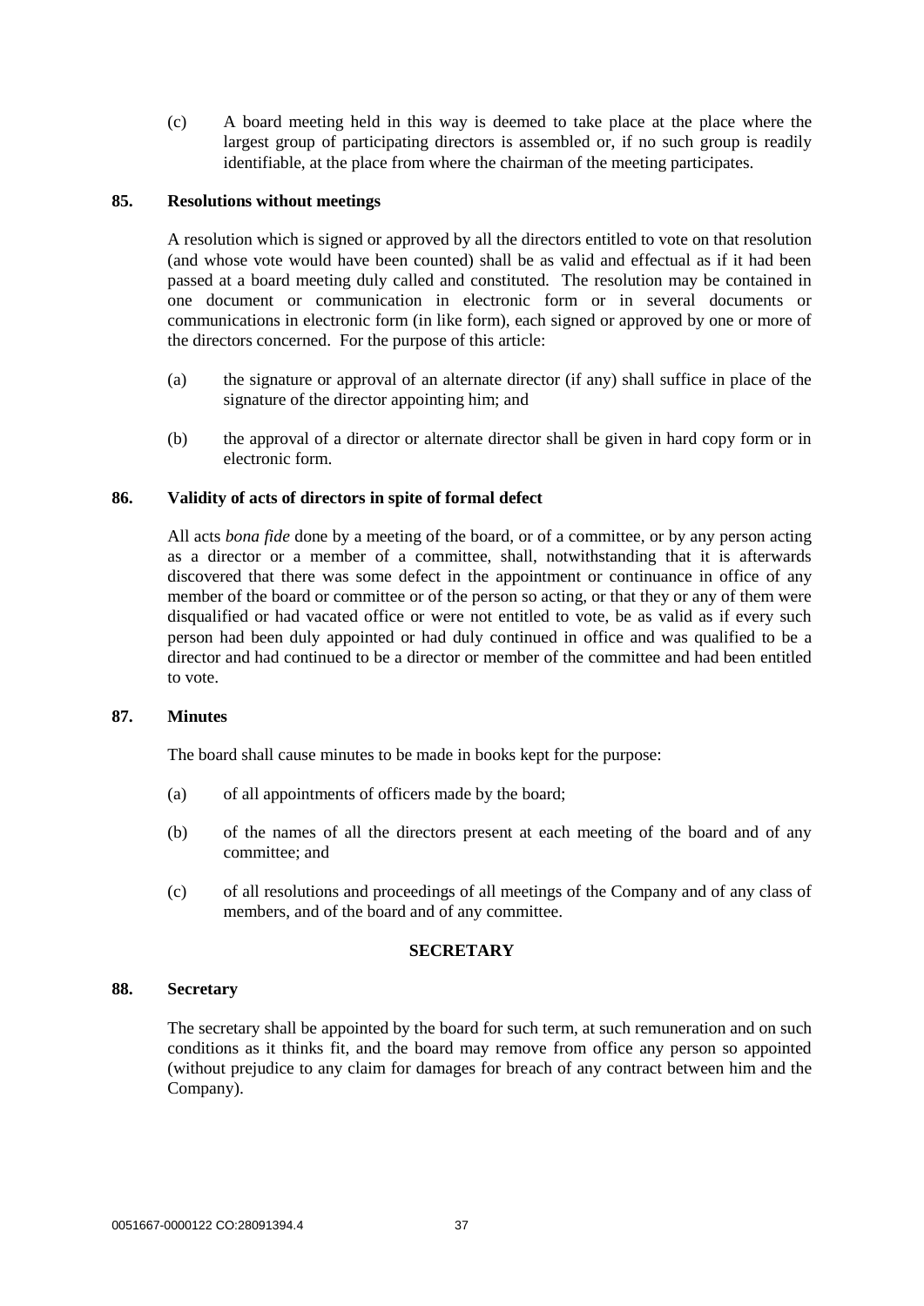(c) A board meeting held in this way is deemed to take place at the place where the largest group of participating directors is assembled or, if no such group is readily identifiable, at the place from where the chairman of the meeting participates.

**85. Resolutions without meetings**

A resolution which is signed or approved by all the directors entitled to vote on that resolution (and whose vote would have been counted) shall be as valid and effectual as if it had been passed at a board meeting duly called and constituted. The resolution may be contained in one document or communication in electronic form or in several documents or communications in electronic form (in like form), each signed or approved by one or more of the directors concerned. For the purpose of this article:

(a) the signature or approval of an alternate director (if any) shall suffice in place of the signature of the director appointing him; and

(b) the approval of a director or alternate director shall be given in hard copy form or in electronic form.

**86. Validity of acts of directors in spite of formal defect**

All acts *bona fide* done by a meeting of the board, or of a committee, or by any person acting as a director or a member of a committee, shall, notwithstanding that it is afterwards discovered that there was some defect in the appointment or continuance in office of any member of the board or committee or of the person so acting, or that they or any of them were disqualified or had vacated office or were not entitled to vote, be as valid as if every such person had been duly appointed or had duly continued in office and was qualified to be a director and had continued to be a director or member of the committee and had been entitled to vote.

**87. Minutes**

The board shall cause minutes to be made in books kept for the purpose:

(a) of all appointments of officers made by the board;

(b) of the names of all the directors present at each meeting of the board and of any committee; and

(c) of all resolutions and proceedings of all meetings of the Company and of any class of members, and of the board and of any committee.

## SECRETARY

**88. Secretary**

The secretary shall be appointed by the board for such term, at such remuneration and on such conditions as it thinks fit, and the board may remove from office any person so appointed (without prejudice to any claim for damages for breach of any contract between him and the Company).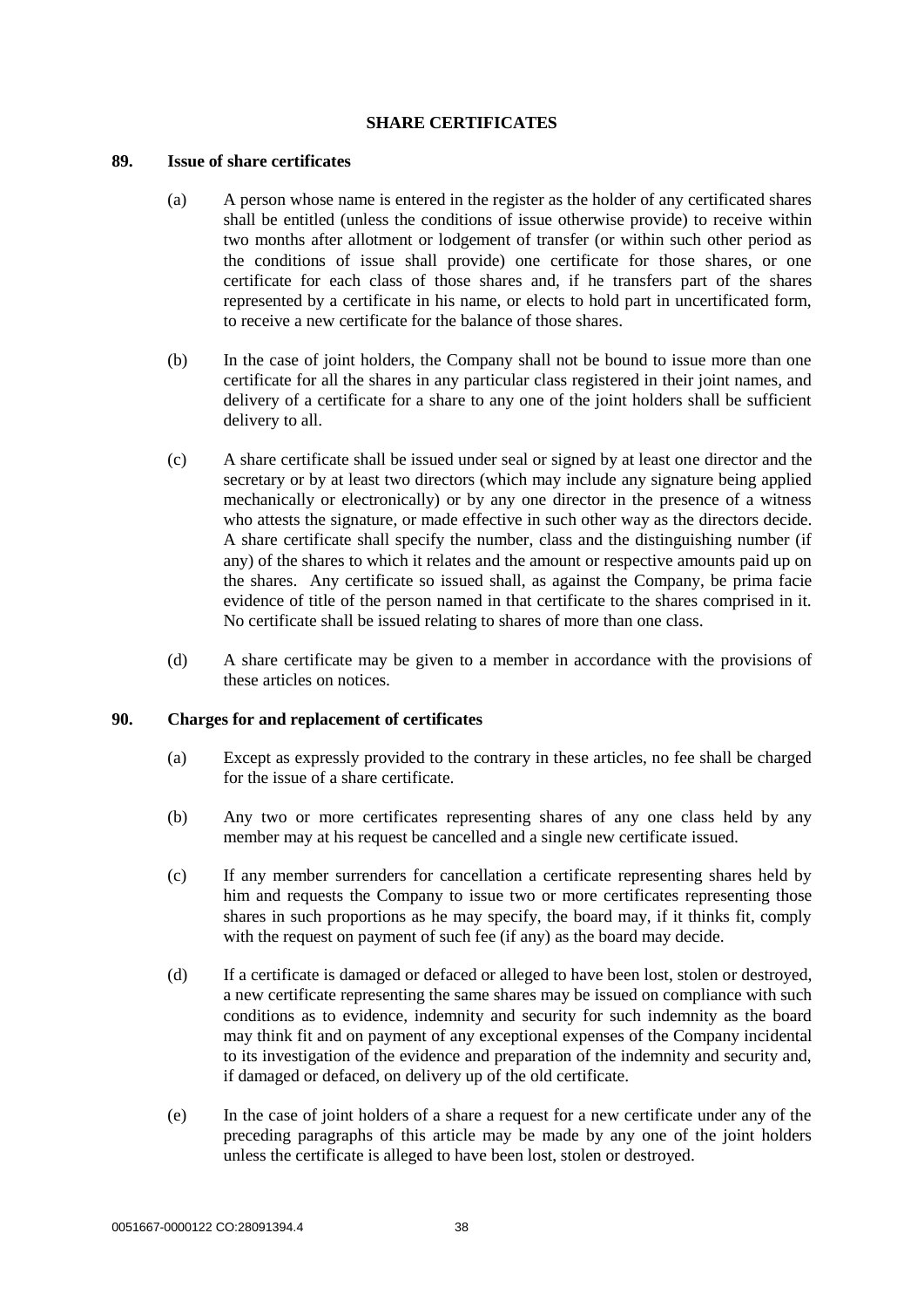## SHARE CERTIFICATES

### 89. Issue of share certificates

(a) A person whose name is entered in the register as the holder of any certificated shares shall be entitled (unless the conditions of issue otherwise provide) to receive within two months after allotment or lodgement of transfer (or within such other period as the conditions of issue shall provide) one certificate for those shares, or one certificate for each class of those shares and, if he transfers part of the shares represented by a certificate in his name, or elects to hold part in uncertificated form, to receive a new certificate for the balance of those shares.

(b) In the case of joint holders, the Company shall not be bound to issue more than one certificate for all the shares in any particular class registered in their joint names, and delivery of a certificate for a share to any one of the joint holders shall be sufficient delivery to all.

(c) A share certificate shall be issued under seal or signed by at least one director and the secretary or by at least two directors (which may include any signature being applied mechanically or electronically) or by any one director in the presence of a witness who attests the signature, or made effective in such other way as the directors decide. A share certificate shall specify the number, class and the distinguishing number (if any) of the shares to which it relates and the amount or respective amounts paid up on the shares. Any certificate so issued shall, as against the Company, be prima facie evidence of title of the person named in that certificate to the shares comprised in it. No certificate shall be issued relating to shares of more than one class.

(d) A share certificate may be given to a member in accordance with the provisions of these articles on notices.

### 90. Charges for and replacement of certificates

(a) Except as expressly provided to the contrary in these articles, no fee shall be charged for the issue of a share certificate.

(b) Any two or more certificates representing shares of any one class held by any member may at his request be cancelled and a single new certificate issued.

(c) If any member surrenders for cancellation a certificate representing shares held by him and requests the Company to issue two or more certificates representing those shares in such proportions as he may specify, the board may, if it thinks fit, comply with the request on payment of such fee (if any) as the board may decide.

(d) If a certificate is damaged or defaced or alleged to have been lost, stolen or destroyed, a new certificate representing the same shares may be issued on compliance with such conditions as to evidence, indemnity and security for such indemnity as the board may think fit and on payment of any exceptional expenses of the Company incidental to its investigation of the evidence and preparation of the indemnity and security and, if damaged or defaced, on delivery up of the old certificate.

(e) In the case of joint holders of a share a request for a new certificate under any of the preceding paragraphs of this article may be made by any one of the joint holders unless the certificate is alleged to have been lost, stolen or destroyed.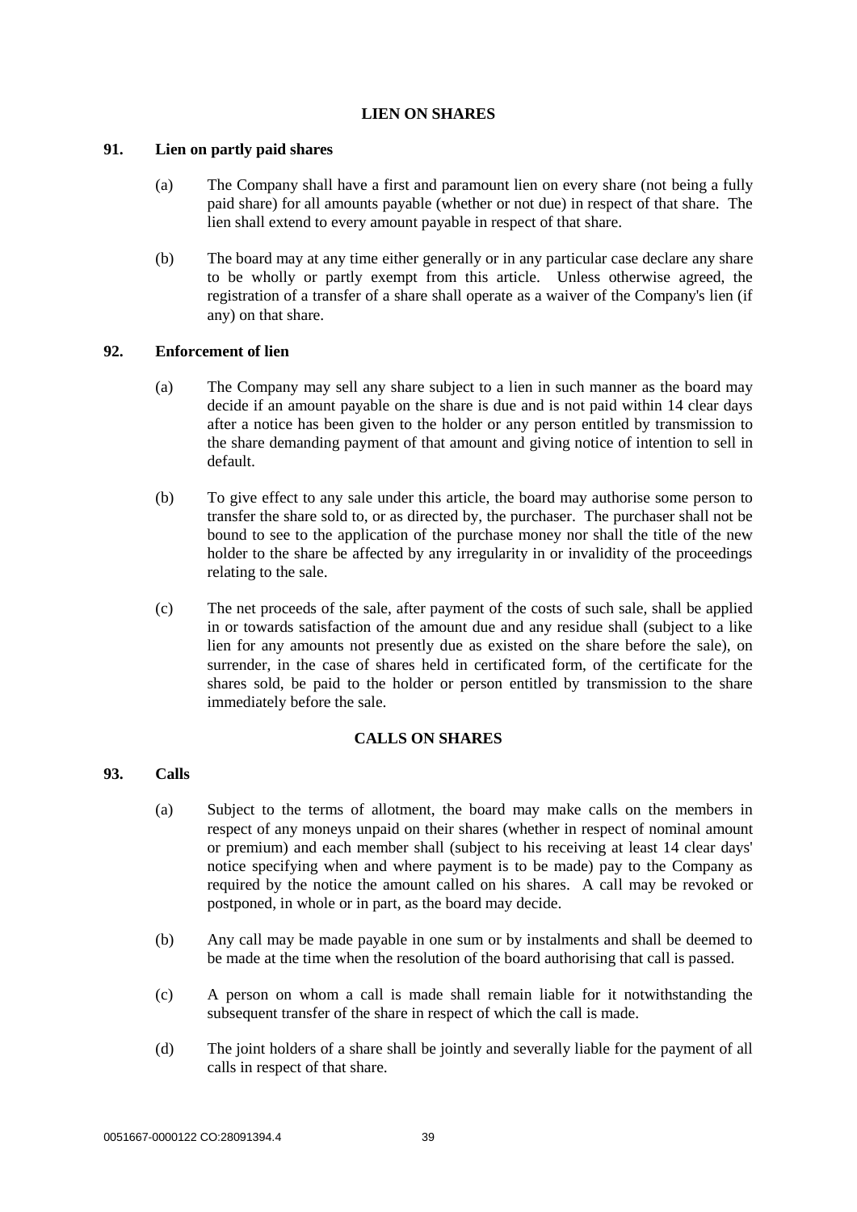## LIEN ON SHARES

### 91. Lien on partly paid shares

(a) The Company shall have a first and paramount lien on every share (not being a fully paid share) for all amounts payable (whether or not due) in respect of that share. The lien shall extend to every amount payable in respect of that share.

(b) The board may at any time either generally or in any particular case declare any share to be wholly or partly exempt from this article. Unless otherwise agreed, the registration of a transfer of a share shall operate as a waiver of the Company's lien (if any) on that share.

### 92. Enforcement of lien

(a) The Company may sell any share subject to a lien in such manner as the board may decide if an amount payable on the share is due and is not paid within 14 clear days after a notice has been given to the holder or any person entitled by transmission to the share demanding payment of that amount and giving notice of intention to sell in default.

(b) To give effect to any sale under this article, the board may authorise some person to transfer the share sold to, or as directed by, the purchaser. The purchaser shall not be bound to see to the application of the purchase money nor shall the title of the new holder to the share be affected by any irregularity in or invalidity of the proceedings relating to the sale.

(c) The net proceeds of the sale, after payment of the costs of such sale, shall be applied in or towards satisfaction of the amount due and any residue shall (subject to a like lien for any amounts not presently due as existed on the share before the sale), on surrender, in the case of shares held in certificated form, of the certificate for the shares sold, be paid to the holder or person entitled by transmission to the share immediately before the sale.

## CALLS ON SHARES

### 93. Calls

(a) Subject to the terms of allotment, the board may make calls on the members in respect of any moneys unpaid on their shares (whether in respect of nominal amount or premium) and each member shall (subject to his receiving at least 14 clear days' notice specifying when and where payment is to be made) pay to the Company as required by the notice the amount called on his shares. A call may be revoked or postponed, in whole or in part, as the board may decide.

(b) Any call may be made payable in one sum or by instalments and shall be deemed to be made at the time when the resolution of the board authorising that call is passed.

(c) A person on whom a call is made shall remain liable for it notwithstanding the subsequent transfer of the share in respect of which the call is made.

(d) The joint holders of a share shall be jointly and severally liable for the payment of all calls in respect of that share.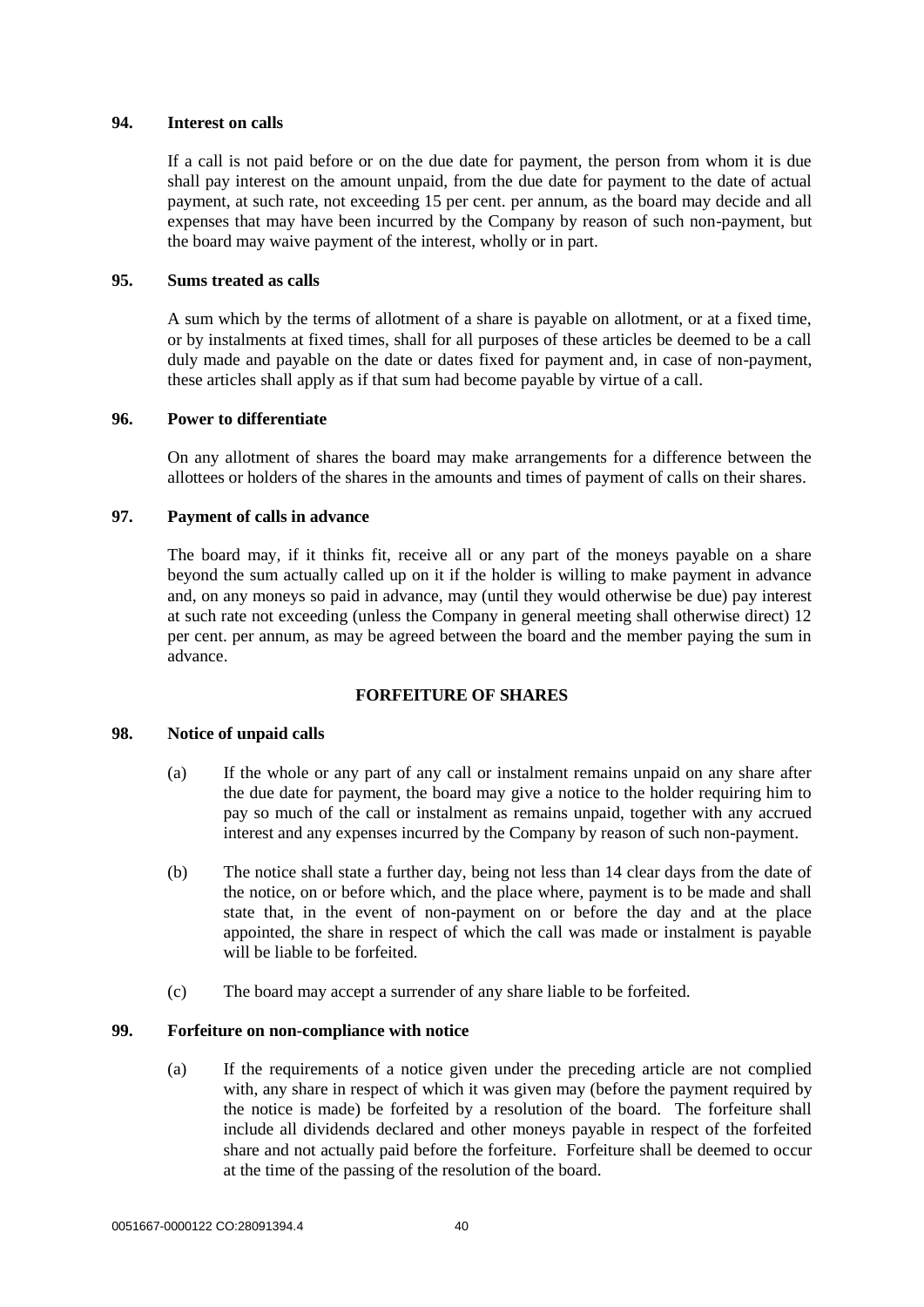**94. Interest on calls**

If a call is not paid before or on the due date for payment, the person from whom it is due shall pay interest on the amount unpaid, from the due date for payment to the date of actual payment, at such rate, not exceeding 15 per cent. per annum, as the board may decide and all expenses that may have been incurred by the Company by reason of such non-payment, but the board may waive payment of the interest, wholly or in part.

**95. Sums treated as calls**

A sum which by the terms of allotment of a share is payable on allotment, or at a fixed time, or by instalments at fixed times, shall for all purposes of these articles be deemed to be a call duly made and payable on the date or dates fixed for payment and, in case of non-payment, these articles shall apply as if that sum had become payable by virtue of a call.

**96. Power to differentiate**

On any allotment of shares the board may make arrangements for a difference between the allottees or holders of the shares in the amounts and times of payment of calls on their shares.

**97. Payment of calls in advance**

The board may, if it thinks fit, receive all or any part of the moneys payable on a share beyond the sum actually called up on it if the holder is willing to make payment in advance and, on any moneys so paid in advance, may (until they would otherwise be due) pay interest at such rate not exceeding (unless the Company in general meeting shall otherwise direct) 12 per cent. per annum, as may be agreed between the board and the member paying the sum in advance.

## FORFEITURE OF SHARES

**98. Notice of unpaid calls**

(a) If the whole or any part of any call or instalment remains unpaid on any share after the due date for payment, the board may give a notice to the holder requiring him to pay so much of the call or instalment as remains unpaid, together with any accrued interest and any expenses incurred by the Company by reason of such non-payment.

(b) The notice shall state a further day, being not less than 14 clear days from the date of the notice, on or before which, and the place where, payment is to be made and shall state that, in the event of non-payment on or before the day and at the place appointed, the share in respect of which the call was made or instalment is payable will be liable to be forfeited.

(c) The board may accept a surrender of any share liable to be forfeited.

**99. Forfeiture on non-compliance with notice**

(a) If the requirements of a notice given under the preceding article are not complied with, any share in respect of which it was given may (before the payment required by the notice is made) be forfeited by a resolution of the board. The forfeiture shall include all dividends declared and other moneys payable in respect of the forfeited share and not actually paid before the forfeiture. Forfeiture shall be deemed to occur at the time of the passing of the resolution of the board.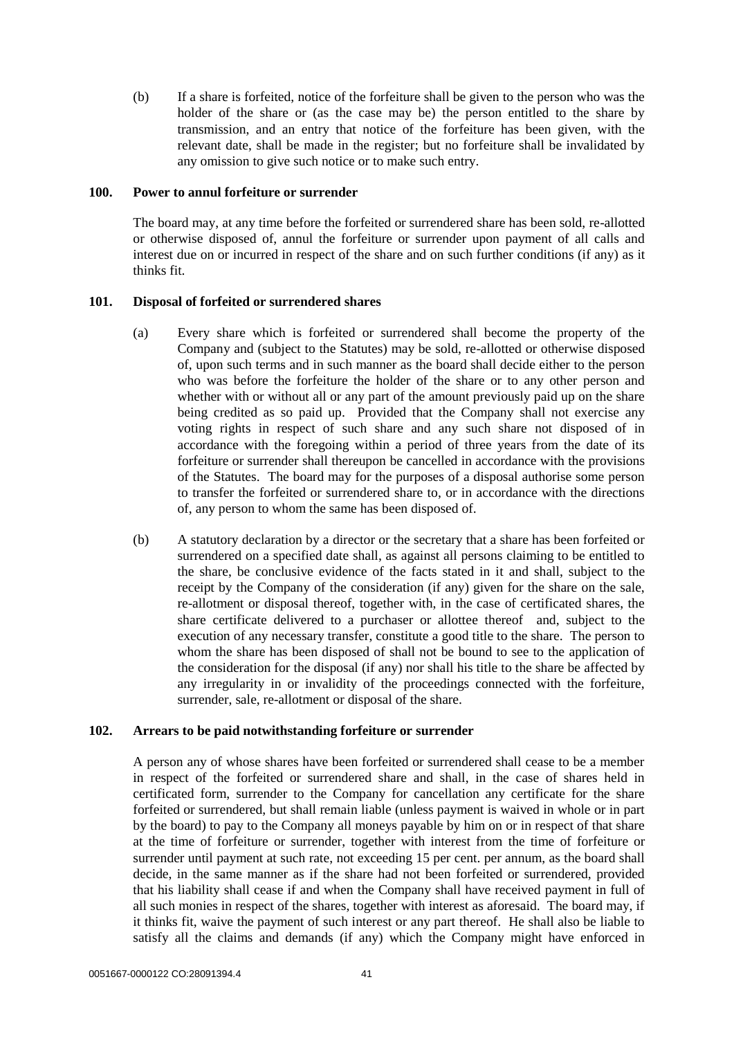(b) If a share is forfeited, notice of the forfeiture shall be given to the person who was the holder of the share or (as the case may be) the person entitled to the share by transmission, and an entry that notice of the forfeiture has been given, with the relevant date, shall be made in the register; but no forfeiture shall be invalidated by any omission to give such notice or to make such entry.

**100. Power to annul forfeiture or surrender**

The board may, at any time before the forfeited or surrendered share has been sold, re-allotted or otherwise disposed of, annul the forfeiture or surrender upon payment of all calls and interest due on or incurred in respect of the share and on such further conditions (if any) as it thinks fit.

**101. Disposal of forfeited or surrendered shares**

(a) Every share which is forfeited or surrendered shall become the property of the Company and (subject to the Statutes) may be sold, re-allotted or otherwise disposed of, upon such terms and in such manner as the board shall decide either to the person who was before the forfeiture the holder of the share or to any other person and whether with or without all or any part of the amount previously paid up on the share being credited as so paid up. Provided that the Company shall not exercise any voting rights in respect of such share and any such share not disposed of in accordance with the foregoing within a period of three years from the date of its forfeiture or surrender shall thereupon be cancelled in accordance with the provisions of the Statutes. The board may for the purposes of a disposal authorise some person to transfer the forfeited or surrendered share to, or in accordance with the directions of, any person to whom the same has been disposed of.

(b) A statutory declaration by a director or the secretary that a share has been forfeited or surrendered on a specified date shall, as against all persons claiming to be entitled to the share, be conclusive evidence of the facts stated in it and shall, subject to the receipt by the Company of the consideration (if any) given for the share on the sale, re-allotment or disposal thereof, together with, in the case of certificated shares, the share certificate delivered to a purchaser or allottee thereof and, subject to the execution of any necessary transfer, constitute a good title to the share. The person to whom the share has been disposed of shall not be bound to see to the application of the consideration for the disposal (if any) nor shall his title to the share be affected by any irregularity in or invalidity of the proceedings connected with the forfeiture, surrender, sale, re-allotment or disposal of the share.

**102. Arrears to be paid notwithstanding forfeiture or surrender**

A person any of whose shares have been forfeited or surrendered shall cease to be a member in respect of the forfeited or surrendered share and shall, in the case of shares held in certificated form, surrender to the Company for cancellation any certificate for the share forfeited or surrendered, but shall remain liable (unless payment is waived in whole or in part by the board) to pay to the Company all moneys payable by him on or in respect of that share at the time of forfeiture or surrender, together with interest from the time of forfeiture or surrender until payment at such rate, not exceeding 15 per cent. per annum, as the board shall decide, in the same manner as if the share had not been forfeited or surrendered, provided that his liability shall cease if and when the Company shall have received payment in full of all such monies in respect of the shares, together with interest as aforesaid. The board may, if it thinks fit, waive the payment of such interest or any part thereof. He shall also be liable to satisfy all the claims and demands (if any) which the Company might have enforced in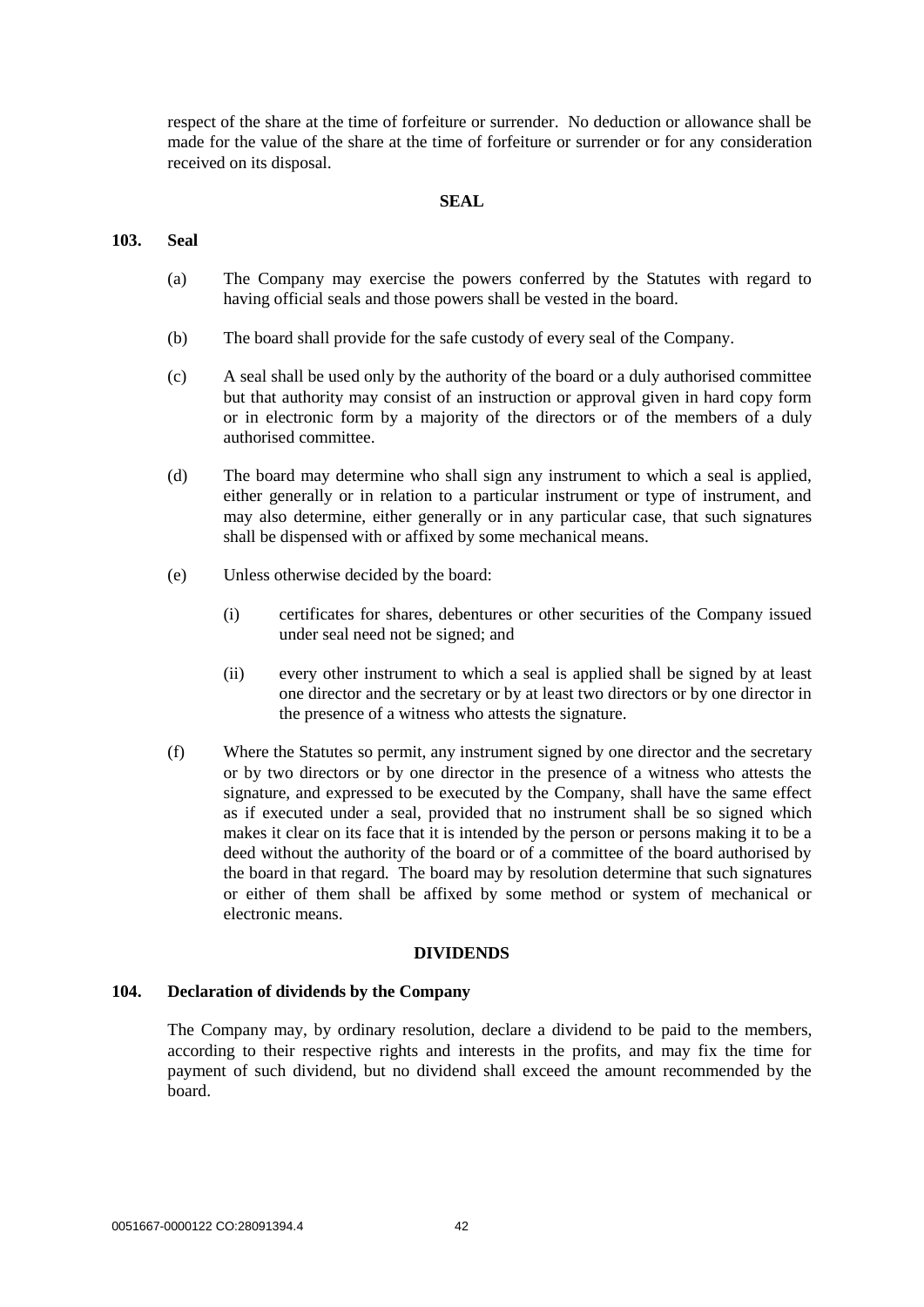respect of the share at the time of forfeiture or surrender. No deduction or allowance shall be made for the value of the share at the time of forfeiture or surrender or for any consideration received on its disposal.

**SEAL**

**103. Seal**

(a) The Company may exercise the powers conferred by the Statutes with regard to having official seals and those powers shall be vested in the board.

(b) The board shall provide for the safe custody of every seal of the Company.

(c) A seal shall be used only by the authority of the board or a duly authorised committee but that authority may consist of an instruction or approval given in hard copy form or in electronic form by a majority of the directors or of the members of a duly authorised committee.

(d) The board may determine who shall sign any instrument to which a seal is applied, either generally or in relation to a particular instrument or type of instrument, and may also determine, either generally or in any particular case, that such signatures shall be dispensed with or affixed by some mechanical means.

(e) Unless otherwise decided by the board:

(i) certificates for shares, debentures or other securities of the Company issued under seal need not be signed; and

(ii) every other instrument to which a seal is applied shall be signed by at least one director and the secretary or by at least two directors or by one director in the presence of a witness who attests the signature.

(f) Where the Statutes so permit, any instrument signed by one director and the secretary or by two directors or by one director in the presence of a witness who attests the signature, and expressed to be executed by the Company, shall have the same effect as if executed under a seal, provided that no instrument shall be so signed which makes it clear on its face that it is intended by the person or persons making it to be a deed without the authority of the board or of a committee of the board authorised by the board in that regard. The board may by resolution determine that such signatures or either of them shall be affixed by some method or system of mechanical or electronic means.

**DIVIDENDS**

**104. Declaration of dividends by the Company**

The Company may, by ordinary resolution, declare a dividend to be paid to the members, according to their respective rights and interests in the profits, and may fix the time for payment of such dividend, but no dividend shall exceed the amount recommended by the board.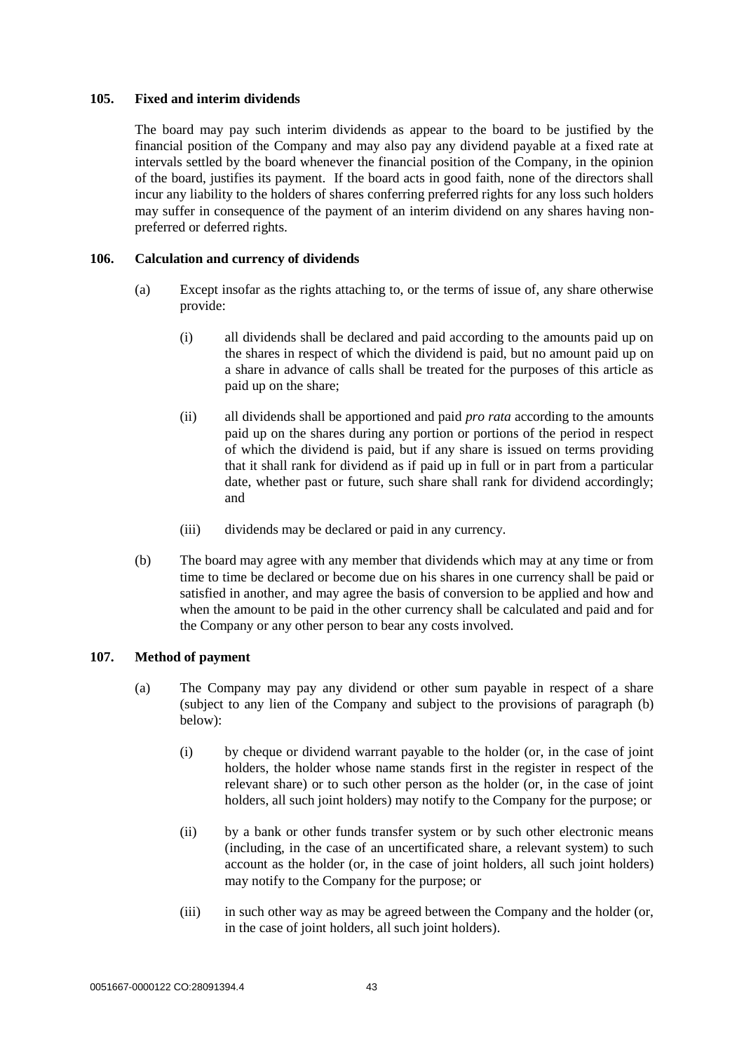**105. Fixed and interim dividends**

The board may pay such interim dividends as appear to the board to be justified by the financial position of the Company and may also pay any dividend payable at a fixed rate at intervals settled by the board whenever the financial position of the Company, in the opinion of the board, justifies its payment. If the board acts in good faith, none of the directors shall incur any liability to the holders of shares conferring preferred rights for any loss such holders may suffer in consequence of the payment of an interim dividend on any shares having non-preferred or deferred rights.

**106. Calculation and currency of dividends**

(a) Except insofar as the rights attaching to, or the terms of issue of, any share otherwise provide:

(i) all dividends shall be declared and paid according to the amounts paid up on the shares in respect of which the dividend is paid, but no amount paid up on a share in advance of calls shall be treated for the purposes of this article as paid up on the share;

(ii) all dividends shall be apportioned and paid *pro rata* according to the amounts paid up on the shares during any portion or portions of the period in respect of which the dividend is paid, but if any share is issued on terms providing that it shall rank for dividend as if paid up in full or in part from a particular date, whether past or future, such share shall rank for dividend accordingly; and

(iii) dividends may be declared or paid in any currency.

(b) The board may agree with any member that dividends which may at any time or from time to time be declared or become due on his shares in one currency shall be paid or satisfied in another, and may agree the basis of conversion to be applied and how and when the amount to be paid in the other currency shall be calculated and paid and for the Company or any other person to bear any costs involved.

**107. Method of payment**

(a) The Company may pay any dividend or other sum payable in respect of a share (subject to any lien of the Company and subject to the provisions of paragraph (b) below):

(i) by cheque or dividend warrant payable to the holder (or, in the case of joint holders, the holder whose name stands first in the register in respect of the relevant share) or to such other person as the holder (or, in the case of joint holders, all such joint holders) may notify to the Company for the purpose; or

(ii) by a bank or other funds transfer system or by such other electronic means (including, in the case of an uncertificated share, a relevant system) to such account as the holder (or, in the case of joint holders, all such joint holders) may notify to the Company for the purpose; or

(iii) in such other way as may be agreed between the Company and the holder (or, in the case of joint holders, all such joint holders).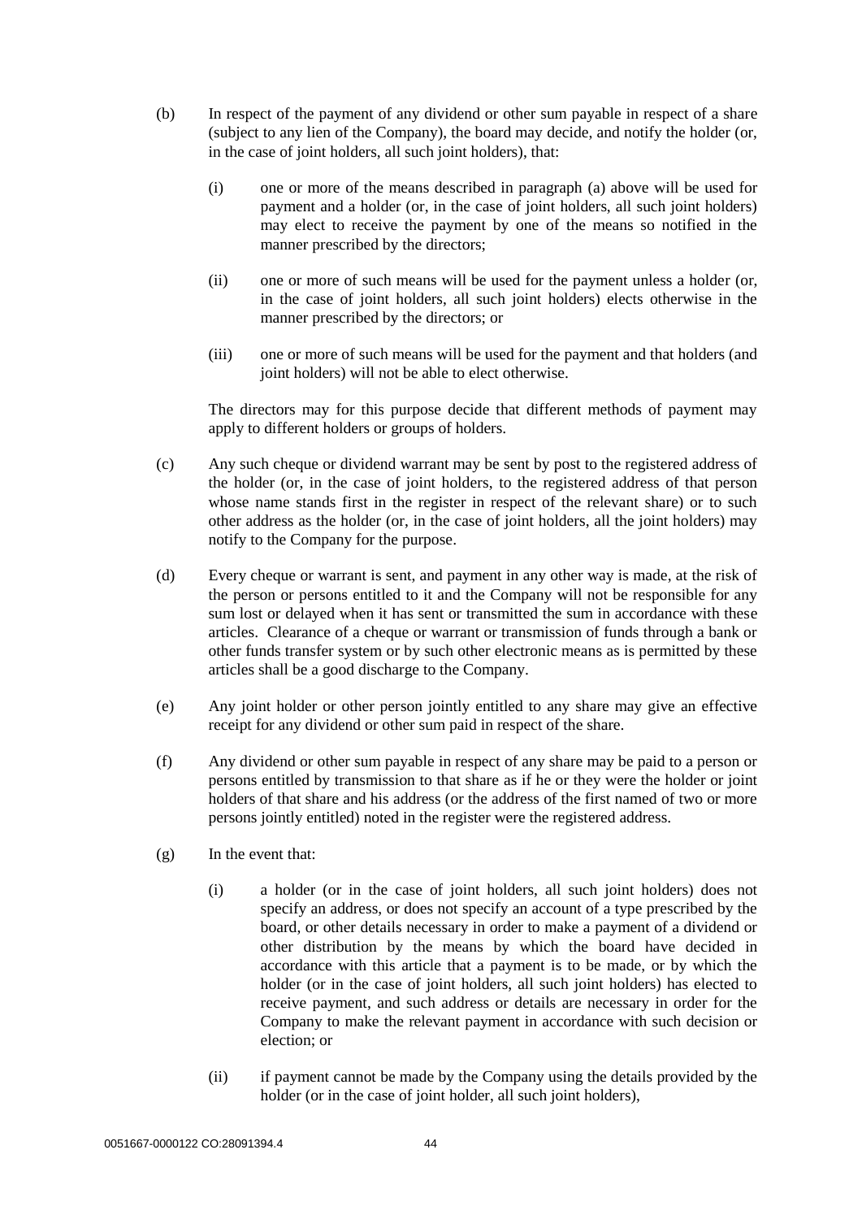(b) In respect of the payment of any dividend or other sum payable in respect of a share (subject to any lien of the Company), the board may decide, and notify the holder (or, in the case of joint holders, all such joint holders), that:

  (i) one or more of the means described in paragraph (a) above will be used for payment and a holder (or, in the case of joint holders, all such joint holders) may elect to receive the payment by one of the means so notified in the manner prescribed by the directors;

  (ii) one or more of such means will be used for the payment unless a holder (or, in the case of joint holders, all such joint holders) elects otherwise in the manner prescribed by the directors; or

  (iii) one or more of such means will be used for the payment and that holders (and joint holders) will not be able to elect otherwise.

  The directors may for this purpose decide that different methods of payment may apply to different holders or groups of holders.

(c) Any such cheque or dividend warrant may be sent by post to the registered address of the holder (or, in the case of joint holders, to the registered address of that person whose name stands first in the register in respect of the relevant share) or to such other address as the holder (or, in the case of joint holders, all the joint holders) may notify to the Company for the purpose.

(d) Every cheque or warrant is sent, and payment in any other way is made, at the risk of the person or persons entitled to it and the Company will not be responsible for any sum lost or delayed when it has sent or transmitted the sum in accordance with these articles. Clearance of a cheque or warrant or transmission of funds through a bank or other funds transfer system or by such other electronic means as is permitted by these articles shall be a good discharge to the Company.

(e) Any joint holder or other person jointly entitled to any share may give an effective receipt for any dividend or other sum paid in respect of the share.

(f) Any dividend or other sum payable in respect of any share may be paid to a person or persons entitled by transmission to that share as if he or they were the holder or joint holders of that share and his address (or the address of the first named of two or more persons jointly entitled) noted in the register were the registered address.

(g) In the event that:

  (i) a holder (or in the case of joint holders, all such joint holders) does not specify an address, or does not specify an account of a type prescribed by the board, or other details necessary in order to make a payment of a dividend or other distribution by the means by which the board have decided in accordance with this article that a payment is to be made, or by which the holder (or in the case of joint holders, all such joint holders) has elected to receive payment, and such address or details are necessary in order for the Company to make the relevant payment in accordance with such decision or election; or

  (ii) if payment cannot be made by the Company using the details provided by the holder (or in the case of joint holder, all such joint holders),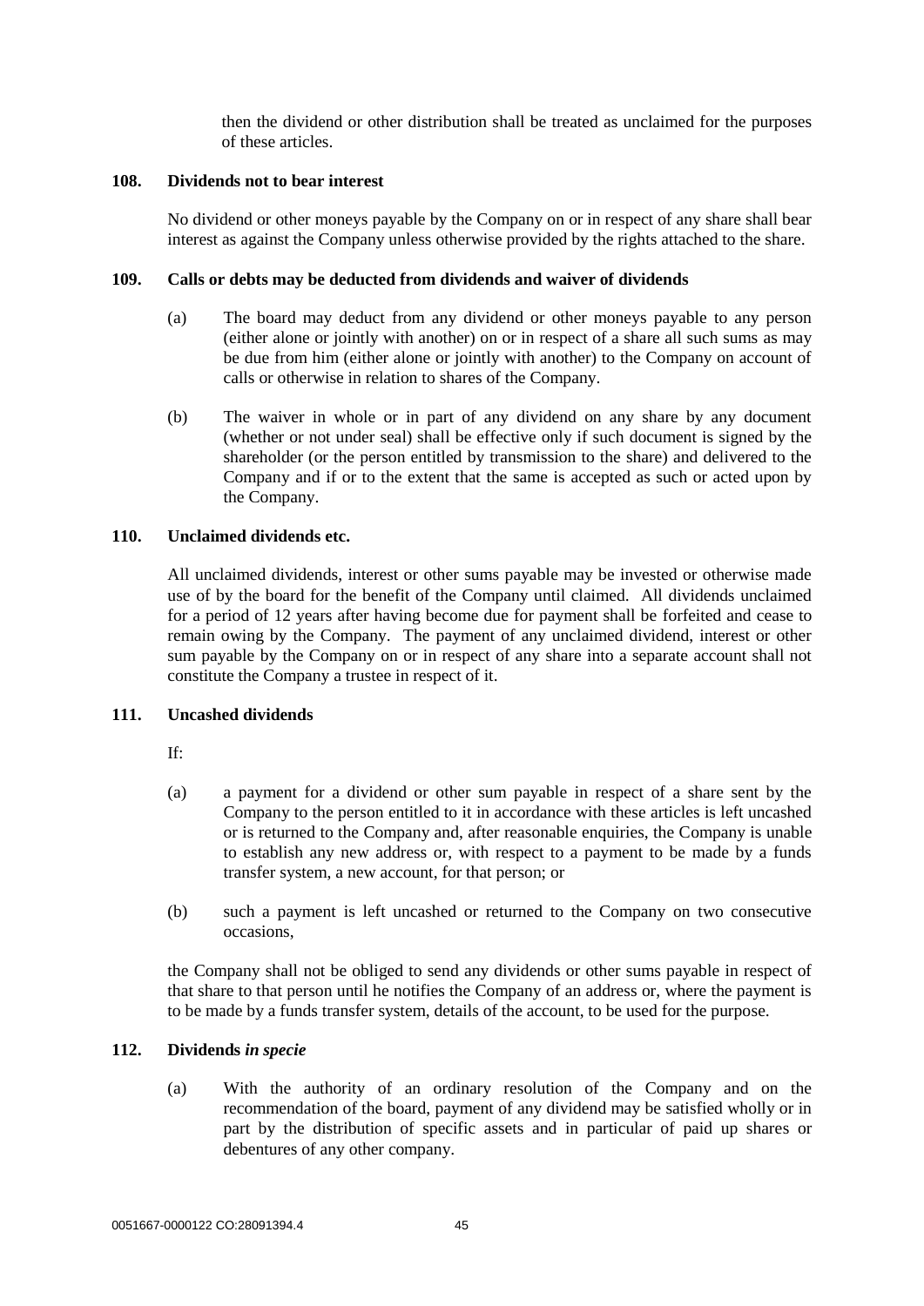then the dividend or other distribution shall be treated as unclaimed for the purposes of these articles.

## 108. Dividends not to bear interest

No dividend or other moneys payable by the Company on or in respect of any share shall bear interest as against the Company unless otherwise provided by the rights attached to the share.

## 109. Calls or debts may be deducted from dividends and waiver of dividends

(a) The board may deduct from any dividend or other moneys payable to any person (either alone or jointly with another) on or in respect of a share all such sums as may be due from him (either alone or jointly with another) to the Company on account of calls or otherwise in relation to shares of the Company.

(b) The waiver in whole or in part of any dividend on any share by any document (whether or not under seal) shall be effective only if such document is signed by the shareholder (or the person entitled by transmission to the share) and delivered to the Company and if or to the extent that the same is accepted as such or acted upon by the Company.

## 110. Unclaimed dividends etc.

All unclaimed dividends, interest or other sums payable may be invested or otherwise made use of by the board for the benefit of the Company until claimed. All dividends unclaimed for a period of 12 years after having become due for payment shall be forfeited and cease to remain owing by the Company. The payment of any unclaimed dividend, interest or other sum payable by the Company on or in respect of any share into a separate account shall not constitute the Company a trustee in respect of it.

## 111. Uncashed dividends

If:

(a) a payment for a dividend or other sum payable in respect of a share sent by the Company to the person entitled to it in accordance with these articles is left uncashed or is returned to the Company and, after reasonable enquiries, the Company is unable to establish any new address or, with respect to a payment to be made by a funds transfer system, a new account, for that person; or

(b) such a payment is left uncashed or returned to the Company on two consecutive occasions,

the Company shall not be obliged to send any dividends or other sums payable in respect of that share to that person until he notifies the Company of an address or, where the payment is to be made by a funds transfer system, details of the account, to be used for the purpose.

## 112. Dividends *in specie*

(a) With the authority of an ordinary resolution of the Company and on the recommendation of the board, payment of any dividend may be satisfied wholly or in part by the distribution of specific assets and in particular of paid up shares or debentures of any other company.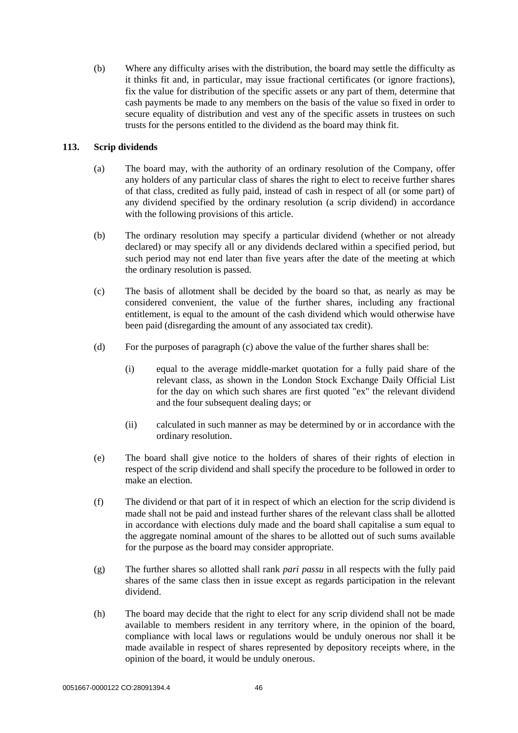(b) Where any difficulty arises with the distribution, the board may settle the difficulty as it thinks fit and, in particular, may issue fractional certificates (or ignore fractions), fix the value for distribution of the specific assets or any part of them, determine that cash payments be made to any members on the basis of the value so fixed in order to secure equality of distribution and vest any of the specific assets in trustees on such trusts for the persons entitled to the dividend as the board may think fit.

**113. Scrip dividends**

(a) The board may, with the authority of an ordinary resolution of the Company, offer any holders of any particular class of shares the right to elect to receive further shares of that class, credited as fully paid, instead of cash in respect of all (or some part) of any dividend specified by the ordinary resolution (a scrip dividend) in accordance with the following provisions of this article.

(b) The ordinary resolution may specify a particular dividend (whether or not already declared) or may specify all or any dividends declared within a specified period, but such period may not end later than five years after the date of the meeting at which the ordinary resolution is passed.

(c) The basis of allotment shall be decided by the board so that, as nearly as may be considered convenient, the value of the further shares, including any fractional entitlement, is equal to the amount of the cash dividend which would otherwise have been paid (disregarding the amount of any associated tax credit).

(d) For the purposes of paragraph (c) above the value of the further shares shall be:

(i) equal to the average middle-market quotation for a fully paid share of the relevant class, as shown in the London Stock Exchange Daily Official List for the day on which such shares are first quoted "ex" the relevant dividend and the four subsequent dealing days; or

(ii) calculated in such manner as may be determined by or in accordance with the ordinary resolution.

(e) The board shall give notice to the holders of shares of their rights of election in respect of the scrip dividend and shall specify the procedure to be followed in order to make an election.

(f) The dividend or that part of it in respect of which an election for the scrip dividend is made shall not be paid and instead further shares of the relevant class shall be allotted in accordance with elections duly made and the board shall capitalise a sum equal to the aggregate nominal amount of the shares to be allotted out of such sums available for the purpose as the board may consider appropriate.

(g) The further shares so allotted shall rank *pari passu* in all respects with the fully paid shares of the same class then in issue except as regards participation in the relevant dividend.

(h) The board may decide that the right to elect for any scrip dividend shall not be made available to members resident in any territory where, in the opinion of the board, compliance with local laws or regulations would be unduly onerous nor shall it be made available in respect of shares represented by depository receipts where, in the opinion of the board, it would be unduly onerous.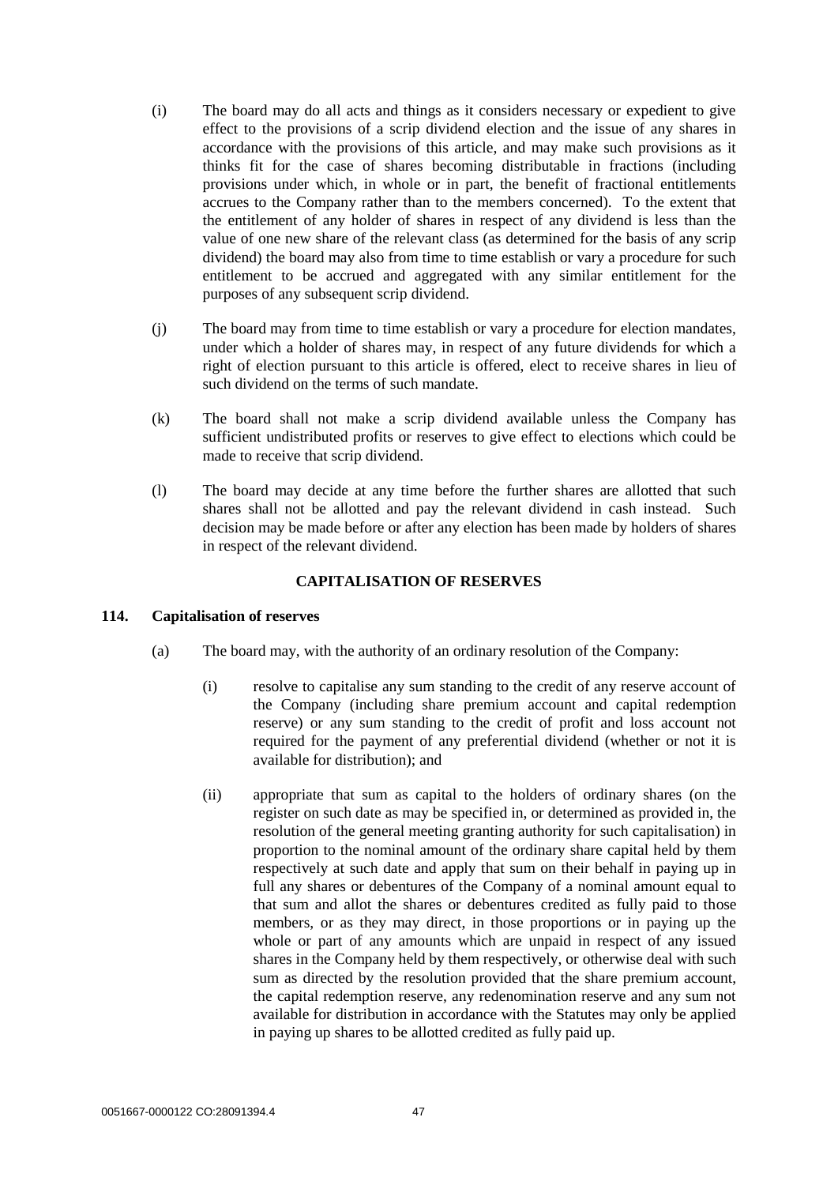(i) The board may do all acts and things as it considers necessary or expedient to give effect to the provisions of a scrip dividend election and the issue of any shares in accordance with the provisions of this article, and may make such provisions as it thinks fit for the case of shares becoming distributable in fractions (including provisions under which, in whole or in part, the benefit of fractional entitlements accrues to the Company rather than to the members concerned). To the extent that the entitlement of any holder of shares in respect of any dividend is less than the value of one new share of the relevant class (as determined for the basis of any scrip dividend) the board may also from time to time establish or vary a procedure for such entitlement to be accrued and aggregated with any similar entitlement for the purposes of any subsequent scrip dividend.

(j) The board may from time to time establish or vary a procedure for election mandates, under which a holder of shares may, in respect of any future dividends for which a right of election pursuant to this article is offered, elect to receive shares in lieu of such dividend on the terms of such mandate.

(k) The board shall not make a scrip dividend available unless the Company has sufficient undistributed profits or reserves to give effect to elections which could be made to receive that scrip dividend.

(l) The board may decide at any time before the further shares are allotted that such shares shall not be allotted and pay the relevant dividend in cash instead. Such decision may be made before or after any election has been made by holders of shares in respect of the relevant dividend.

## CAPITALISATION OF RESERVES

### 114. Capitalisation of reserves

(a) The board may, with the authority of an ordinary resolution of the Company:

(i) resolve to capitalise any sum standing to the credit of any reserve account of the Company (including share premium account and capital redemption reserve) or any sum standing to the credit of profit and loss account not required for the payment of any preferential dividend (whether or not it is available for distribution); and

(ii) appropriate that sum as capital to the holders of ordinary shares (on the register on such date as may be specified in, or determined as provided in, the resolution of the general meeting granting authority for such capitalisation) in proportion to the nominal amount of the ordinary share capital held by them respectively at such date and apply that sum on their behalf in paying up in full any shares or debentures of the Company of a nominal amount equal to that sum and allot the shares or debentures credited as fully paid to those members, or as they may direct, in those proportions or in paying up the whole or part of any amounts which are unpaid in respect of any issued shares in the Company held by them respectively, or otherwise deal with such sum as directed by the resolution provided that the share premium account, the capital redemption reserve, any redenomination reserve and any sum not available for distribution in accordance with the Statutes may only be applied in paying up shares to be allotted credited as fully paid up.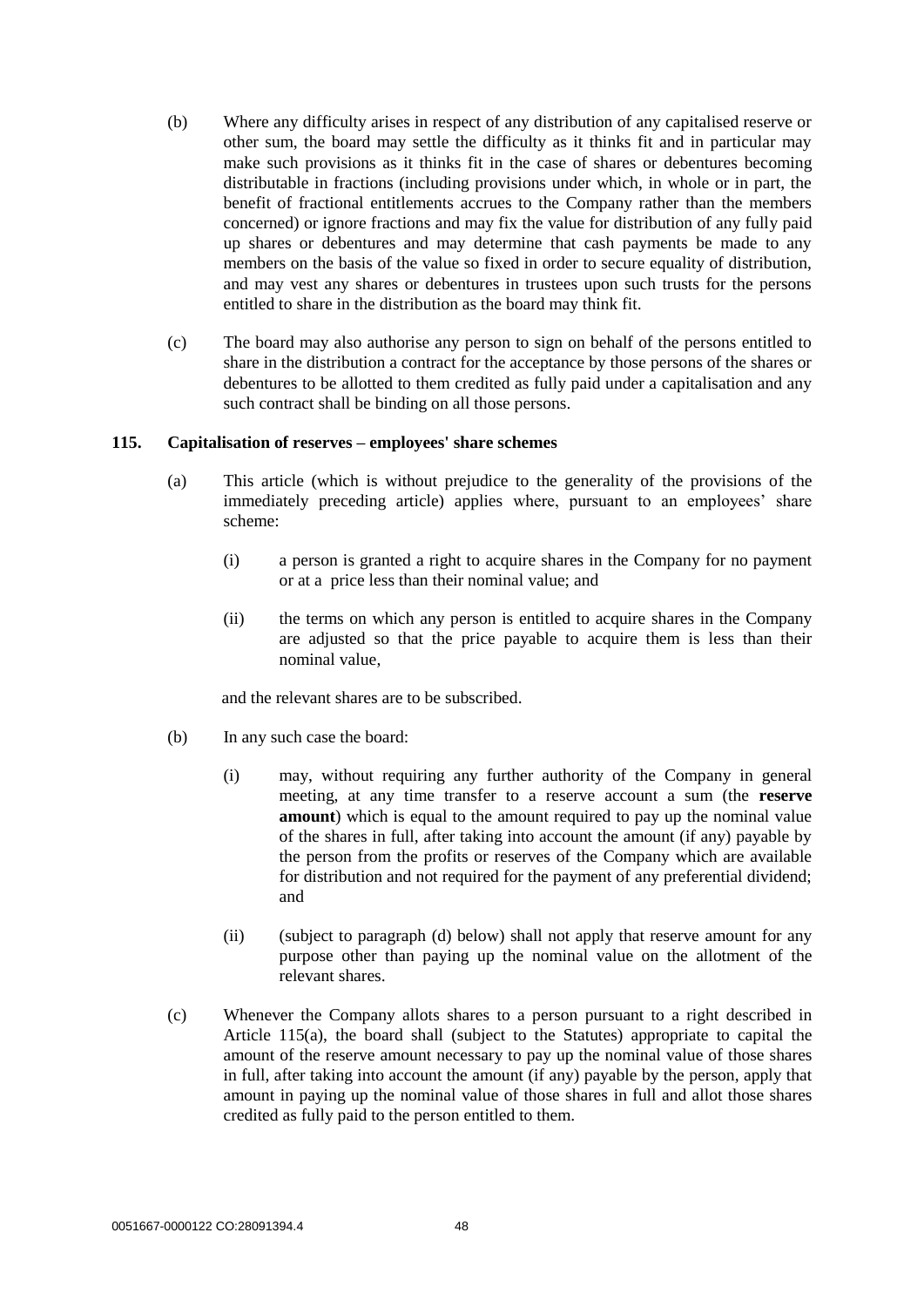(b) Where any difficulty arises in respect of any distribution of any capitalised reserve or other sum, the board may settle the difficulty as it thinks fit and in particular may make such provisions as it thinks fit in the case of shares or debentures becoming distributable in fractions (including provisions under which, in whole or in part, the benefit of fractional entitlements accrues to the Company rather than the members concerned) or ignore fractions and may fix the value for distribution of any fully paid up shares or debentures and may determine that cash payments be made to any members on the basis of the value so fixed in order to secure equality of distribution, and may vest any shares or debentures in trustees upon such trusts for the persons entitled to share in the distribution as the board may think fit.

(c) The board may also authorise any person to sign on behalf of the persons entitled to share in the distribution a contract for the acceptance by those persons of the shares or debentures to be allotted to them credited as fully paid under a capitalisation and any such contract shall be binding on all those persons.

**115. Capitalisation of reserves – employees' share schemes**

(a) This article (which is without prejudice to the generality of the provisions of the immediately preceding article) applies where, pursuant to an employees' share scheme:

(i) a person is granted a right to acquire shares in the Company for no payment or at a price less than their nominal value; and

(ii) the terms on which any person is entitled to acquire shares in the Company are adjusted so that the price payable to acquire them is less than their nominal value,

and the relevant shares are to be subscribed.

(b) In any such case the board:

(i) may, without requiring any further authority of the Company in general meeting, at any time transfer to a reserve account a sum (the **reserve amount**) which is equal to the amount required to pay up the nominal value of the shares in full, after taking into account the amount (if any) payable by the person from the profits or reserves of the Company which are available for distribution and not required for the payment of any preferential dividend; and

(ii) (subject to paragraph (d) below) shall not apply that reserve amount for any purpose other than paying up the nominal value on the allotment of the relevant shares.

(c) Whenever the Company allots shares to a person pursuant to a right described in Article 115(a), the board shall (subject to the Statutes) appropriate to capital the amount of the reserve amount necessary to pay up the nominal value of those shares in full, after taking into account the amount (if any) payable by the person, apply that amount in paying up the nominal value of those shares in full and allot those shares credited as fully paid to the person entitled to them.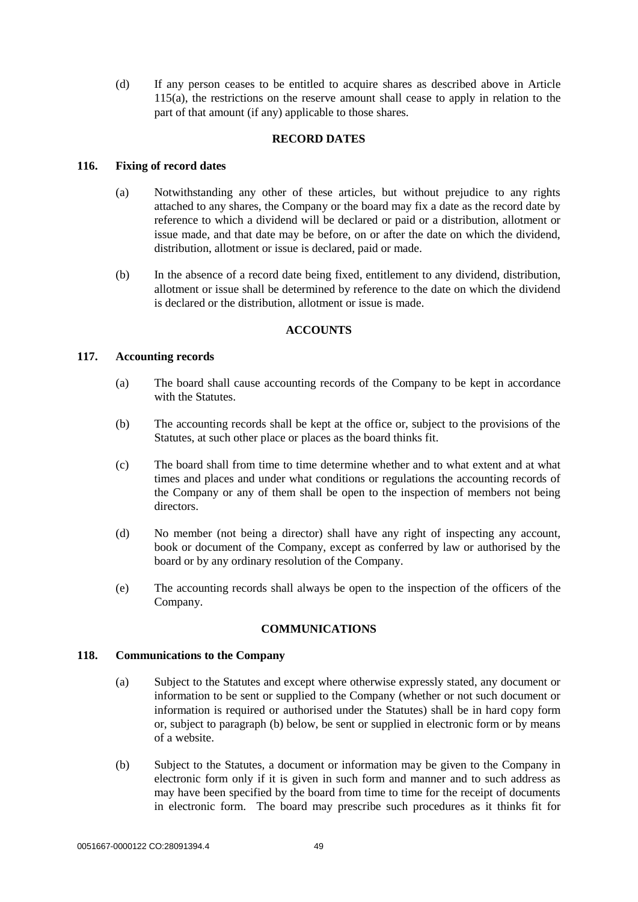(d) If any person ceases to be entitled to acquire shares as described above in Article 115(a), the restrictions on the reserve amount shall cease to apply in relation to the part of that amount (if any) applicable to those shares.

## RECORD DATES

### 116. Fixing of record dates

(a) Notwithstanding any other of these articles, but without prejudice to any rights attached to any shares, the Company or the board may fix a date as the record date by reference to which a dividend will be declared or paid or a distribution, allotment or issue made, and that date may be before, on or after the date on which the dividend, distribution, allotment or issue is declared, paid or made.

(b) In the absence of a record date being fixed, entitlement to any dividend, distribution, allotment or issue shall be determined by reference to the date on which the dividend is declared or the distribution, allotment or issue is made.

## ACCOUNTS

### 117. Accounting records

(a) The board shall cause accounting records of the Company to be kept in accordance with the Statutes.

(b) The accounting records shall be kept at the office or, subject to the provisions of the Statutes, at such other place or places as the board thinks fit.

(c) The board shall from time to time determine whether and to what extent and at what times and places and under what conditions or regulations the accounting records of the Company or any of them shall be open to the inspection of members not being directors.

(d) No member (not being a director) shall have any right of inspecting any account, book or document of the Company, except as conferred by law or authorised by the board or by any ordinary resolution of the Company.

(e) The accounting records shall always be open to the inspection of the officers of the Company.

## COMMUNICATIONS

### 118. Communications to the Company

(a) Subject to the Statutes and except where otherwise expressly stated, any document or information to be sent or supplied to the Company (whether or not such document or information is required or authorised under the Statutes) shall be in hard copy form or, subject to paragraph (b) below, be sent or supplied in electronic form or by means of a website.

(b) Subject to the Statutes, a document or information may be given to the Company in electronic form only if it is given in such form and manner and to such address as may have been specified by the board from time to time for the receipt of documents in electronic form. The board may prescribe such procedures as it thinks fit for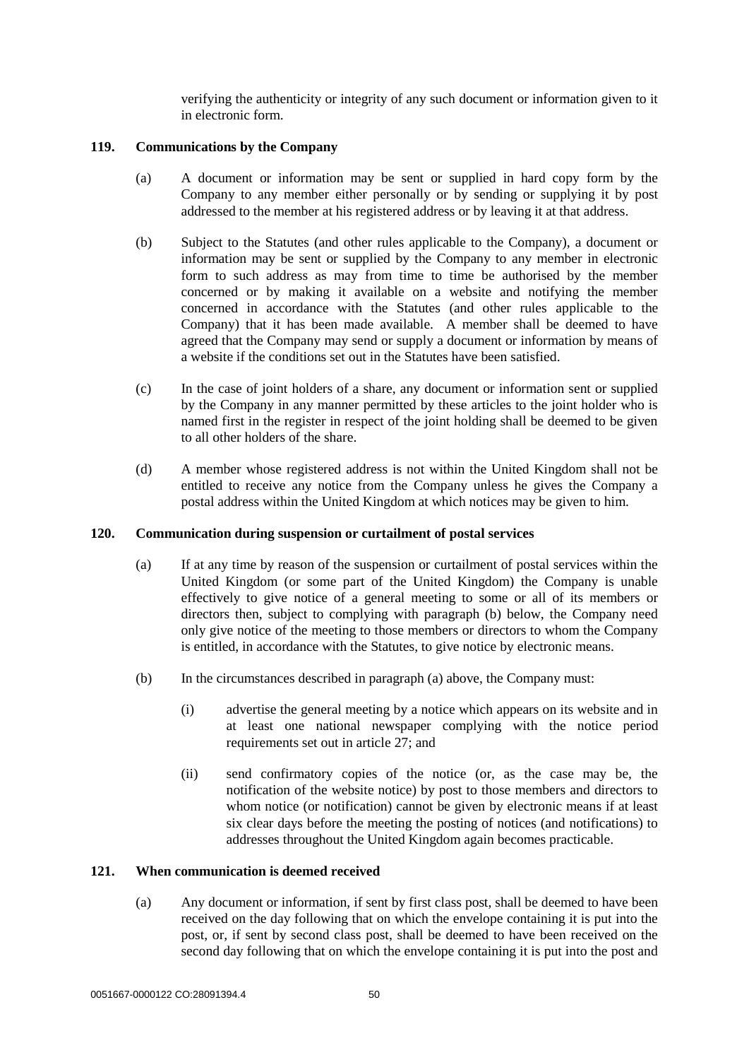verifying the authenticity or integrity of any such document or information given to it in electronic form.

## 119. Communications by the Company

(a) A document or information may be sent or supplied in hard copy form by the Company to any member either personally or by sending or supplying it by post addressed to the member at his registered address or by leaving it at that address.

(b) Subject to the Statutes (and other rules applicable to the Company), a document or information may be sent or supplied by the Company to any member in electronic form to such address as may from time to time be authorised by the member concerned or by making it available on a website and notifying the member concerned in accordance with the Statutes (and other rules applicable to the Company) that it has been made available. A member shall be deemed to have agreed that the Company may send or supply a document or information by means of a website if the conditions set out in the Statutes have been satisfied.

(c) In the case of joint holders of a share, any document or information sent or supplied by the Company in any manner permitted by these articles to the joint holder who is named first in the register in respect of the joint holding shall be deemed to be given to all other holders of the share.

(d) A member whose registered address is not within the United Kingdom shall not be entitled to receive any notice from the Company unless he gives the Company a postal address within the United Kingdom at which notices may be given to him.

## 120. Communication during suspension or curtailment of postal services

(a) If at any time by reason of the suspension or curtailment of postal services within the United Kingdom (or some part of the United Kingdom) the Company is unable effectively to give notice of a general meeting to some or all of its members or directors then, subject to complying with paragraph (b) below, the Company need only give notice of the meeting to those members or directors to whom the Company is entitled, in accordance with the Statutes, to give notice by electronic means.

(b) In the circumstances described in paragraph (a) above, the Company must:

(i) advertise the general meeting by a notice which appears on its website and in at least one national newspaper complying with the notice period requirements set out in article 27; and

(ii) send confirmatory copies of the notice (or, as the case may be, the notification of the website notice) by post to those members and directors to whom notice (or notification) cannot be given by electronic means if at least six clear days before the meeting the posting of notices (and notifications) to addresses throughout the United Kingdom again becomes practicable.

## 121. When communication is deemed received

(a) Any document or information, if sent by first class post, shall be deemed to have been received on the day following that on which the envelope containing it is put into the post, or, if sent by second class post, shall be deemed to have been received on the second day following that on which the envelope containing it is put into the post and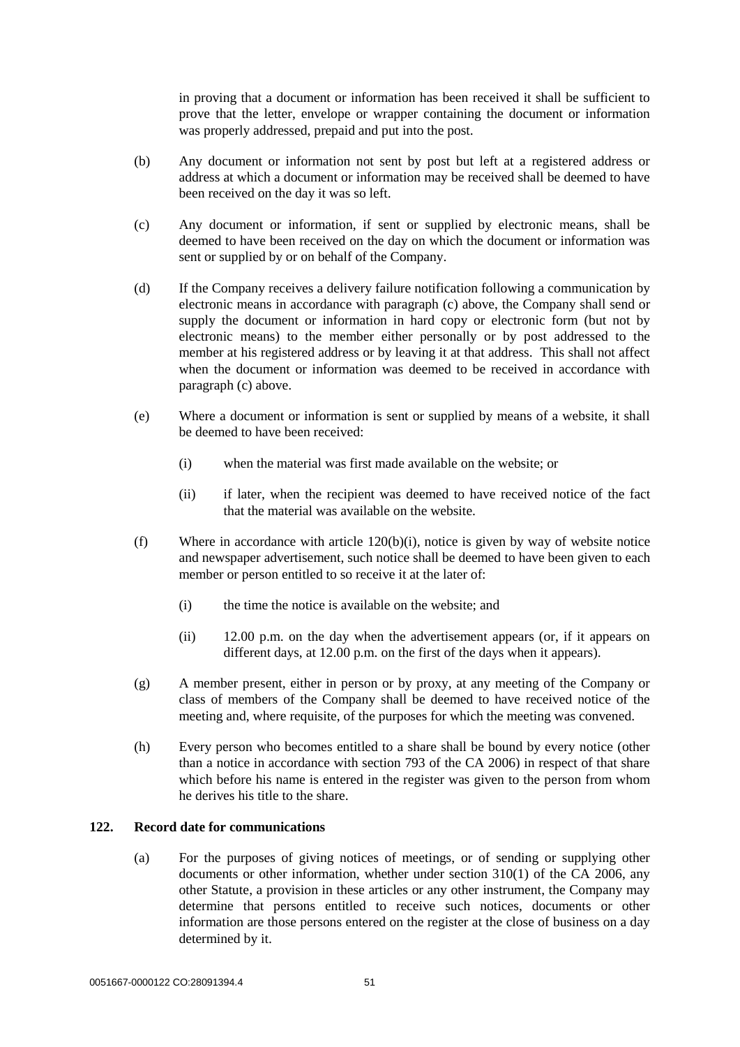in proving that a document or information has been received it shall be sufficient to prove that the letter, envelope or wrapper containing the document or information was properly addressed, prepaid and put into the post.

(b) Any document or information not sent by post but left at a registered address or address at which a document or information may be received shall be deemed to have been received on the day it was so left.

(c) Any document or information, if sent or supplied by electronic means, shall be deemed to have been received on the day on which the document or information was sent or supplied by or on behalf of the Company.

(d) If the Company receives a delivery failure notification following a communication by electronic means in accordance with paragraph (c) above, the Company shall send or supply the document or information in hard copy or electronic form (but not by electronic means) to the member either personally or by post addressed to the member at his registered address or by leaving it at that address. This shall not affect when the document or information was deemed to be received in accordance with paragraph (c) above.

(e) Where a document or information is sent or supplied by means of a website, it shall be deemed to have been received:

   (i) when the material was first made available on the website; or

   (ii) if later, when the recipient was deemed to have received notice of the fact that the material was available on the website.

(f) Where in accordance with article 120(b)(i), notice is given by way of website notice and newspaper advertisement, such notice shall be deemed to have been given to each member or person entitled to so receive it at the later of:

   (i) the time the notice is available on the website; and

   (ii) 12.00 p.m. on the day when the advertisement appears (or, if it appears on different days, at 12.00 p.m. on the first of the days when it appears).

(g) A member present, either in person or by proxy, at any meeting of the Company or class of members of the Company shall be deemed to have received notice of the meeting and, where requisite, of the purposes for which the meeting was convened.

(h) Every person who becomes entitled to a share shall be bound by every notice (other than a notice in accordance with section 793 of the CA 2006) in respect of that share which before his name is entered in the register was given to the person from whom he derives his title to the share.

**122. Record date for communications**

(a) For the purposes of giving notices of meetings, or of sending or supplying other documents or other information, whether under section 310(1) of the CA 2006, any other Statute, a provision in these articles or any other instrument, the Company may determine that persons entitled to receive such notices, documents or other information are those persons entered on the register at the close of business on a day determined by it.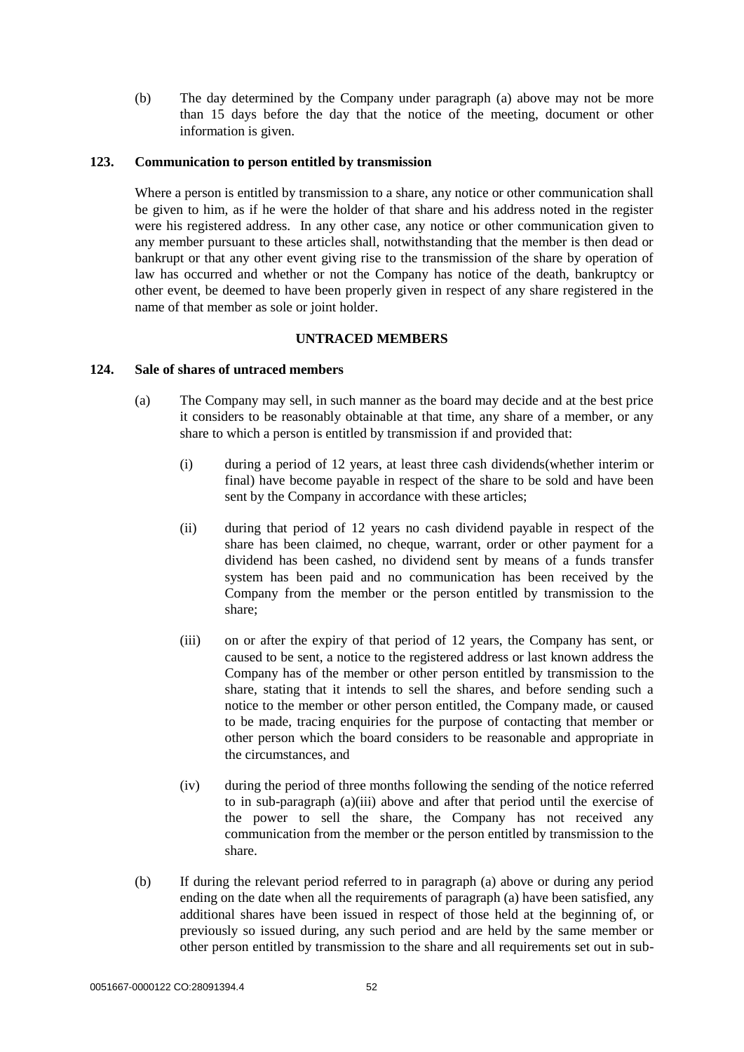(b) The day determined by the Company under paragraph (a) above may not be more than 15 days before the day that the notice of the meeting, document or other information is given.

**123. Communication to person entitled by transmission**

Where a person is entitled by transmission to a share, any notice or other communication shall be given to him, as if he were the holder of that share and his address noted in the register were his registered address. In any other case, any notice or other communication given to any member pursuant to these articles shall, notwithstanding that the member is then dead or bankrupt or that any other event giving rise to the transmission of the share by operation of law has occurred and whether or not the Company has notice of the death, bankruptcy or other event, be deemed to have been properly given in respect of any share registered in the name of that member as sole or joint holder.

**UNTRACED MEMBERS**

**124. Sale of shares of untraced members**

(a) The Company may sell, in such manner as the board may decide and at the best price it considers to be reasonably obtainable at that time, any share of a member, or any share to which a person is entitled by transmission if and provided that:

(i) during a period of 12 years, at least three cash dividends(whether interim or final) have become payable in respect of the share to be sold and have been sent by the Company in accordance with these articles;

(ii) during that period of 12 years no cash dividend payable in respect of the share has been claimed, no cheque, warrant, order or other payment for a dividend has been cashed, no dividend sent by means of a funds transfer system has been paid and no communication has been received by the Company from the member or the person entitled by transmission to the share;

(iii) on or after the expiry of that period of 12 years, the Company has sent, or caused to be sent, a notice to the registered address or last known address the Company has of the member or other person entitled by transmission to the share, stating that it intends to sell the shares, and before sending such a notice to the member or other person entitled, the Company made, or caused to be made, tracing enquiries for the purpose of contacting that member or other person which the board considers to be reasonable and appropriate in the circumstances, and

(iv) during the period of three months following the sending of the notice referred to in sub-paragraph (a)(iii) above and after that period until the exercise of the power to sell the share, the Company has not received any communication from the member or the person entitled by transmission to the share.

(b) If during the relevant period referred to in paragraph (a) above or during any period ending on the date when all the requirements of paragraph (a) have been satisfied, any additional shares have been issued in respect of those held at the beginning of, or previously so issued during, any such period and are held by the same member or other person entitled by transmission to the share and all requirements set out in sub-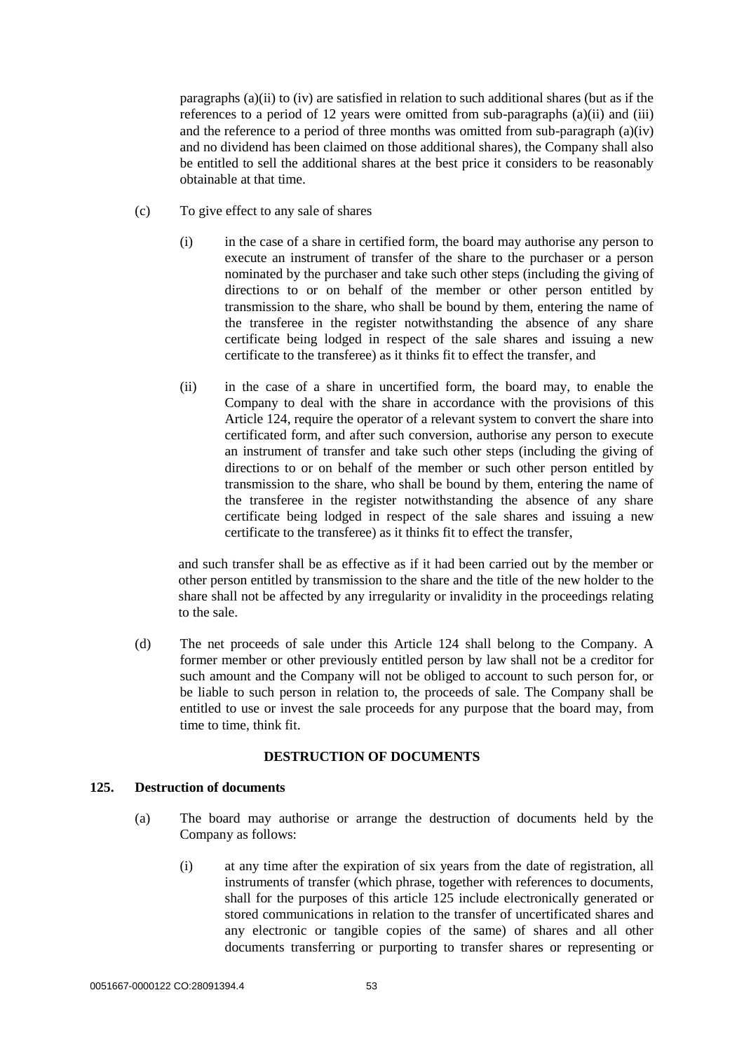paragraphs (a)(ii) to (iv) are satisfied in relation to such additional shares (but as if the references to a period of 12 years were omitted from sub-paragraphs (a)(ii) and (iii) and the reference to a period of three months was omitted from sub-paragraph (a)(iv) and no dividend has been claimed on those additional shares), the Company shall also be entitled to sell the additional shares at the best price it considers to be reasonably obtainable at that time.

(c) To give effect to any sale of shares

(i) in the case of a share in certified form, the board may authorise any person to execute an instrument of transfer of the share to the purchaser or a person nominated by the purchaser and take such other steps (including the giving of directions to or on behalf of the member or other person entitled by transmission to the share, who shall be bound by them, entering the name of the transferee in the register notwithstanding the absence of any share certificate being lodged in respect of the sale shares and issuing a new certificate to the transferee) as it thinks fit to effect the transfer, and

(ii) in the case of a share in uncertified form, the board may, to enable the Company to deal with the share in accordance with the provisions of this Article 124, require the operator of a relevant system to convert the share into certificated form, and after such conversion, authorise any person to execute an instrument of transfer and take such other steps (including the giving of directions to or on behalf of the member or such other person entitled by transmission to the share, who shall be bound by them, entering the name of the transferee in the register notwithstanding the absence of any share certificate being lodged in respect of the sale shares and issuing a new certificate to the transferee) as it thinks fit to effect the transfer,

and such transfer shall be as effective as if it had been carried out by the member or other person entitled by transmission to the share and the title of the new holder to the share shall not be affected by any irregularity or invalidity in the proceedings relating to the sale.

(d) The net proceeds of sale under this Article 124 shall belong to the Company. A former member or other previously entitled person by law shall not be a creditor for such amount and the Company will not be obliged to account to such person for, or be liable to such person in relation to, the proceeds of sale. The Company shall be entitled to use or invest the sale proceeds for any purpose that the board may, from time to time, think fit.

## DESTRUCTION OF DOCUMENTS

### 125. Destruction of documents

(a) The board may authorise or arrange the destruction of documents held by the Company as follows:

(i) at any time after the expiration of six years from the date of registration, all instruments of transfer (which phrase, together with references to documents, shall for the purposes of this article 125 include electronically generated or stored communications in relation to the transfer of uncertificated shares and any electronic or tangible copies of the same) of shares and all other documents transferring or purporting to transfer shares or representing or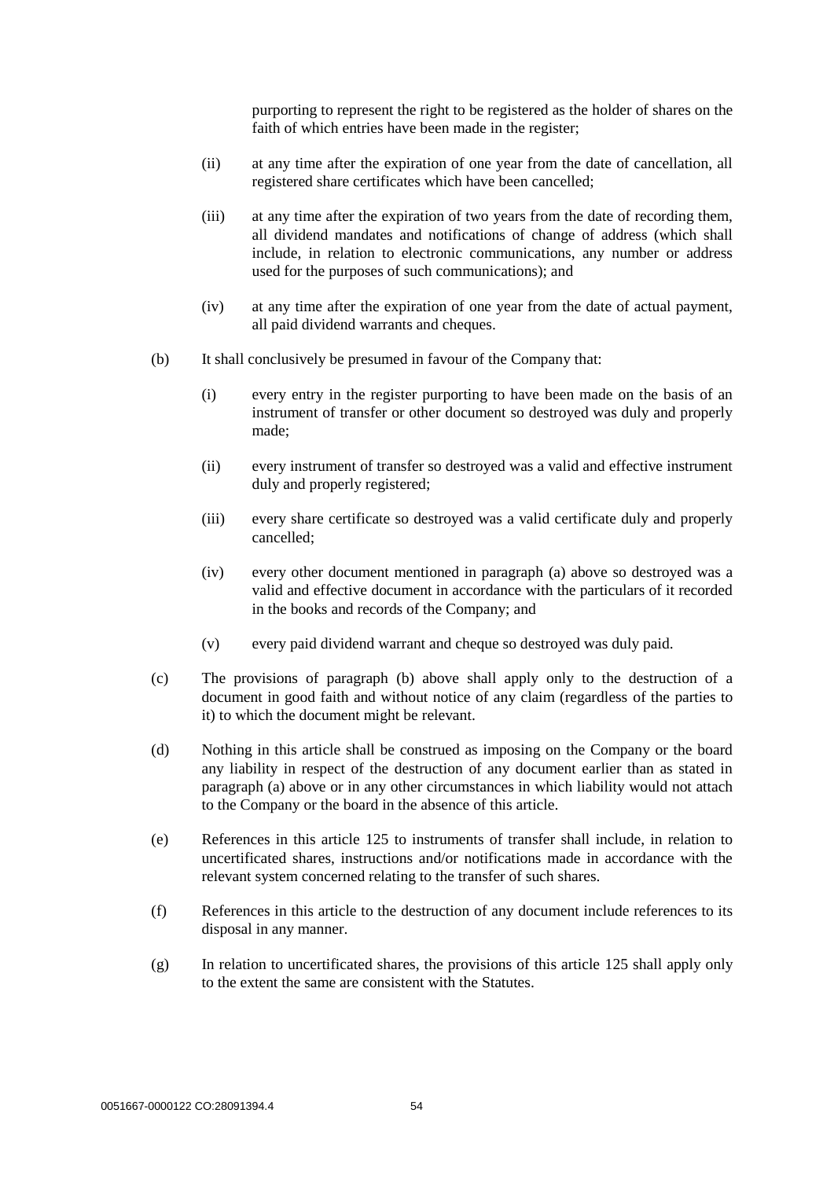purporting to represent the right to be registered as the holder of shares on the faith of which entries have been made in the register;

(ii) at any time after the expiration of one year from the date of cancellation, all registered share certificates which have been cancelled;

(iii) at any time after the expiration of two years from the date of recording them, all dividend mandates and notifications of change of address (which shall include, in relation to electronic communications, any number or address used for the purposes of such communications); and

(iv) at any time after the expiration of one year from the date of actual payment, all paid dividend warrants and cheques.

(b) It shall conclusively be presumed in favour of the Company that:

(i) every entry in the register purporting to have been made on the basis of an instrument of transfer or other document so destroyed was duly and properly made;

(ii) every instrument of transfer so destroyed was a valid and effective instrument duly and properly registered;

(iii) every share certificate so destroyed was a valid certificate duly and properly cancelled;

(iv) every other document mentioned in paragraph (a) above so destroyed was a valid and effective document in accordance with the particulars of it recorded in the books and records of the Company; and

(v) every paid dividend warrant and cheque so destroyed was duly paid.

(c) The provisions of paragraph (b) above shall apply only to the destruction of a document in good faith and without notice of any claim (regardless of the parties to it) to which the document might be relevant.

(d) Nothing in this article shall be construed as imposing on the Company or the board any liability in respect of the destruction of any document earlier than as stated in paragraph (a) above or in any other circumstances in which liability would not attach to the Company or the board in the absence of this article.

(e) References in this article 125 to instruments of transfer shall include, in relation to uncertificated shares, instructions and/or notifications made in accordance with the relevant system concerned relating to the transfer of such shares.

(f) References in this article to the destruction of any document include references to its disposal in any manner.

(g) In relation to uncertificated shares, the provisions of this article 125 shall apply only to the extent the same are consistent with the Statutes.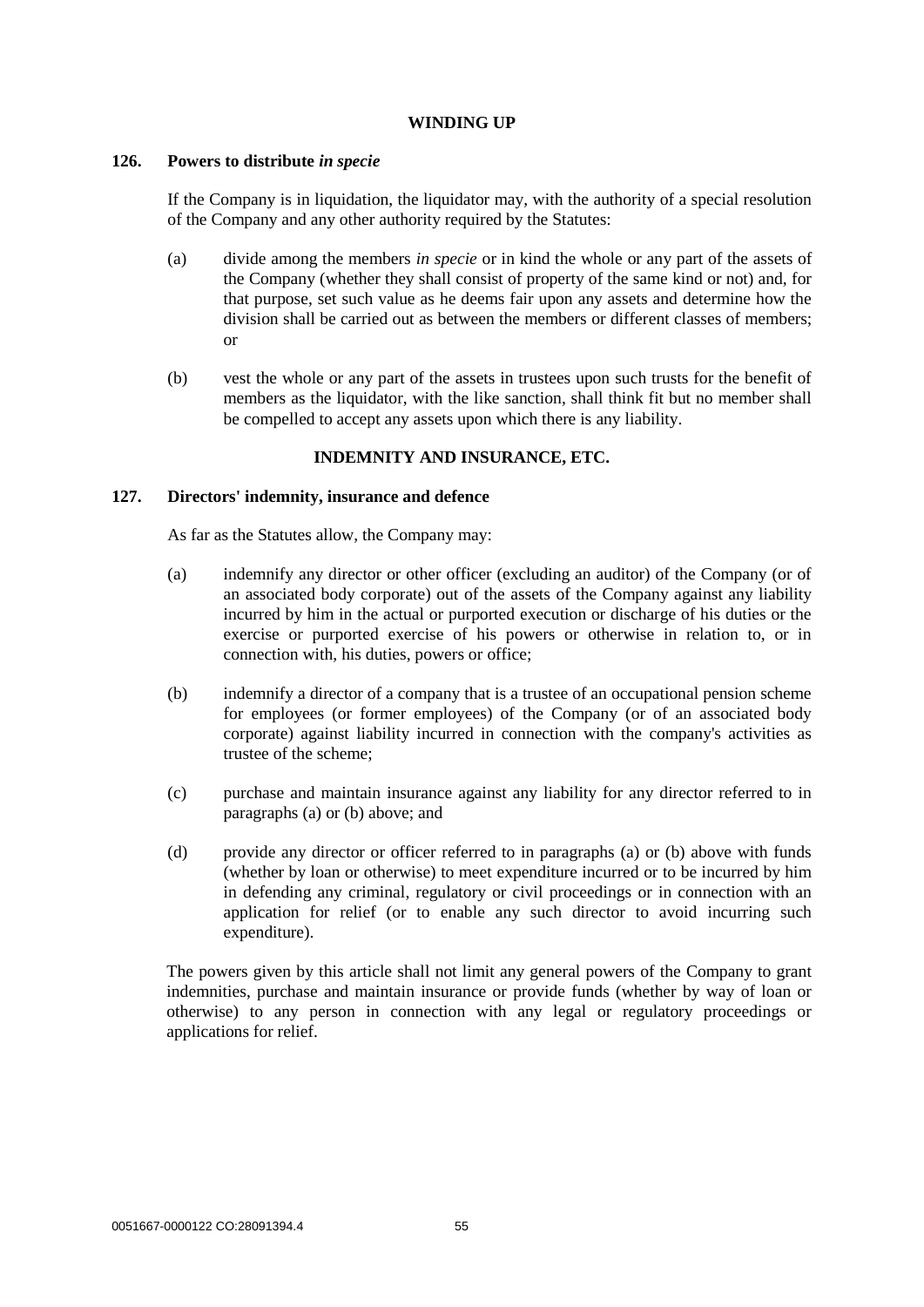## WINDING UP

### 126. Powers to distribute *in specie*

If the Company is in liquidation, the liquidator may, with the authority of a special resolution of the Company and any other authority required by the Statutes:

(a) divide among the members *in specie* or in kind the whole or any part of the assets of the Company (whether they shall consist of property of the same kind or not) and, for that purpose, set such value as he deems fair upon any assets and determine how the division shall be carried out as between the members or different classes of members; or

(b) vest the whole or any part of the assets in trustees upon such trusts for the benefit of members as the liquidator, with the like sanction, shall think fit but no member shall be compelled to accept any assets upon which there is any liability.

## INDEMNITY AND INSURANCE, ETC.

### 127. Directors' indemnity, insurance and defence

As far as the Statutes allow, the Company may:

(a) indemnify any director or other officer (excluding an auditor) of the Company (or of an associated body corporate) out of the assets of the Company against any liability incurred by him in the actual or purported execution or discharge of his duties or the exercise or purported exercise of his powers or otherwise in relation to, or in connection with, his duties, powers or office;

(b) indemnify a director of a company that is a trustee of an occupational pension scheme for employees (or former employees) of the Company (or of an associated body corporate) against liability incurred in connection with the company's activities as trustee of the scheme;

(c) purchase and maintain insurance against any liability for any director referred to in paragraphs (a) or (b) above; and

(d) provide any director or officer referred to in paragraphs (a) or (b) above with funds (whether by loan or otherwise) to meet expenditure incurred or to be incurred by him in defending any criminal, regulatory or civil proceedings or in connection with an application for relief (or to enable any such director to avoid incurring such expenditure).

The powers given by this article shall not limit any general powers of the Company to grant indemnities, purchase and maintain insurance or provide funds (whether by way of loan or otherwise) to any person in connection with any legal or regulatory proceedings or applications for relief.